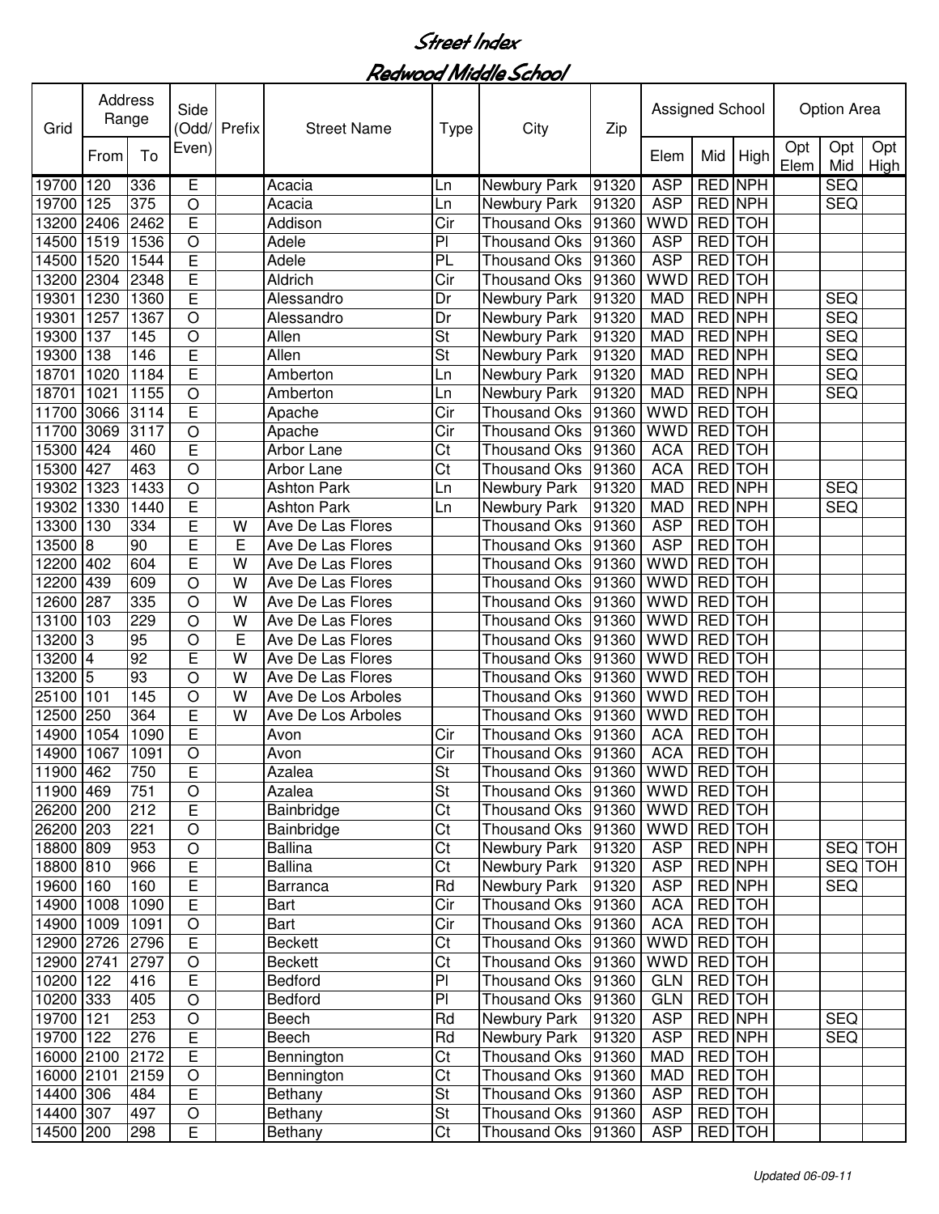# Street Index

## Redwood Middle School

| Grid | Address Range | | Side (Odd/ Even) | Prefix | Street Name | Type | City | Zip | Assigned School | | | Option Area | | |
|---|---|---|---|---|---|---|---|---|---|---|---|---|---|---|
| | From | To | | | | | | | Elem | Mid | High | Opt Elem | Opt Mid | Opt High |
| 19700 | 120 | 336 | E | | Acacia | Ln | Newbury Park | 91320 | ASP | RED | NPH | | SEQ | |
| 19700 | 125 | 375 | O | | Acacia | Ln | Newbury Park | 91320 | ASP | RED | NPH | | SEQ | |
| 13200 | 2406 | 2462 | E | | Addison | Cir | Thousand Oks | 91360 | WWD | RED | TOH | | | |
| 14500 | 1519 | 1536 | O | | Adele | Pl | Thousand Oks | 91360 | ASP | RED | TOH | | | |
| 14500 | 1520 | 1544 | E | | Adele | PL | Thousand Oks | 91360 | ASP | RED | TOH | | | |
| 13200 | 2304 | 2348 | E | | Aldrich | Cir | Thousand Oks | 91360 | WWD | RED | TOH | | | |
| 19301 | 1230 | 1360 | E | | Alessandro | Dr | Newbury Park | 91320 | MAD | RED | NPH | | SEQ | |
| 19301 | 1257 | 1367 | O | | Alessandro | Dr | Newbury Park | 91320 | MAD | RED | NPH | | SEQ | |
| 19300 | 137 | 145 | O | | Allen | St | Newbury Park | 91320 | MAD | RED | NPH | | SEQ | |
| 19300 | 138 | 146 | E | | Allen | St | Newbury Park | 91320 | MAD | RED | NPH | | SEQ | |
| 18701 | 1020 | 1184 | E | | Amberton | Ln | Newbury Park | 91320 | MAD | RED | NPH | | SEQ | |
| 18701 | 1021 | 1155 | O | | Amberton | Ln | Newbury Park | 91320 | MAD | RED | NPH | | SEQ | |
| 11700 | 3066 | 3114 | E | | Apache | Cir | Thousand Oks | 91360 | WWD | RED | TOH | | | |
| 11700 | 3069 | 3117 | O | | Apache | Cir | Thousand Oks | 91360 | WWD | RED | TOH | | | |
| 15300 | 424 | 460 | E | | Arbor Lane | Ct | Thousand Oks | 91360 | ACA | RED | TOH | | | |
| 15300 | 427 | 463 | O | | Arbor Lane | Ct | Thousand Oks | 91360 | ACA | RED | TOH | | | |
| 19302 | 1323 | 1433 | O | | Ashton Park | Ln | Newbury Park | 91320 | MAD | RED | NPH | | SEQ | |
| 19302 | 1330 | 1440 | E | | Ashton Park | Ln | Newbury Park | 91320 | MAD | RED | NPH | | SEQ | |
| 13300 | 130 | 334 | E | W | Ave De Las Flores | | Thousand Oks | 91360 | ASP | RED | TOH | | | |
| 13500 | 8 | 90 | E | E | Ave De Las Flores | | Thousand Oks | 91360 | ASP | RED | TOH | | | |
| 12200 | 402 | 604 | E | W | Ave De Las Flores | | Thousand Oks | 91360 | WWD | RED | TOH | | | |
| 12200 | 439 | 609 | O | W | Ave De Las Flores | | Thousand Oks | 91360 | WWD | RED | TOH | | | |
| 12600 | 287 | 335 | O | W | Ave De Las Flores | | Thousand Oks | 91360 | WWD | RED | TOH | | | |
| 13100 | 103 | 229 | O | W | Ave De Las Flores | | Thousand Oks | 91360 | WWD | RED | TOH | | | |
| 13200 | 3 | 95 | O | E | Ave De Las Flores | | Thousand Oks | 91360 | WWD | RED | TOH | | | |
| 13200 | 4 | 92 | E | W | Ave De Las Flores | | Thousand Oks | 91360 | WWD | RED | TOH | | | |
| 13200 | 5 | 93 | O | W | Ave De Las Flores | | Thousand Oks | 91360 | WWD | RED | TOH | | | |
| 25100 | 101 | 145 | O | W | Ave De Los Arboles | | Thousand Oks | 91360 | WWD | RED | TOH | | | |
| 12500 | 250 | 364 | E | W | Ave De Los Arboles | | Thousand Oks | 91360 | WWD | RED | TOH | | | |
| 14900 | 1054 | 1090 | E | | Avon | Cir | Thousand Oks | 91360 | ACA | RED | TOH | | | |
| 14900 | 1067 | 1091 | O | | Avon | Cir | Thousand Oks | 91360 | ACA | RED | TOH | | | |
| 11900 | 462 | 750 | E | | Azalea | St | Thousand Oks | 91360 | WWD | RED | TOH | | | |
| 11900 | 469 | 751 | O | | Azalea | St | Thousand Oks | 91360 | WWD | RED | TOH | | | |
| 26200 | 200 | 212 | E | | Bainbridge | Ct | Thousand Oks | 91360 | WWD | RED | TOH | | | |
| 26200 | 203 | 221 | O | | Bainbridge | Ct | Thousand Oks | 91360 | WWD | RED | TOH | | | |
| 18800 | 809 | 953 | O | | Ballina | Ct | Newbury Park | 91320 | ASP | RED | NPH | | SEQ | TOH |
| 18800 | 810 | 966 | E | | Ballina | Ct | Newbury Park | 91320 | ASP | RED | NPH | | SEQ | TOH |
| 19600 | 160 | 160 | E | | Barranca | Rd | Newbury Park | 91320 | ASP | RED | NPH | | SEQ | |
| 14900 | 1008 | 1090 | E | | Bart | Cir | Thousand Oks | 91360 | ACA | RED | TOH | | | |
| 14900 | 1009 | 1091 | O | | Bart | Cir | Thousand Oks | 91360 | ACA | RED | TOH | | | |
| 12900 | 2726 | 2796 | E | | Beckett | Ct | Thousand Oks | 91360 | WWD | RED | TOH | | | |
| 12900 | 2741 | 2797 | O | | Beckett | Ct | Thousand Oks | 91360 | WWD | RED | TOH | | | |
| 10200 | 122 | 416 | E | | Bedford | Pl | Thousand Oks | 91360 | GLN | RED | TOH | | | |
| 10200 | 333 | 405 | O | | Bedford | Pl | Thousand Oks | 91360 | GLN | RED | TOH | | | |
| 19700 | 121 | 253 | O | | Beech | Rd | Newbury Park | 91320 | ASP | RED | NPH | | SEQ | |
| 19700 | 122 | 276 | E | | Beech | Rd | Newbury Park | 91320 | ASP | RED | NPH | | SEQ | |
| 16000 | 2100 | 2172 | E | | Bennington | Ct | Thousand Oks | 91360 | MAD | RED | TOH | | | |
| 16000 | 2101 | 2159 | O | | Bennington | Ct | Thousand Oks | 91360 | MAD | RED | TOH | | | |
| 14400 | 306 | 484 | E | | Bethany | St | Thousand Oks | 91360 | ASP | RED | TOH | | | |
| 14400 | 307 | 497 | O | | Bethany | St | Thousand Oks | 91360 | ASP | RED | TOH | | | |
| 14500 | 200 | 298 | E | | Bethany | Ct | Thousand Oks | 91360 | ASP | RED | TOH | | | |

*Updated 06-09-11*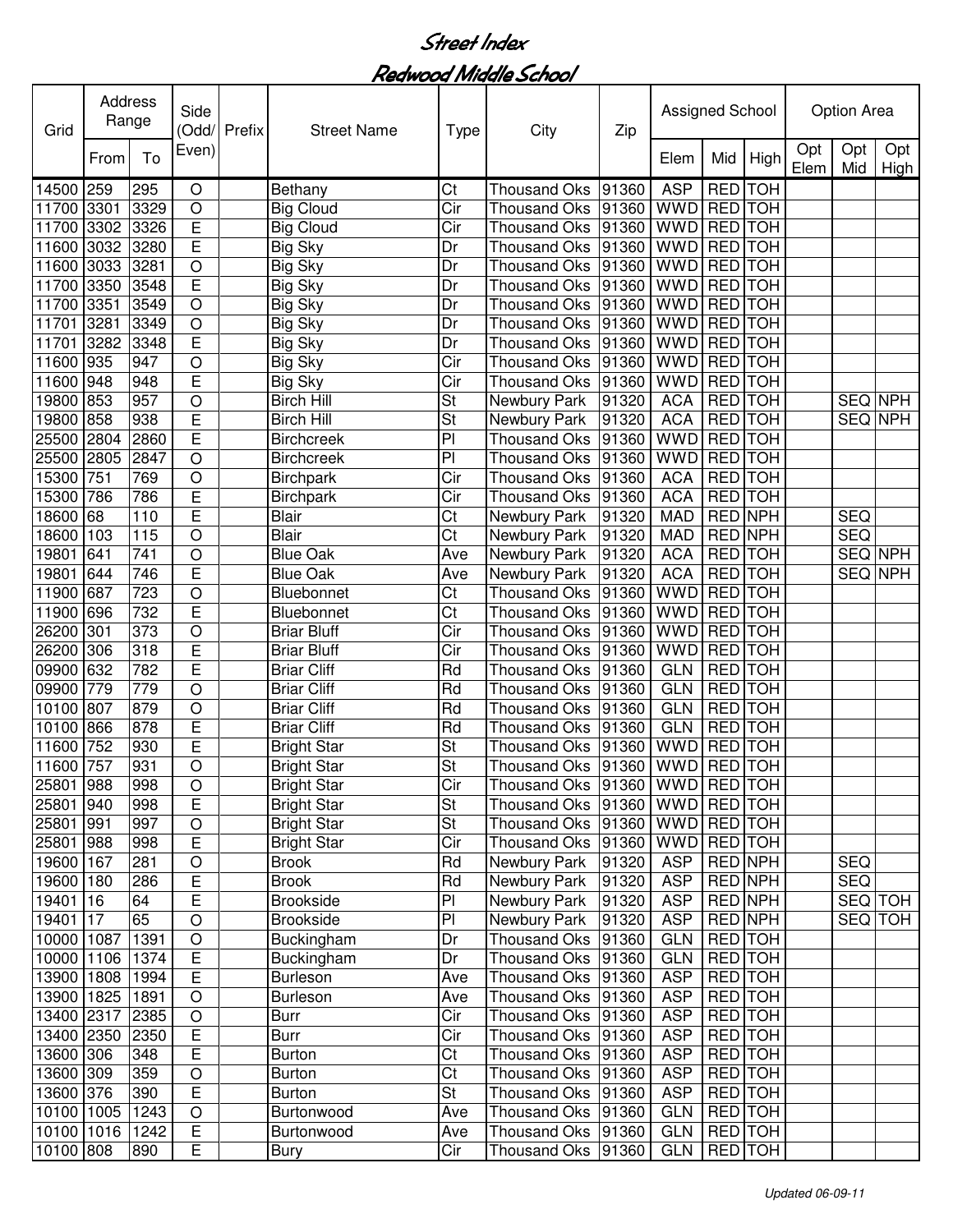# Street Index

## Redwood Middle School

| Grid | Address Range | | Side (Odd/ Even) | Prefix | Street Name | Type | City | Zip | Assigned School | | | Option Area | | |
|---|---|---|---|---|---|---|---|---|---|---|---|---|---|---|
| | From | To | | | | | | | Elem | Mid | High | Opt Elem | Opt Mid | Opt High |
| 14500 | 259 | 295 | O | | Bethany | Ct | Thousand Oks | 91360 | ASP | RED | TOH | | | |
| 11700 | 3301 | 3329 | O | | Big Cloud | Cir | Thousand Oks | 91360 | WWD | RED | TOH | | | |
| 11700 | 3302 | 3326 | E | | Big Cloud | Cir | Thousand Oks | 91360 | WWD | RED | TOH | | | |
| 11600 | 3032 | 3280 | E | | Big Sky | Dr | Thousand Oks | 91360 | WWD | RED | TOH | | | |
| 11600 | 3033 | 3281 | O | | Big Sky | Dr | Thousand Oks | 91360 | WWD | RED | TOH | | | |
| 11700 | 3350 | 3548 | E | | Big Sky | Dr | Thousand Oks | 91360 | WWD | RED | TOH | | | |
| 11700 | 3351 | 3549 | O | | Big Sky | Dr | Thousand Oks | 91360 | WWD | RED | TOH | | | |
| 11701 | 3281 | 3349 | O | | Big Sky | Dr | Thousand Oks | 91360 | WWD | RED | TOH | | | |
| 11701 | 3282 | 3348 | E | | Big Sky | Dr | Thousand Oks | 91360 | WWD | RED | TOH | | | |
| 11600 | 935 | 947 | O | | Big Sky | Cir | Thousand Oks | 91360 | WWD | RED | TOH | | | |
| 11600 | 948 | 948 | E | | Big Sky | Cir | Thousand Oks | 91360 | WWD | RED | TOH | | | |
| 19800 | 853 | 957 | O | | Birch Hill | St | Newbury Park | 91320 | ACA | RED | TOH | | SEQ | NPH |
| 19800 | 858 | 938 | E | | Birch Hill | St | Newbury Park | 91320 | ACA | RED | TOH | | SEQ | NPH |
| 25500 | 2804 | 2860 | E | | Birchcreek | Pl | Thousand Oks | 91360 | WWD | RED | TOH | | | |
| 25500 | 2805 | 2847 | O | | Birchcreek | Pl | Thousand Oks | 91360 | WWD | RED | TOH | | | |
| 15300 | 751 | 769 | O | | Birchpark | Cir | Thousand Oks | 91360 | ACA | RED | TOH | | | |
| 15300 | 786 | 786 | E | | Birchpark | Cir | Thousand Oks | 91360 | ACA | RED | TOH | | | |
| 18600 | 68 | 110 | E | | Blair | Ct | Newbury Park | 91320 | MAD | RED | NPH | | SEQ | |
| 18600 | 103 | 115 | O | | Blair | Ct | Newbury Park | 91320 | MAD | RED | NPH | | SEQ | |
| 19801 | 641 | 741 | O | | Blue Oak | Ave | Newbury Park | 91320 | ACA | RED | TOH | | SEQ | NPH |
| 19801 | 644 | 746 | E | | Blue Oak | Ave | Newbury Park | 91320 | ACA | RED | TOH | | SEQ | NPH |
| 11900 | 687 | 723 | O | | Bluebonnet | Ct | Thousand Oks | 91360 | WWD | RED | TOH | | | |
| 11900 | 696 | 732 | E | | Bluebonnet | Ct | Thousand Oks | 91360 | WWD | RED | TOH | | | |
| 26200 | 301 | 373 | O | | Briar Bluff | Cir | Thousand Oks | 91360 | WWD | RED | TOH | | | |
| 26200 | 306 | 318 | E | | Briar Bluff | Cir | Thousand Oks | 91360 | WWD | RED | TOH | | | |
| 09900 | 632 | 782 | E | | Briar Cliff | Rd | Thousand Oks | 91360 | GLN | RED | TOH | | | |
| 09900 | 779 | 779 | O | | Briar Cliff | Rd | Thousand Oks | 91360 | GLN | RED | TOH | | | |
| 10100 | 807 | 879 | O | | Briar Cliff | Rd | Thousand Oks | 91360 | GLN | RED | TOH | | | |
| 10100 | 866 | 878 | E | | Briar Cliff | Rd | Thousand Oks | 91360 | GLN | RED | TOH | | | |
| 11600 | 752 | 930 | E | | Bright Star | St | Thousand Oks | 91360 | WWD | RED | TOH | | | |
| 11600 | 757 | 931 | O | | Bright Star | St | Thousand Oks | 91360 | WWD | RED | TOH | | | |
| 25801 | 988 | 998 | O | | Bright Star | Cir | Thousand Oks | 91360 | WWD | RED | TOH | | | |
| 25801 | 940 | 998 | E | | Bright Star | St | Thousand Oks | 91360 | WWD | RED | TOH | | | |
| 25801 | 991 | 997 | O | | Bright Star | St | Thousand Oks | 91360 | WWD | RED | TOH | | | |
| 25801 | 988 | 998 | E | | Bright Star | Cir | Thousand Oks | 91360 | WWD | RED | TOH | | | |
| 19600 | 167 | 281 | O | | Brook | Rd | Newbury Park | 91320 | ASP | RED | NPH | | SEQ | |
| 19600 | 180 | 286 | E | | Brook | Rd | Newbury Park | 91320 | ASP | RED | NPH | | SEQ | |
| 19401 | 16 | 64 | E | | Brookside | Pl | Newbury Park | 91320 | ASP | RED | NPH | | SEQ | TOH |
| 19401 | 17 | 65 | O | | Brookside | Pl | Newbury Park | 91320 | ASP | RED | NPH | | SEQ | TOH |
| 10000 | 1087 | 1391 | O | | Buckingham | Dr | Thousand Oks | 91360 | GLN | RED | TOH | | | |
| 10000 | 1106 | 1374 | E | | Buckingham | Dr | Thousand Oks | 91360 | GLN | RED | TOH | | | |
| 13900 | 1808 | 1994 | E | | Burleson | Ave | Thousand Oks | 91360 | ASP | RED | TOH | | | |
| 13900 | 1825 | 1891 | O | | Burleson | Ave | Thousand Oks | 91360 | ASP | RED | TOH | | | |
| 13400 | 2317 | 2385 | O | | Burr | Cir | Thousand Oks | 91360 | ASP | RED | TOH | | | |
| 13400 | 2350 | 2350 | E | | Burr | Cir | Thousand Oks | 91360 | ASP | RED | TOH | | | |
| 13600 | 306 | 348 | E | | Burton | Ct | Thousand Oks | 91360 | ASP | RED | TOH | | | |
| 13600 | 309 | 359 | O | | Burton | Ct | Thousand Oks | 91360 | ASP | RED | TOH | | | |
| 13600 | 376 | 390 | E | | Burton | St | Thousand Oks | 91360 | ASP | RED | TOH | | | |
| 10100 | 1005 | 1243 | O | | Burtonwood | Ave | Thousand Oks | 91360 | GLN | RED | TOH | | | |
| 10100 | 1016 | 1242 | E | | Burtonwood | Ave | Thousand Oks | 91360 | GLN | RED | TOH | | | |
| 10100 | 808 | 890 | E | | Bury | Cir | Thousand Oks | 91360 | GLN | RED | TOH | | | |

*Updated 06-09-11*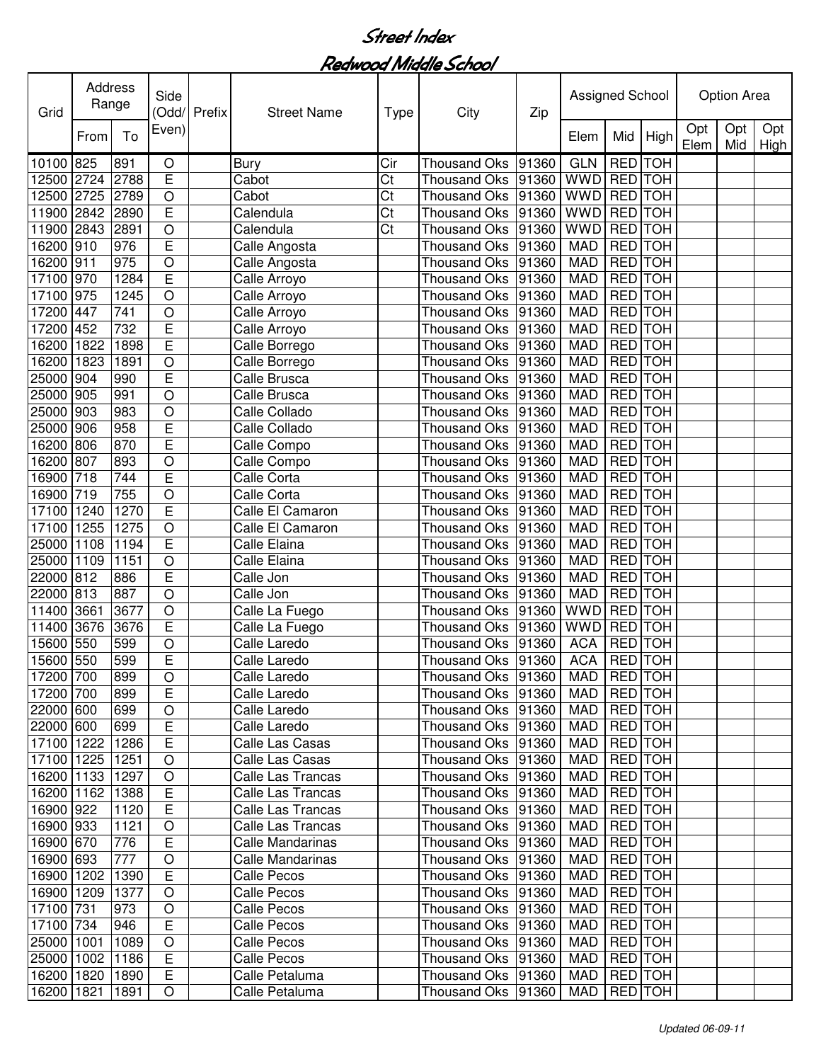# Street Index

## Redwood Middle School

| Grid | Address Range | | Side (Odd/ Even) | Prefix | Street Name | Type | City | Zip | Assigned School | | | Option Area | | |
|---|---|---|---|---|---|---|---|---|---|---|---|---|---|---|
| | From | To | | | | | | | Elem | Mid | High | Opt Elem | Opt Mid | Opt High |
| 10100 | 825 | 891 | O | | Bury | Cir | Thousand Oks | 91360 | GLN | RED | TOH | | | |
| 12500 | 2724 | 2788 | E | | Cabot | Ct | Thousand Oks | 91360 | WWD | RED | TOH | | | |
| 12500 | 2725 | 2789 | O | | Cabot | Ct | Thousand Oks | 91360 | WWD | RED | TOH | | | |
| 11900 | 2842 | 2890 | E | | Calendula | Ct | Thousand Oks | 91360 | WWD | RED | TOH | | | |
| 11900 | 2843 | 2891 | O | | Calendula | Ct | Thousand Oks | 91360 | WWD | RED | TOH | | | |
| 16200 | 910 | 976 | E | | Calle Angosta | | Thousand Oks | 91360 | MAD | RED | TOH | | | |
| 16200 | 911 | 975 | O | | Calle Angosta | | Thousand Oks | 91360 | MAD | RED | TOH | | | |
| 17100 | 970 | 1284 | E | | Calle Arroyo | | Thousand Oks | 91360 | MAD | RED | TOH | | | |
| 17100 | 975 | 1245 | O | | Calle Arroyo | | Thousand Oks | 91360 | MAD | RED | TOH | | | |
| 17200 | 447 | 741 | O | | Calle Arroyo | | Thousand Oks | 91360 | MAD | RED | TOH | | | |
| 17200 | 452 | 732 | E | | Calle Arroyo | | Thousand Oks | 91360 | MAD | RED | TOH | | | |
| 16200 | 1822 | 1898 | E | | Calle Borrego | | Thousand Oks | 91360 | MAD | RED | TOH | | | |
| 16200 | 1823 | 1891 | O | | Calle Borrego | | Thousand Oks | 91360 | MAD | RED | TOH | | | |
| 25000 | 904 | 990 | E | | Calle Brusca | | Thousand Oks | 91360 | MAD | RED | TOH | | | |
| 25000 | 905 | 991 | O | | Calle Brusca | | Thousand Oks | 91360 | MAD | RED | TOH | | | |
| 25000 | 903 | 983 | O | | Calle Collado | | Thousand Oks | 91360 | MAD | RED | TOH | | | |
| 25000 | 906 | 958 | E | | Calle Collado | | Thousand Oks | 91360 | MAD | RED | TOH | | | |
| 16200 | 806 | 870 | E | | Calle Compo | | Thousand Oks | 91360 | MAD | RED | TOH | | | |
| 16200 | 807 | 893 | O | | Calle Compo | | Thousand Oks | 91360 | MAD | RED | TOH | | | |
| 16900 | 718 | 744 | E | | Calle Corta | | Thousand Oks | 91360 | MAD | RED | TOH | | | |
| 16900 | 719 | 755 | O | | Calle Corta | | Thousand Oks | 91360 | MAD | RED | TOH | | | |
| 17100 | 1240 | 1270 | E | | Calle El Camaron | | Thousand Oks | 91360 | MAD | RED | TOH | | | |
| 17100 | 1255 | 1275 | O | | Calle El Camaron | | Thousand Oks | 91360 | MAD | RED | TOH | | | |
| 25000 | 1108 | 1194 | E | | Calle Elaina | | Thousand Oks | 91360 | MAD | RED | TOH | | | |
| 25000 | 1109 | 1151 | O | | Calle Elaina | | Thousand Oks | 91360 | MAD | RED | TOH | | | |
| 22000 | 812 | 886 | E | | Calle Jon | | Thousand Oks | 91360 | MAD | RED | TOH | | | |
| 22000 | 813 | 887 | O | | Calle Jon | | Thousand Oks | 91360 | MAD | RED | TOH | | | |
| 11400 | 3661 | 3677 | O | | Calle La Fuego | | Thousand Oks | 91360 | WWD | RED | TOH | | | |
| 11400 | 3676 | 3676 | E | | Calle La Fuego | | Thousand Oks | 91360 | WWD | RED | TOH | | | |
| 15600 | 550 | 599 | O | | Calle Laredo | | Thousand Oks | 91360 | ACA | RED | TOH | | | |
| 15600 | 550 | 599 | E | | Calle Laredo | | Thousand Oks | 91360 | ACA | RED | TOH | | | |
| 17200 | 700 | 899 | O | | Calle Laredo | | Thousand Oks | 91360 | MAD | RED | TOH | | | |
| 17200 | 700 | 899 | E | | Calle Laredo | | Thousand Oks | 91360 | MAD | RED | TOH | | | |
| 22000 | 600 | 699 | O | | Calle Laredo | | Thousand Oks | 91360 | MAD | RED | TOH | | | |
| 22000 | 600 | 699 | E | | Calle Laredo | | Thousand Oks | 91360 | MAD | RED | TOH | | | |
| 17100 | 1222 | 1286 | E | | Calle Las Casas | | Thousand Oks | 91360 | MAD | RED | TOH | | | |
| 17100 | 1225 | 1251 | O | | Calle Las Casas | | Thousand Oks | 91360 | MAD | RED | TOH | | | |
| 16200 | 1133 | 1297 | O | | Calle Las Trancas | | Thousand Oks | 91360 | MAD | RED | TOH | | | |
| 16200 | 1162 | 1388 | E | | Calle Las Trancas | | Thousand Oks | 91360 | MAD | RED | TOH | | | |
| 16900 | 922 | 1120 | E | | Calle Las Trancas | | Thousand Oks | 91360 | MAD | RED | TOH | | | |
| 16900 | 933 | 1121 | O | | Calle Las Trancas | | Thousand Oks | 91360 | MAD | RED | TOH | | | |
| 16900 | 670 | 776 | E | | Calle Mandarinas | | Thousand Oks | 91360 | MAD | RED | TOH | | | |
| 16900 | 693 | 777 | O | | Calle Mandarinas | | Thousand Oks | 91360 | MAD | RED | TOH | | | |
| 16900 | 1202 | 1390 | E | | Calle Pecos | | Thousand Oks | 91360 | MAD | RED | TOH | | | |
| 16900 | 1209 | 1377 | O | | Calle Pecos | | Thousand Oks | 91360 | MAD | RED | TOH | | | |
| 17100 | 731 | 973 | O | | Calle Pecos | | Thousand Oks | 91360 | MAD | RED | TOH | | | |
| 17100 | 734 | 946 | E | | Calle Pecos | | Thousand Oks | 91360 | MAD | RED | TOH | | | |
| 25000 | 1001 | 1089 | O | | Calle Pecos | | Thousand Oks | 91360 | MAD | RED | TOH | | | |
| 25000 | 1002 | 1186 | E | | Calle Pecos | | Thousand Oks | 91360 | MAD | RED | TOH | | | |
| 16200 | 1820 | 1890 | E | | Calle Petaluma | | Thousand Oks | 91360 | MAD | RED | TOH | | | |
| 16200 | 1821 | 1891 | O | | Calle Petaluma | | Thousand Oks | 91360 | MAD | RED | TOH | | | |

*Updated 06-09-11*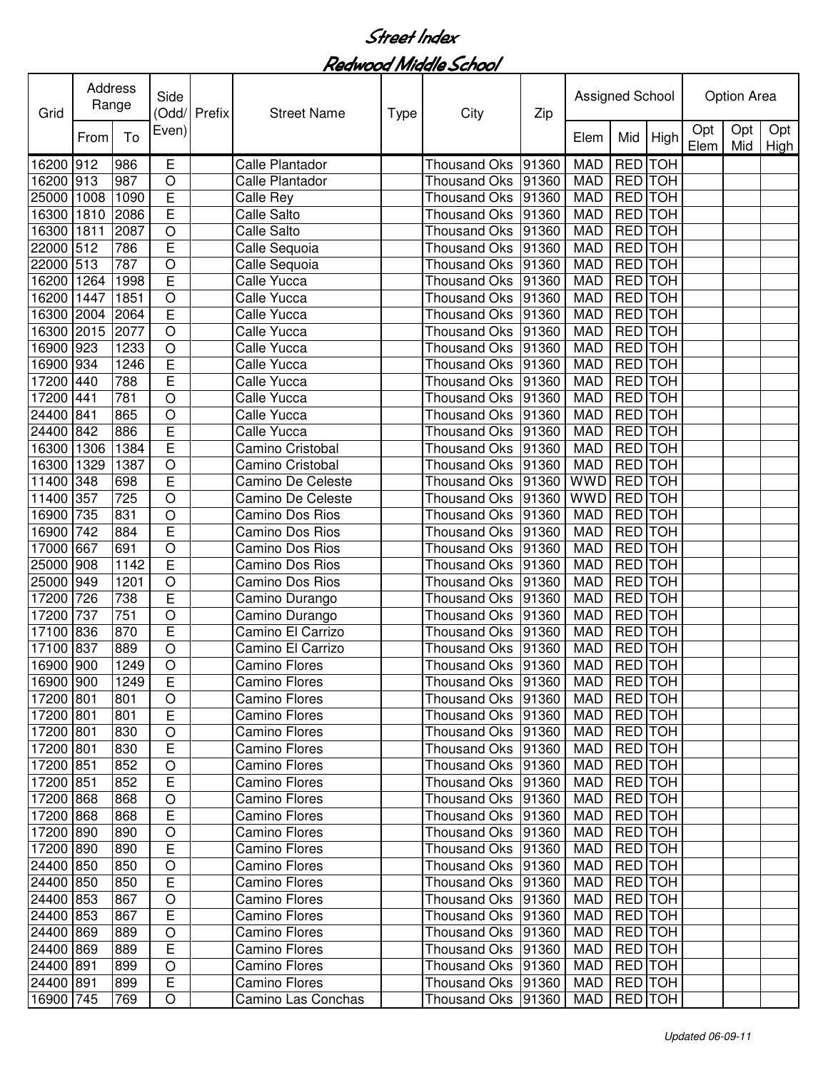# Street Index

## Redwood Middle School

| Grid | Address Range | | Side (Odd/ Even) | Prefix | Street Name | Type | City | Zip | Assigned School | | | Option Area | | |
|---|---|---|---|---|---|---|---|---|---|---|---|---|---|---|
| | From | To | | | | | | | Elem | Mid | High | Opt Elem | Opt Mid | Opt High |
| 16200 | 912 | 986 | E | | Calle Plantador | | Thousand Oks | 91360 | MAD | RED | TOH | | | |
| 16200 | 913 | 987 | O | | Calle Plantador | | Thousand Oks | 91360 | MAD | RED | TOH | | | |
| 25000 | 1008 | 1090 | E | | Calle Rey | | Thousand Oks | 91360 | MAD | RED | TOH | | | |
| 16300 | 1810 | 2086 | E | | Calle Salto | | Thousand Oks | 91360 | MAD | RED | TOH | | | |
| 16300 | 1811 | 2087 | O | | Calle Salto | | Thousand Oks | 91360 | MAD | RED | TOH | | | |
| 22000 | 512 | 786 | E | | Calle Sequoia | | Thousand Oks | 91360 | MAD | RED | TOH | | | |
| 22000 | 513 | 787 | O | | Calle Sequoia | | Thousand Oks | 91360 | MAD | RED | TOH | | | |
| 16200 | 1264 | 1998 | E | | Calle Yucca | | Thousand Oks | 91360 | MAD | RED | TOH | | | |
| 16200 | 1447 | 1851 | O | | Calle Yucca | | Thousand Oks | 91360 | MAD | RED | TOH | | | |
| 16300 | 2004 | 2064 | E | | Calle Yucca | | Thousand Oks | 91360 | MAD | RED | TOH | | | |
| 16300 | 2015 | 2077 | O | | Calle Yucca | | Thousand Oks | 91360 | MAD | RED | TOH | | | |
| 16900 | 923 | 1233 | O | | Calle Yucca | | Thousand Oks | 91360 | MAD | RED | TOH | | | |
| 16900 | 934 | 1246 | E | | Calle Yucca | | Thousand Oks | 91360 | MAD | RED | TOH | | | |
| 17200 | 440 | 788 | E | | Calle Yucca | | Thousand Oks | 91360 | MAD | RED | TOH | | | |
| 17200 | 441 | 781 | O | | Calle Yucca | | Thousand Oks | 91360 | MAD | RED | TOH | | | |
| 24400 | 841 | 865 | O | | Calle Yucca | | Thousand Oks | 91360 | MAD | RED | TOH | | | |
| 24400 | 842 | 886 | E | | Calle Yucca | | Thousand Oks | 91360 | MAD | RED | TOH | | | |
| 16300 | 1306 | 1384 | E | | Camino Cristobal | | Thousand Oks | 91360 | MAD | RED | TOH | | | |
| 16300 | 1329 | 1387 | O | | Camino Cristobal | | Thousand Oks | 91360 | MAD | RED | TOH | | | |
| 11400 | 348 | 698 | E | | Camino De Celeste | | Thousand Oks | 91360 | WWD | RED | TOH | | | |
| 11400 | 357 | 725 | O | | Camino De Celeste | | Thousand Oks | 91360 | WWD | RED | TOH | | | |
| 16900 | 735 | 831 | O | | Camino Dos Rios | | Thousand Oks | 91360 | MAD | RED | TOH | | | |
| 16900 | 742 | 884 | E | | Camino Dos Rios | | Thousand Oks | 91360 | MAD | RED | TOH | | | |
| 17000 | 667 | 691 | O | | Camino Dos Rios | | Thousand Oks | 91360 | MAD | RED | TOH | | | |
| 25000 | 908 | 1142 | E | | Camino Dos Rios | | Thousand Oks | 91360 | MAD | RED | TOH | | | |
| 25000 | 949 | 1201 | O | | Camino Dos Rios | | Thousand Oks | 91360 | MAD | RED | TOH | | | |
| 17200 | 726 | 738 | E | | Camino Durango | | Thousand Oks | 91360 | MAD | RED | TOH | | | |
| 17200 | 737 | 751 | O | | Camino Durango | | Thousand Oks | 91360 | MAD | RED | TOH | | | |
| 17100 | 836 | 870 | E | | Camino El Carrizo | | Thousand Oks | 91360 | MAD | RED | TOH | | | |
| 17100 | 837 | 889 | O | | Camino El Carrizo | | Thousand Oks | 91360 | MAD | RED | TOH | | | |
| 16900 | 900 | 1249 | O | | Camino Flores | | Thousand Oks | 91360 | MAD | RED | TOH | | | |
| 16900 | 900 | 1249 | E | | Camino Flores | | Thousand Oks | 91360 | MAD | RED | TOH | | | |
| 17200 | 801 | 801 | O | | Camino Flores | | Thousand Oks | 91360 | MAD | RED | TOH | | | |
| 17200 | 801 | 801 | E | | Camino Flores | | Thousand Oks | 91360 | MAD | RED | TOH | | | |
| 17200 | 801 | 830 | O | | Camino Flores | | Thousand Oks | 91360 | MAD | RED | TOH | | | |
| 17200 | 801 | 830 | E | | Camino Flores | | Thousand Oks | 91360 | MAD | RED | TOH | | | |
| 17200 | 851 | 852 | O | | Camino Flores | | Thousand Oks | 91360 | MAD | RED | TOH | | | |
| 17200 | 851 | 852 | E | | Camino Flores | | Thousand Oks | 91360 | MAD | RED | TOH | | | |
| 17200 | 868 | 868 | O | | Camino Flores | | Thousand Oks | 91360 | MAD | RED | TOH | | | |
| 17200 | 868 | 868 | E | | Camino Flores | | Thousand Oks | 91360 | MAD | RED | TOH | | | |
| 17200 | 890 | 890 | O | | Camino Flores | | Thousand Oks | 91360 | MAD | RED | TOH | | | |
| 17200 | 890 | 890 | E | | Camino Flores | | Thousand Oks | 91360 | MAD | RED | TOH | | | |
| 24400 | 850 | 850 | O | | Camino Flores | | Thousand Oks | 91360 | MAD | RED | TOH | | | |
| 24400 | 850 | 850 | E | | Camino Flores | | Thousand Oks | 91360 | MAD | RED | TOH | | | |
| 24400 | 853 | 867 | O | | Camino Flores | | Thousand Oks | 91360 | MAD | RED | TOH | | | |
| 24400 | 853 | 867 | E | | Camino Flores | | Thousand Oks | 91360 | MAD | RED | TOH | | | |
| 24400 | 869 | 889 | O | | Camino Flores | | Thousand Oks | 91360 | MAD | RED | TOH | | | |
| 24400 | 869 | 889 | E | | Camino Flores | | Thousand Oks | 91360 | MAD | RED | TOH | | | |
| 24400 | 891 | 899 | O | | Camino Flores | | Thousand Oks | 91360 | MAD | RED | TOH | | | |
| 24400 | 891 | 899 | E | | Camino Flores | | Thousand Oks | 91360 | MAD | RED | TOH | | | |
| 16900 | 745 | 769 | O | | Camino Las Conchas | | Thousand Oks | 91360 | MAD | RED | TOH | | | |

*Updated 06-09-11*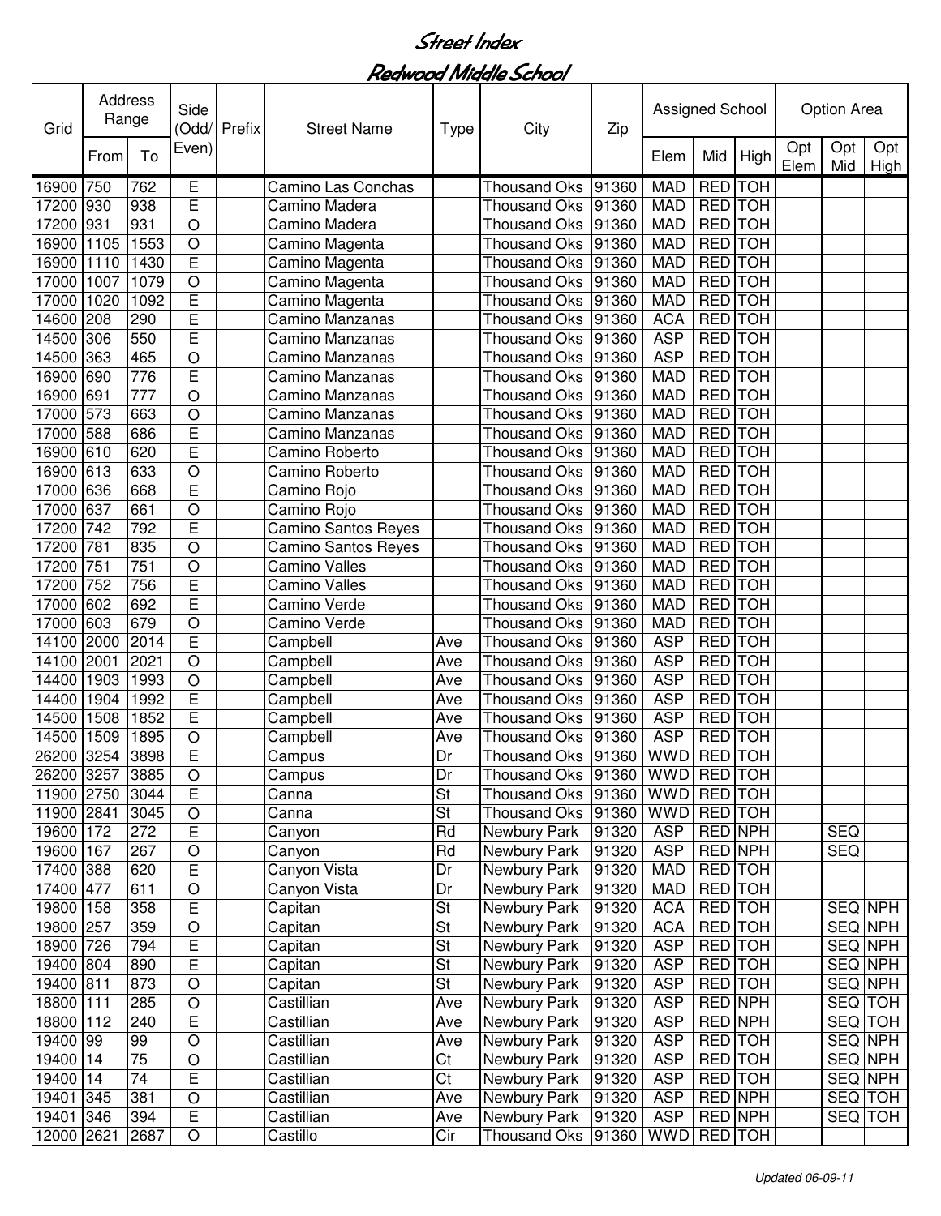# Street Index

## Redwood Middle School

| Grid | Address Range | | Side (Odd/ Even) | Prefix | Street Name | Type | City | Zip | Assigned School | | | Option Area | | |
|---|---|---|---|---|---|---|---|---|---|---|---|---|---|---|
| | From | To | | | | | | | Elem | Mid | High | Opt Elem | Opt Mid | Opt High |
| 16900 | 750 | 762 | E | | Camino Las Conchas | | Thousand Oks | 91360 | MAD | RED | TOH | | | |
| 17200 | 930 | 938 | E | | Camino Madera | | Thousand Oks | 91360 | MAD | RED | TOH | | | |
| 17200 | 931 | 931 | O | | Camino Madera | | Thousand Oks | 91360 | MAD | RED | TOH | | | |
| 16900 | 1105 | 1553 | O | | Camino Magenta | | Thousand Oks | 91360 | MAD | RED | TOH | | | |
| 16900 | 1110 | 1430 | E | | Camino Magenta | | Thousand Oks | 91360 | MAD | RED | TOH | | | |
| 17000 | 1007 | 1079 | O | | Camino Magenta | | Thousand Oks | 91360 | MAD | RED | TOH | | | |
| 17000 | 1020 | 1092 | E | | Camino Magenta | | Thousand Oks | 91360 | MAD | RED | TOH | | | |
| 14600 | 208 | 290 | E | | Camino Manzanas | | Thousand Oks | 91360 | ACA | RED | TOH | | | |
| 14500 | 306 | 550 | E | | Camino Manzanas | | Thousand Oks | 91360 | ASP | RED | TOH | | | |
| 14500 | 363 | 465 | O | | Camino Manzanas | | Thousand Oks | 91360 | ASP | RED | TOH | | | |
| 16900 | 690 | 776 | E | | Camino Manzanas | | Thousand Oks | 91360 | MAD | RED | TOH | | | |
| 16900 | 691 | 777 | O | | Camino Manzanas | | Thousand Oks | 91360 | MAD | RED | TOH | | | |
| 17000 | 573 | 663 | O | | Camino Manzanas | | Thousand Oks | 91360 | MAD | RED | TOH | | | |
| 17000 | 588 | 686 | E | | Camino Manzanas | | Thousand Oks | 91360 | MAD | RED | TOH | | | |
| 16900 | 610 | 620 | E | | Camino Roberto | | Thousand Oks | 91360 | MAD | RED | TOH | | | |
| 16900 | 613 | 633 | O | | Camino Roberto | | Thousand Oks | 91360 | MAD | RED | TOH | | | |
| 17000 | 636 | 668 | E | | Camino Rojo | | Thousand Oks | 91360 | MAD | RED | TOH | | | |
| 17000 | 637 | 661 | O | | Camino Rojo | | Thousand Oks | 91360 | MAD | RED | TOH | | | |
| 17200 | 742 | 792 | E | | Camino Santos Reyes | | Thousand Oks | 91360 | MAD | RED | TOH | | | |
| 17200 | 781 | 835 | O | | Camino Santos Reyes | | Thousand Oks | 91360 | MAD | RED | TOH | | | |
| 17200 | 751 | 751 | O | | Camino Valles | | Thousand Oks | 91360 | MAD | RED | TOH | | | |
| 17200 | 752 | 756 | E | | Camino Valles | | Thousand Oks | 91360 | MAD | RED | TOH | | | |
| 17000 | 602 | 692 | E | | Camino Verde | | Thousand Oks | 91360 | MAD | RED | TOH | | | |
| 17000 | 603 | 679 | O | | Camino Verde | | Thousand Oks | 91360 | MAD | RED | TOH | | | |
| 14100 | 2000 | 2014 | E | | Campbell | Ave | Thousand Oks | 91360 | ASP | RED | TOH | | | |
| 14100 | 2001 | 2021 | O | | Campbell | Ave | Thousand Oks | 91360 | ASP | RED | TOH | | | |
| 14400 | 1903 | 1993 | O | | Campbell | Ave | Thousand Oks | 91360 | ASP | RED | TOH | | | |
| 14400 | 1904 | 1992 | E | | Campbell | Ave | Thousand Oks | 91360 | ASP | RED | TOH | | | |
| 14500 | 1508 | 1852 | E | | Campbell | Ave | Thousand Oks | 91360 | ASP | RED | TOH | | | |
| 14500 | 1509 | 1895 | O | | Campbell | Ave | Thousand Oks | 91360 | ASP | RED | TOH | | | |
| 26200 | 3254 | 3898 | E | | Campus | Dr | Thousand Oks | 91360 | WWD | RED | TOH | | | |
| 26200 | 3257 | 3885 | O | | Campus | Dr | Thousand Oks | 91360 | WWD | RED | TOH | | | |
| 11900 | 2750 | 3044 | E | | Canna | St | Thousand Oks | 91360 | WWD | RED | TOH | | | |
| 11900 | 2841 | 3045 | O | | Canna | St | Thousand Oks | 91360 | WWD | RED | TOH | | | |
| 19600 | 172 | 272 | E | | Canyon | Rd | Newbury Park | 91320 | ASP | RED | NPH | | SEQ | |
| 19600 | 167 | 267 | O | | Canyon | Rd | Newbury Park | 91320 | ASP | RED | NPH | | SEQ | |
| 17400 | 388 | 620 | E | | Canyon Vista | Dr | Newbury Park | 91320 | MAD | RED | TOH | | | |
| 17400 | 477 | 611 | O | | Canyon Vista | Dr | Newbury Park | 91320 | MAD | RED | TOH | | | |
| 19800 | 158 | 358 | E | | Capitan | St | Newbury Park | 91320 | ACA | RED | TOH | | SEQ | NPH |
| 19800 | 257 | 359 | O | | Capitan | St | Newbury Park | 91320 | ACA | RED | TOH | | SEQ | NPH |
| 18900 | 726 | 794 | E | | Capitan | St | Newbury Park | 91320 | ASP | RED | TOH | | SEQ | NPH |
| 19400 | 804 | 890 | E | | Capitan | St | Newbury Park | 91320 | ASP | RED | TOH | | SEQ | NPH |
| 19400 | 811 | 873 | O | | Capitan | St | Newbury Park | 91320 | ASP | RED | TOH | | SEQ | NPH |
| 18800 | 111 | 285 | O | | Castillian | Ave | Newbury Park | 91320 | ASP | RED | NPH | | SEQ | TOH |
| 18800 | 112 | 240 | E | | Castillian | Ave | Newbury Park | 91320 | ASP | RED | NPH | | SEQ | TOH |
| 19400 | 99 | 99 | O | | Castillian | Ave | Newbury Park | 91320 | ASP | RED | TOH | | SEQ | NPH |
| 19400 | 14 | 75 | O | | Castillian | Ct | Newbury Park | 91320 | ASP | RED | TOH | | SEQ | NPH |
| 19400 | 14 | 74 | E | | Castillian | Ct | Newbury Park | 91320 | ASP | RED | TOH | | SEQ | NPH |
| 19401 | 345 | 381 | O | | Castillian | Ave | Newbury Park | 91320 | ASP | RED | NPH | | SEQ | TOH |
| 19401 | 346 | 394 | E | | Castillian | Ave | Newbury Park | 91320 | ASP | RED | NPH | | SEQ | TOH |
| 12000 | 2621 | 2687 | O | | Castillo | Cir | Thousand Oks | 91360 | WWD | RED | TOH | | | |

*Updated 06-09-11*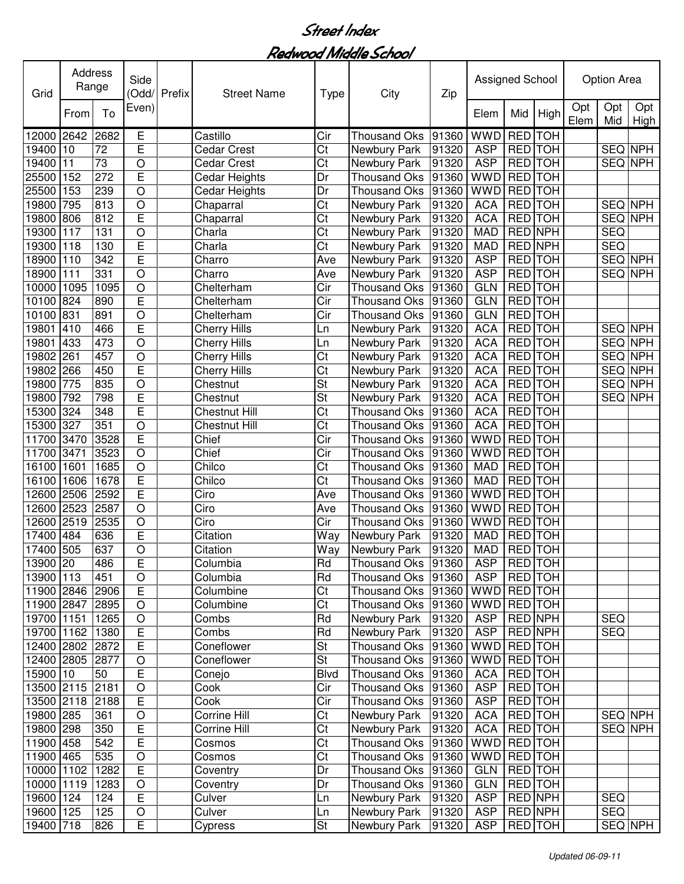# Street Index

## Redwood Middle School

| Grid | Address Range | | Side (Odd/Even) | Prefix | Street Name | Type | City | Zip | Assigned School | | | Option Area | | |
|---|---|---|---|---|---|---|---|---|---|---|---|---|---|---|
| | From | To | | | | | | | Elem | Mid | High | Opt Elem | Opt Mid | Opt High |
| 12000 | 2642 | 2682 | E | | Castillo | Cir | Thousand Oks | 91360 | WWD | RED | TOH | | | |
| 19400 | 10 | 72 | E | | Cedar Crest | Ct | Newbury Park | 91320 | ASP | RED | TOH | | SEQ | NPH |
| 19400 | 11 | 73 | O | | Cedar Crest | Ct | Newbury Park | 91320 | ASP | RED | TOH | | SEQ | NPH |
| 25500 | 152 | 272 | E | | Cedar Heights | Dr | Thousand Oks | 91360 | WWD | RED | TOH | | | |
| 25500 | 153 | 239 | O | | Cedar Heights | Dr | Thousand Oks | 91360 | WWD | RED | TOH | | | |
| 19800 | 795 | 813 | O | | Chaparral | Ct | Newbury Park | 91320 | ACA | RED | TOH | | SEQ | NPH |
| 19800 | 806 | 812 | E | | Chaparral | Ct | Newbury Park | 91320 | ACA | RED | TOH | | SEQ | NPH |
| 19300 | 117 | 131 | O | | Charla | Ct | Newbury Park | 91320 | MAD | RED | NPH | | SEQ | |
| 19300 | 118 | 130 | E | | Charla | Ct | Newbury Park | 91320 | MAD | RED | NPH | | SEQ | |
| 18900 | 110 | 342 | E | | Charro | Ave | Newbury Park | 91320 | ASP | RED | TOH | | SEQ | NPH |
| 18900 | 111 | 331 | O | | Charro | Ave | Newbury Park | 91320 | ASP | RED | TOH | | SEQ | NPH |
| 10000 | 1095 | 1095 | O | | Chelterham | Cir | Thousand Oks | 91360 | GLN | RED | TOH | | | |
| 10100 | 824 | 890 | E | | Chelterham | Cir | Thousand Oks | 91360 | GLN | RED | TOH | | | |
| 10100 | 831 | 891 | O | | Chelterham | Cir | Thousand Oks | 91360 | GLN | RED | TOH | | | |
| 19801 | 410 | 466 | E | | Cherry Hills | Ln | Newbury Park | 91320 | ACA | RED | TOH | | SEQ | NPH |
| 19801 | 433 | 473 | O | | Cherry Hills | Ln | Newbury Park | 91320 | ACA | RED | TOH | | SEQ | NPH |
| 19802 | 261 | 457 | O | | Cherry Hills | Ct | Newbury Park | 91320 | ACA | RED | TOH | | SEQ | NPH |
| 19802 | 266 | 450 | E | | Cherry Hills | Ct | Newbury Park | 91320 | ACA | RED | TOH | | SEQ | NPH |
| 19800 | 775 | 835 | O | | Chestnut | St | Newbury Park | 91320 | ACA | RED | TOH | | SEQ | NPH |
| 19800 | 792 | 798 | E | | Chestnut | St | Newbury Park | 91320 | ACA | RED | TOH | | SEQ | NPH |
| 15300 | 324 | 348 | E | | Chestnut Hill | Ct | Thousand Oks | 91360 | ACA | RED | TOH | | | |
| 15300 | 327 | 351 | O | | Chestnut Hill | Ct | Thousand Oks | 91360 | ACA | RED | TOH | | | |
| 11700 | 3470 | 3528 | E | | Chief | Cir | Thousand Oks | 91360 | WWD | RED | TOH | | | |
| 11700 | 3471 | 3523 | O | | Chief | Cir | Thousand Oks | 91360 | WWD | RED | TOH | | | |
| 16100 | 1601 | 1685 | O | | Chilco | Ct | Thousand Oks | 91360 | MAD | RED | TOH | | | |
| 16100 | 1606 | 1678 | E | | Chilco | Ct | Thousand Oks | 91360 | MAD | RED | TOH | | | |
| 12600 | 2506 | 2592 | E | | Ciro | Ave | Thousand Oks | 91360 | WWD | RED | TOH | | | |
| 12600 | 2523 | 2587 | O | | Ciro | Ave | Thousand Oks | 91360 | WWD | RED | TOH | | | |
| 12600 | 2519 | 2535 | O | | Ciro | Cir | Thousand Oks | 91360 | WWD | RED | TOH | | | |
| 17400 | 484 | 636 | E | | Citation | Way | Newbury Park | 91320 | MAD | RED | TOH | | | |
| 17400 | 505 | 637 | O | | Citation | Way | Newbury Park | 91320 | MAD | RED | TOH | | | |
| 13900 | 20 | 486 | E | | Columbia | Rd | Thousand Oks | 91360 | ASP | RED | TOH | | | |
| 13900 | 113 | 451 | O | | Columbia | Rd | Thousand Oks | 91360 | ASP | RED | TOH | | | |
| 11900 | 2846 | 2906 | E | | Columbine | Ct | Thousand Oks | 91360 | WWD | RED | TOH | | | |
| 11900 | 2847 | 2895 | O | | Columbine | Ct | Thousand Oks | 91360 | WWD | RED | TOH | | | |
| 19700 | 1151 | 1265 | O | | Combs | Rd | Newbury Park | 91320 | ASP | RED | NPH | | SEQ | |
| 19700 | 1162 | 1380 | E | | Combs | Rd | Newbury Park | 91320 | ASP | RED | NPH | | SEQ | |
| 12400 | 2802 | 2872 | E | | Coneflower | St | Thousand Oks | 91360 | WWD | RED | TOH | | | |
| 12400 | 2805 | 2877 | O | | Coneflower | St | Thousand Oks | 91360 | WWD | RED | TOH | | | |
| 15900 | 10 | 50 | E | | Conejo | Blvd | Thousand Oks | 91360 | ACA | RED | TOH | | | |
| 13500 | 2115 | 2181 | O | | Cook | Cir | Thousand Oks | 91360 | ASP | RED | TOH | | | |
| 13500 | 2118 | 2188 | E | | Cook | Cir | Thousand Oks | 91360 | ASP | RED | TOH | | | |
| 19800 | 285 | 361 | O | | Corrine Hill | Ct | Newbury Park | 91320 | ACA | RED | TOH | | SEQ | NPH |
| 19800 | 298 | 350 | E | | Corrine Hill | Ct | Newbury Park | 91320 | ACA | RED | TOH | | SEQ | NPH |
| 11900 | 458 | 542 | E | | Cosmos | Ct | Thousand Oks | 91360 | WWD | RED | TOH | | | |
| 11900 | 465 | 535 | O | | Cosmos | Ct | Thousand Oks | 91360 | WWD | RED | TOH | | | |
| 10000 | 1102 | 1282 | E | | Coventry | Dr | Thousand Oks | 91360 | GLN | RED | TOH | | | |
| 10000 | 1119 | 1283 | O | | Coventry | Dr | Thousand Oks | 91360 | GLN | RED | TOH | | | |
| 19600 | 124 | 124 | E | | Culver | Ln | Newbury Park | 91320 | ASP | RED | NPH | | SEQ | |
| 19600 | 125 | 125 | O | | Culver | Ln | Newbury Park | 91320 | ASP | RED | NPH | | SEQ | |
| 19400 | 718 | 826 | E | | Cypress | St | Newbury Park | 91320 | ASP | RED | TOH | | SEQ | NPH |

*Updated 06-09-11*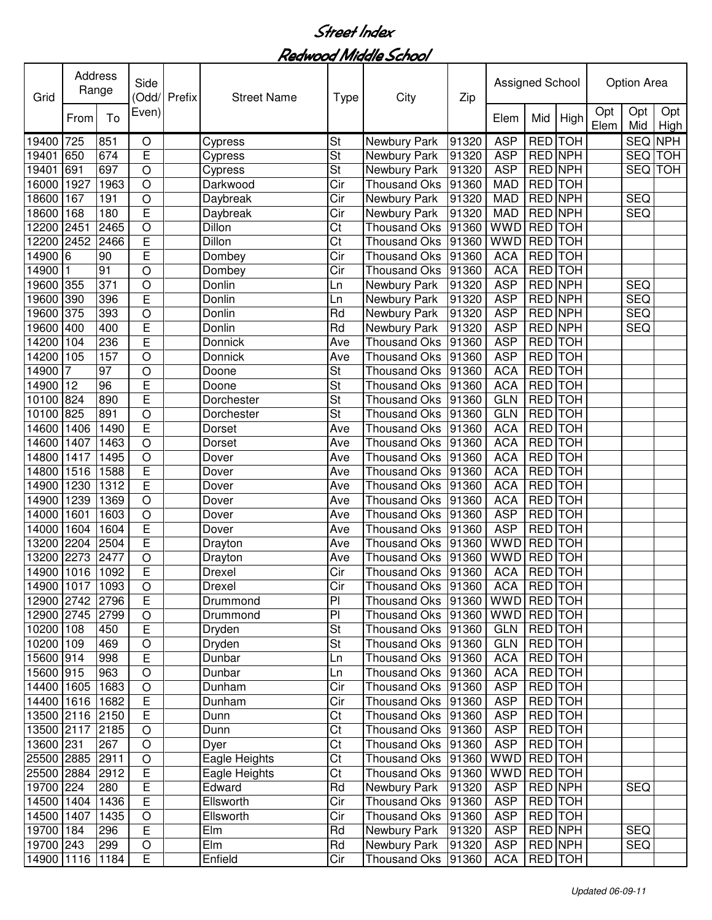# Street Index

## Redwood Middle School

| Grid | Address Range | | Side (Odd/ Even) | Prefix | Street Name | Type | City | Zip | Assigned School | | | Option Area | | |
|---|---|---|---|---|---|---|---|---|---|---|---|---|---|---|
| | From | To | | | | | | | Elem | Mid | High | Opt Elem | Opt Mid | Opt High |
| 19400 | 725 | 851 | O | | Cypress | St | Newbury Park | 91320 | ASP | RED | TOH | | SEQ | NPH |
| 19401 | 650 | 674 | E | | Cypress | St | Newbury Park | 91320 | ASP | RED | NPH | | SEQ | TOH |
| 19401 | 691 | 697 | O | | Cypress | St | Newbury Park | 91320 | ASP | RED | NPH | | SEQ | TOH |
| 16000 | 1927 | 1963 | O | | Darkwood | Cir | Thousand Oks | 91360 | MAD | RED | TOH | | | |
| 18600 | 167 | 191 | O | | Daybreak | Cir | Newbury Park | 91320 | MAD | RED | NPH | | SEQ | |
| 18600 | 168 | 180 | E | | Daybreak | Cir | Newbury Park | 91320 | MAD | RED | NPH | | SEQ | |
| 12200 | 2451 | 2465 | O | | Dillon | Ct | Thousand Oks | 91360 | WWD | RED | TOH | | | |
| 12200 | 2452 | 2466 | E | | Dillon | Ct | Thousand Oks | 91360 | WWD | RED | TOH | | | |
| 14900 | 6 | 90 | E | | Dombey | Cir | Thousand Oks | 91360 | ACA | RED | TOH | | | |
| 14900 | 1 | 91 | O | | Dombey | Cir | Thousand Oks | 91360 | ACA | RED | TOH | | | |
| 19600 | 355 | 371 | O | | Donlin | Ln | Newbury Park | 91320 | ASP | RED | NPH | | SEQ | |
| 19600 | 390 | 396 | E | | Donlin | Ln | Newbury Park | 91320 | ASP | RED | NPH | | SEQ | |
| 19600 | 375 | 393 | O | | Donlin | Rd | Newbury Park | 91320 | ASP | RED | NPH | | SEQ | |
| 19600 | 400 | 400 | E | | Donlin | Rd | Newbury Park | 91320 | ASP | RED | NPH | | SEQ | |
| 14200 | 104 | 236 | E | | Donnick | Ave | Thousand Oks | 91360 | ASP | RED | TOH | | | |
| 14200 | 105 | 157 | O | | Donnick | Ave | Thousand Oks | 91360 | ASP | RED | TOH | | | |
| 14900 | 7 | 97 | O | | Doone | St | Thousand Oks | 91360 | ACA | RED | TOH | | | |
| 14900 | 12 | 96 | E | | Doone | St | Thousand Oks | 91360 | ACA | RED | TOH | | | |
| 10100 | 824 | 890 | E | | Dorchester | St | Thousand Oks | 91360 | GLN | RED | TOH | | | |
| 10100 | 825 | 891 | O | | Dorchester | St | Thousand Oks | 91360 | GLN | RED | TOH | | | |
| 14600 | 1406 | 1490 | E | | Dorset | Ave | Thousand Oks | 91360 | ACA | RED | TOH | | | |
| 14600 | 1407 | 1463 | O | | Dorset | Ave | Thousand Oks | 91360 | ACA | RED | TOH | | | |
| 14800 | 1417 | 1495 | O | | Dover | Ave | Thousand Oks | 91360 | ACA | RED | TOH | | | |
| 14800 | 1516 | 1588 | E | | Dover | Ave | Thousand Oks | 91360 | ACA | RED | TOH | | | |
| 14900 | 1230 | 1312 | E | | Dover | Ave | Thousand Oks | 91360 | ACA | RED | TOH | | | |
| 14900 | 1239 | 1369 | O | | Dover | Ave | Thousand Oks | 91360 | ACA | RED | TOH | | | |
| 14000 | 1601 | 1603 | O | | Dover | Ave | Thousand Oks | 91360 | ASP | RED | TOH | | | |
| 14000 | 1604 | 1604 | E | | Dover | Ave | Thousand Oks | 91360 | ASP | RED | TOH | | | |
| 13200 | 2204 | 2504 | E | | Drayton | Ave | Thousand Oks | 91360 | WWD | RED | TOH | | | |
| 13200 | 2273 | 2477 | O | | Drayton | Ave | Thousand Oks | 91360 | WWD | RED | TOH | | | |
| 14900 | 1016 | 1092 | E | | Drexel | Cir | Thousand Oks | 91360 | ACA | RED | TOH | | | |
| 14900 | 1017 | 1093 | O | | Drexel | Cir | Thousand Oks | 91360 | ACA | RED | TOH | | | |
| 12900 | 2742 | 2796 | E | | Drummond | Pl | Thousand Oks | 91360 | WWD | RED | TOH | | | |
| 12900 | 2745 | 2799 | O | | Drummond | Pl | Thousand Oks | 91360 | WWD | RED | TOH | | | |
| 10200 | 108 | 450 | E | | Dryden | St | Thousand Oks | 91360 | GLN | RED | TOH | | | |
| 10200 | 109 | 469 | O | | Dryden | St | Thousand Oks | 91360 | GLN | RED | TOH | | | |
| 15600 | 914 | 998 | E | | Dunbar | Ln | Thousand Oks | 91360 | ACA | RED | TOH | | | |
| 15600 | 915 | 963 | O | | Dunbar | Ln | Thousand Oks | 91360 | ACA | RED | TOH | | | |
| 14400 | 1605 | 1683 | O | | Dunham | Cir | Thousand Oks | 91360 | ASP | RED | TOH | | | |
| 14400 | 1616 | 1682 | E | | Dunham | Cir | Thousand Oks | 91360 | ASP | RED | TOH | | | |
| 13500 | 2116 | 2150 | E | | Dunn | Ct | Thousand Oks | 91360 | ASP | RED | TOH | | | |
| 13500 | 2117 | 2185 | O | | Dunn | Ct | Thousand Oks | 91360 | ASP | RED | TOH | | | |
| 13600 | 231 | 267 | O | | Dyer | Ct | Thousand Oks | 91360 | ASP | RED | TOH | | | |
| 25500 | 2885 | 2911 | O | | Eagle Heights | Ct | Thousand Oks | 91360 | WWD | RED | TOH | | | |
| 25500 | 2884 | 2912 | E | | Eagle Heights | Ct | Thousand Oks | 91360 | WWD | RED | TOH | | | |
| 19700 | 224 | 280 | E | | Edward | Rd | Newbury Park | 91320 | ASP | RED | NPH | | SEQ | |
| 14500 | 1404 | 1436 | E | | Ellsworth | Cir | Thousand Oks | 91360 | ASP | RED | TOH | | | |
| 14500 | 1407 | 1435 | O | | Ellsworth | Cir | Thousand Oks | 91360 | ASP | RED | TOH | | | |
| 19700 | 184 | 296 | E | | Elm | Rd | Newbury Park | 91320 | ASP | RED | NPH | | SEQ | |
| 19700 | 243 | 299 | O | | Elm | Rd | Newbury Park | 91320 | ASP | RED | NPH | | SEQ | |
| 14900 | 1116 | 1184 | E | | Enfield | Cir | Thousand Oks | 91360 | ACA | RED | TOH | | | |

*Updated 06-09-11*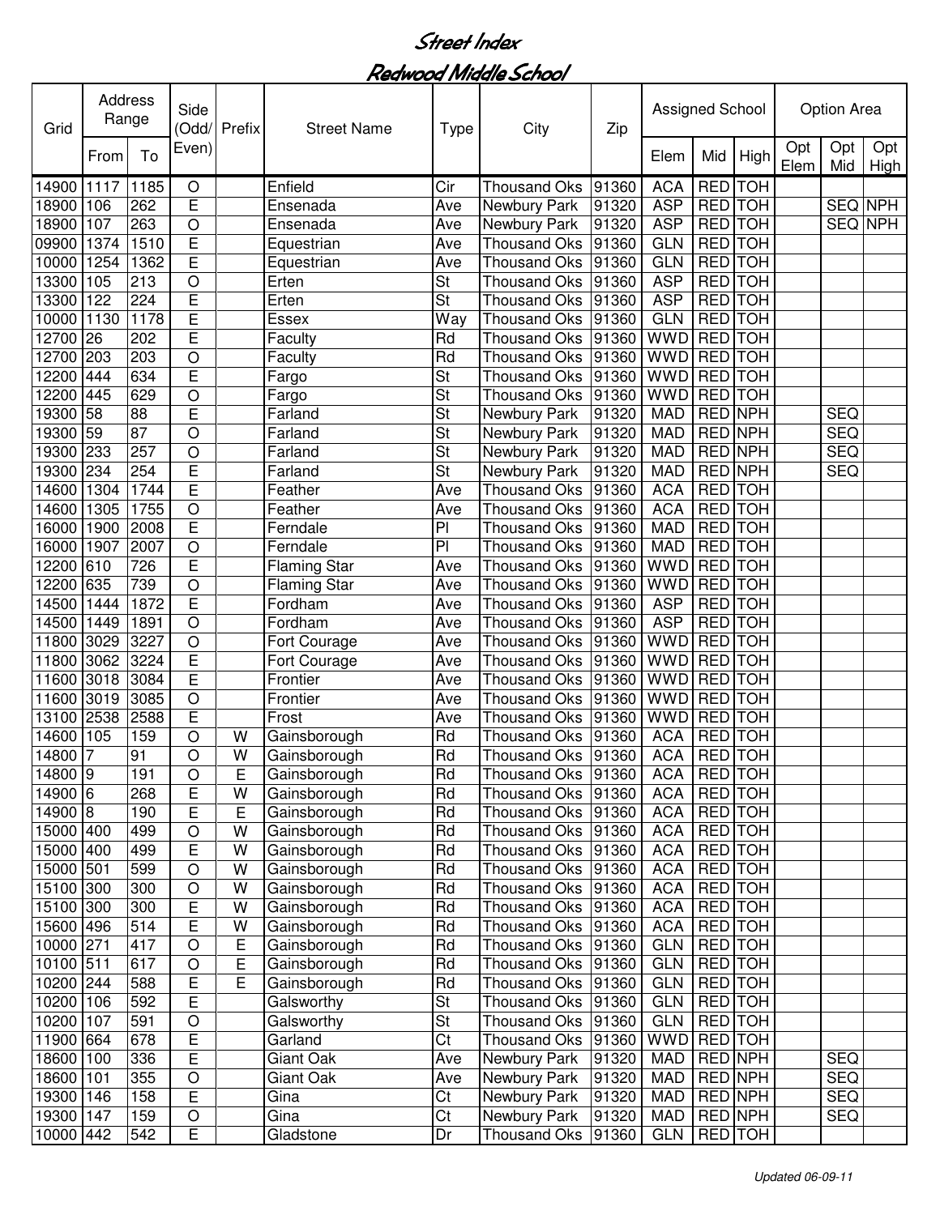# Street Index

## Redwood Middle School

| Grid | Address Range | | Side (Odd/ Even) | Prefix | Street Name | Type | City | Zip | Assigned School | | | Option Area | | |
|---|---|---|---|---|---|---|---|---|---|---|---|---|---|---|
| | From | To | | | | | | | Elem | Mid | High | Opt Elem | Opt Mid | Opt High |
| 14900 | 1117 | 1185 | O | | Enfield | Cir | Thousand Oks | 91360 | ACA | RED | TOH | | | |
| 18900 | 106 | 262 | E | | Ensenada | Ave | Newbury Park | 91320 | ASP | RED | TOH | | SEQ | NPH |
| 18900 | 107 | 263 | O | | Ensenada | Ave | Newbury Park | 91320 | ASP | RED | TOH | | SEQ | NPH |
| 09900 | 1374 | 1510 | E | | Equestrian | Ave | Thousand Oks | 91360 | GLN | RED | TOH | | | |
| 10000 | 1254 | 1362 | E | | Equestrian | Ave | Thousand Oks | 91360 | GLN | RED | TOH | | | |
| 13300 | 105 | 213 | O | | Erten | St | Thousand Oks | 91360 | ASP | RED | TOH | | | |
| 13300 | 122 | 224 | E | | Erten | St | Thousand Oks | 91360 | ASP | RED | TOH | | | |
| 10000 | 1130 | 1178 | E | | Essex | Way | Thousand Oks | 91360 | GLN | RED | TOH | | | |
| 12700 | 26 | 202 | E | | Faculty | Rd | Thousand Oks | 91360 | WWD | RED | TOH | | | |
| 12700 | 203 | 203 | O | | Faculty | Rd | Thousand Oks | 91360 | WWD | RED | TOH | | | |
| 12200 | 444 | 634 | E | | Fargo | St | Thousand Oks | 91360 | WWD | RED | TOH | | | |
| 12200 | 445 | 629 | O | | Fargo | St | Thousand Oks | 91360 | WWD | RED | TOH | | | |
| 19300 | 58 | 88 | E | | Farland | St | Newbury Park | 91320 | MAD | RED | NPH | | SEQ | |
| 19300 | 59 | 87 | O | | Farland | St | Newbury Park | 91320 | MAD | RED | NPH | | SEQ | |
| 19300 | 233 | 257 | O | | Farland | St | Newbury Park | 91320 | MAD | RED | NPH | | SEQ | |
| 19300 | 234 | 254 | E | | Farland | St | Newbury Park | 91320 | MAD | RED | NPH | | SEQ | |
| 14600 | 1304 | 1744 | E | | Feather | Ave | Thousand Oks | 91360 | ACA | RED | TOH | | | |
| 14600 | 1305 | 1755 | O | | Feather | Ave | Thousand Oks | 91360 | ACA | RED | TOH | | | |
| 16000 | 1900 | 2008 | E | | Ferndale | Pl | Thousand Oks | 91360 | MAD | RED | TOH | | | |
| 16000 | 1907 | 2007 | O | | Ferndale | Pl | Thousand Oks | 91360 | MAD | RED | TOH | | | |
| 12200 | 610 | 726 | E | | Flaming Star | Ave | Thousand Oks | 91360 | WWD | RED | TOH | | | |
| 12200 | 635 | 739 | O | | Flaming Star | Ave | Thousand Oks | 91360 | WWD | RED | TOH | | | |
| 14500 | 1444 | 1872 | E | | Fordham | Ave | Thousand Oks | 91360 | ASP | RED | TOH | | | |
| 14500 | 1449 | 1891 | O | | Fordham | Ave | Thousand Oks | 91360 | ASP | RED | TOH | | | |
| 11800 | 3029 | 3227 | O | | Fort Courage | Ave | Thousand Oks | 91360 | WWD | RED | TOH | | | |
| 11800 | 3062 | 3224 | E | | Fort Courage | Ave | Thousand Oks | 91360 | WWD | RED | TOH | | | |
| 11600 | 3018 | 3084 | E | | Frontier | Ave | Thousand Oks | 91360 | WWD | RED | TOH | | | |
| 11600 | 3019 | 3085 | O | | Frontier | Ave | Thousand Oks | 91360 | WWD | RED | TOH | | | |
| 13100 | 2538 | 2588 | E | | Frost | Ave | Thousand Oks | 91360 | WWD | RED | TOH | | | |
| 14600 | 105 | 159 | O | W | Gainsborough | Rd | Thousand Oks | 91360 | ACA | RED | TOH | | | |
| 14800 | 7 | 91 | O | W | Gainsborough | Rd | Thousand Oks | 91360 | ACA | RED | TOH | | | |
| 14800 | 9 | 191 | O | E | Gainsborough | Rd | Thousand Oks | 91360 | ACA | RED | TOH | | | |
| 14900 | 6 | 268 | E | W | Gainsborough | Rd | Thousand Oks | 91360 | ACA | RED | TOH | | | |
| 14900 | 8 | 190 | E | E | Gainsborough | Rd | Thousand Oks | 91360 | ACA | RED | TOH | | | |
| 15000 | 400 | 499 | O | W | Gainsborough | Rd | Thousand Oks | 91360 | ACA | RED | TOH | | | |
| 15000 | 400 | 499 | E | W | Gainsborough | Rd | Thousand Oks | 91360 | ACA | RED | TOH | | | |
| 15000 | 501 | 599 | O | W | Gainsborough | Rd | Thousand Oks | 91360 | ACA | RED | TOH | | | |
| 15100 | 300 | 300 | O | W | Gainsborough | Rd | Thousand Oks | 91360 | ACA | RED | TOH | | | |
| 15100 | 300 | 300 | E | W | Gainsborough | Rd | Thousand Oks | 91360 | ACA | RED | TOH | | | |
| 15600 | 496 | 514 | E | W | Gainsborough | Rd | Thousand Oks | 91360 | ACA | RED | TOH | | | |
| 10000 | 271 | 417 | O | E | Gainsborough | Rd | Thousand Oks | 91360 | GLN | RED | TOH | | | |
| 10100 | 511 | 617 | O | E | Gainsborough | Rd | Thousand Oks | 91360 | GLN | RED | TOH | | | |
| 10200 | 244 | 588 | E | E | Gainsborough | Rd | Thousand Oks | 91360 | GLN | RED | TOH | | | |
| 10200 | 106 | 592 | E | | Galsworthy | St | Thousand Oks | 91360 | GLN | RED | TOH | | | |
| 10200 | 107 | 591 | O | | Galsworthy | St | Thousand Oks | 91360 | GLN | RED | TOH | | | |
| 11900 | 664 | 678 | E | | Garland | Ct | Thousand Oks | 91360 | WWD | RED | TOH | | | |
| 18600 | 100 | 336 | E | | Giant Oak | Ave | Newbury Park | 91320 | MAD | RED | NPH | | SEQ | |
| 18600 | 101 | 355 | O | | Giant Oak | Ave | Newbury Park | 91320 | MAD | RED | NPH | | SEQ | |
| 19300 | 146 | 158 | E | | Gina | Ct | Newbury Park | 91320 | MAD | RED | NPH | | SEQ | |
| 19300 | 147 | 159 | O | | Gina | Ct | Newbury Park | 91320 | MAD | RED | NPH | | SEQ | |
| 10000 | 442 | 542 | E | | Gladstone | Dr | Thousand Oks | 91360 | GLN | RED | TOH | | | |

*Updated 06-09-11*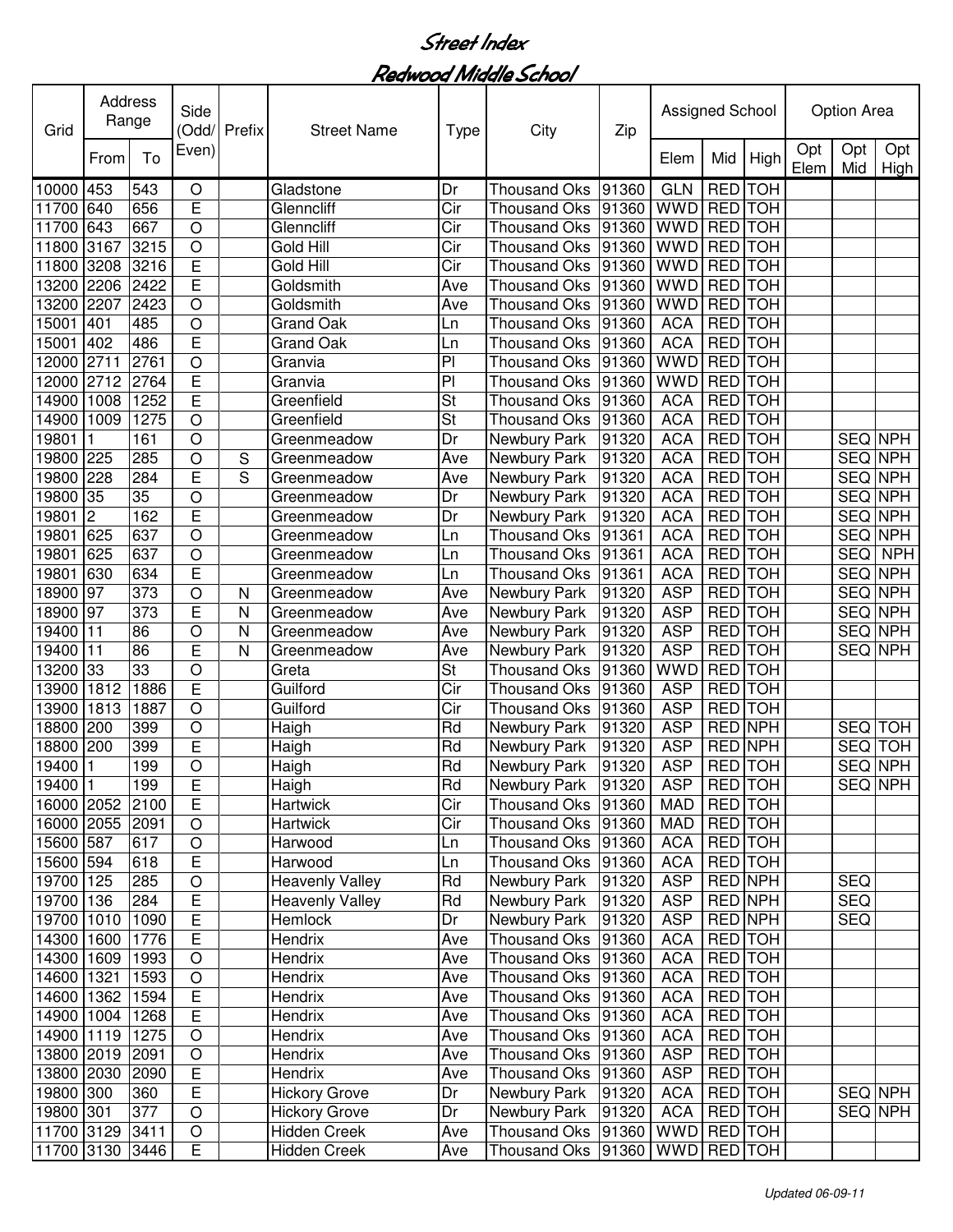# Street Index

## Redwood Middle School

| Grid | Address Range | | Side (Odd/ Even) | Prefix | Street Name | Type | City | Zip | Assigned School | | | Option Area | | |
|---|---|---|---|---|---|---|---|---|---|---|---|---|---|---|
| | From | To | | | | | | | Elem | Mid | High | Opt Elem | Opt Mid | Opt High |
| 10000 | 453 | 543 | O | | Gladstone | Dr | Thousand Oks | 91360 | GLN | RED | TOH | | | |
| 11700 | 640 | 656 | E | | Glenncliff | Cir | Thousand Oks | 91360 | WWD | RED | TOH | | | |
| 11700 | 643 | 667 | O | | Glenncliff | Cir | Thousand Oks | 91360 | WWD | RED | TOH | | | |
| 11800 | 3167 | 3215 | O | | Gold Hill | Cir | Thousand Oks | 91360 | WWD | RED | TOH | | | |
| 11800 | 3208 | 3216 | E | | Gold Hill | Cir | Thousand Oks | 91360 | WWD | RED | TOH | | | |
| 13200 | 2206 | 2422 | E | | Goldsmith | Ave | Thousand Oks | 91360 | WWD | RED | TOH | | | |
| 13200 | 2207 | 2423 | O | | Goldsmith | Ave | Thousand Oks | 91360 | WWD | RED | TOH | | | |
| 15001 | 401 | 485 | O | | Grand Oak | Ln | Thousand Oks | 91360 | ACA | RED | TOH | | | |
| 15001 | 402 | 486 | E | | Grand Oak | Ln | Thousand Oks | 91360 | ACA | RED | TOH | | | |
| 12000 | 2711 | 2761 | O | | Granvia | Pl | Thousand Oks | 91360 | WWD | RED | TOH | | | |
| 12000 | 2712 | 2764 | E | | Granvia | Pl | Thousand Oks | 91360 | WWD | RED | TOH | | | |
| 14900 | 1008 | 1252 | E | | Greenfield | St | Thousand Oks | 91360 | ACA | RED | TOH | | | |
| 14900 | 1009 | 1275 | O | | Greenfield | St | Thousand Oks | 91360 | ACA | RED | TOH | | | |
| 19801 | 1 | 161 | O | | Greenmeadow | Dr | Newbury Park | 91320 | ACA | RED | TOH | | SEQ | NPH |
| 19800 | 225 | 285 | O | S | Greenmeadow | Ave | Newbury Park | 91320 | ACA | RED | TOH | | SEQ | NPH |
| 19800 | 228 | 284 | E | S | Greenmeadow | Ave | Newbury Park | 91320 | ACA | RED | TOH | | SEQ | NPH |
| 19800 | 35 | 35 | O | | Greenmeadow | Dr | Newbury Park | 91320 | ACA | RED | TOH | | SEQ | NPH |
| 19801 | 2 | 162 | E | | Greenmeadow | Dr | Newbury Park | 91320 | ACA | RED | TOH | | SEQ | NPH |
| 19801 | 625 | 637 | O | | Greenmeadow | Ln | Thousand Oks | 91361 | ACA | RED | TOH | | SEQ | NPH |
| 19801 | 625 | 637 | O | | Greenmeadow | Ln | Thousand Oks | 91361 | ACA | RED | TOH | | SEQ | NPH |
| 19801 | 630 | 634 | E | | Greenmeadow | Ln | Thousand Oks | 91361 | ACA | RED | TOH | | SEQ | NPH |
| 18900 | 97 | 373 | O | N | Greenmeadow | Ave | Newbury Park | 91320 | ASP | RED | TOH | | SEQ | NPH |
| 18900 | 97 | 373 | E | N | Greenmeadow | Ave | Newbury Park | 91320 | ASP | RED | TOH | | SEQ | NPH |
| 19400 | 11 | 86 | O | N | Greenmeadow | Ave | Newbury Park | 91320 | ASP | RED | TOH | | SEQ | NPH |
| 19400 | 11 | 86 | E | N | Greenmeadow | Ave | Newbury Park | 91320 | ASP | RED | TOH | | SEQ | NPH |
| 13200 | 33 | 33 | O | | Greta | St | Thousand Oks | 91360 | WWD | RED | TOH | | | |
| 13900 | 1812 | 1886 | E | | Guilford | Cir | Thousand Oks | 91360 | ASP | RED | TOH | | | |
| 13900 | 1813 | 1887 | O | | Guilford | Cir | Thousand Oks | 91360 | ASP | RED | TOH | | | |
| 18800 | 200 | 399 | O | | Haigh | Rd | Newbury Park | 91320 | ASP | RED | NPH | | SEQ | TOH |
| 18800 | 200 | 399 | E | | Haigh | Rd | Newbury Park | 91320 | ASP | RED | NPH | | SEQ | TOH |
| 19400 | 1 | 199 | O | | Haigh | Rd | Newbury Park | 91320 | ASP | RED | TOH | | SEQ | NPH |
| 19400 | 1 | 199 | E | | Haigh | Rd | Newbury Park | 91320 | ASP | RED | TOH | | SEQ | NPH |
| 16000 | 2052 | 2100 | E | | Hartwick | Cir | Thousand Oks | 91360 | MAD | RED | TOH | | | |
| 16000 | 2055 | 2091 | O | | Hartwick | Cir | Thousand Oks | 91360 | MAD | RED | TOH | | | |
| 15600 | 587 | 617 | O | | Harwood | Ln | Thousand Oks | 91360 | ACA | RED | TOH | | | |
| 15600 | 594 | 618 | E | | Harwood | Ln | Thousand Oks | 91360 | ACA | RED | TOH | | | |
| 19700 | 125 | 285 | O | | Heavenly Valley | Rd | Newbury Park | 91320 | ASP | RED | NPH | | SEQ | |
| 19700 | 136 | 284 | E | | Heavenly Valley | Rd | Newbury Park | 91320 | ASP | RED | NPH | | SEQ | |
| 19700 | 1010 | 1090 | E | | Hemlock | Dr | Newbury Park | 91320 | ASP | RED | NPH | | SEQ | |
| 14300 | 1600 | 1776 | E | | Hendrix | Ave | Thousand Oks | 91360 | ACA | RED | TOH | | | |
| 14300 | 1609 | 1993 | O | | Hendrix | Ave | Thousand Oks | 91360 | ACA | RED | TOH | | | |
| 14600 | 1321 | 1593 | O | | Hendrix | Ave | Thousand Oks | 91360 | ACA | RED | TOH | | | |
| 14600 | 1362 | 1594 | E | | Hendrix | Ave | Thousand Oks | 91360 | ACA | RED | TOH | | | |
| 14900 | 1004 | 1268 | E | | Hendrix | Ave | Thousand Oks | 91360 | ACA | RED | TOH | | | |
| 14900 | 1119 | 1275 | O | | Hendrix | Ave | Thousand Oks | 91360 | ACA | RED | TOH | | | |
| 13800 | 2019 | 2091 | O | | Hendrix | Ave | Thousand Oks | 91360 | ASP | RED | TOH | | | |
| 13800 | 2030 | 2090 | E | | Hendrix | Ave | Thousand Oks | 91360 | ASP | RED | TOH | | | |
| 19800 | 300 | 360 | E | | Hickory Grove | Dr | Newbury Park | 91320 | ACA | RED | TOH | | SEQ | NPH |
| 19800 | 301 | 377 | O | | Hickory Grove | Dr | Newbury Park | 91320 | ACA | RED | TOH | | SEQ | NPH |
| 11700 | 3129 | 3411 | O | | Hidden Creek | Ave | Thousand Oks | 91360 | WWD | RED | TOH | | | |
| 11700 | 3130 | 3446 | E | | Hidden Creek | Ave | Thousand Oks | 91360 | WWD | RED | TOH | | | |

*Updated 06-09-11*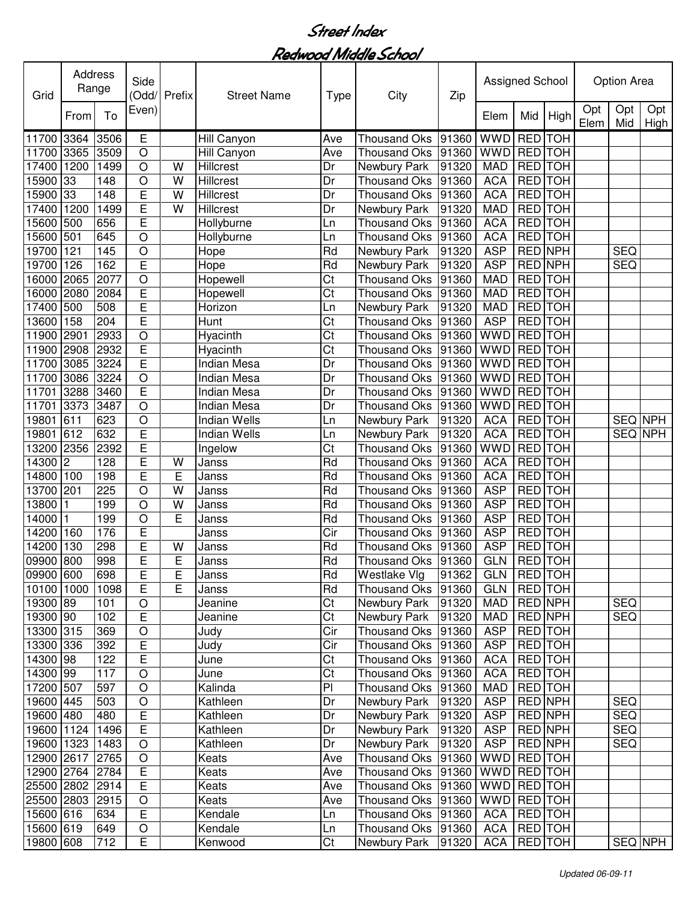# Street Index

## Redwood Middle School

| Grid | Address Range | | Side (Odd/ Even) | Prefix | Street Name | Type | City | Zip | Assigned School | | | Option Area | | |
|---|---|---|---|---|---|---|---|---|---|---|---|---|---|---|
| | From | To | | | | | | | Elem | Mid | High | Opt Elem | Opt Mid | Opt High |
| 11700 | 3364 | 3506 | E | | Hill Canyon | Ave | Thousand Oks | 91360 | WWD | RED | TOH | | | |
| 11700 | 3365 | 3509 | O | | Hill Canyon | Ave | Thousand Oks | 91360 | WWD | RED | TOH | | | |
| 17400 | 1200 | 1499 | O | W | Hillcrest | Dr | Newbury Park | 91320 | MAD | RED | TOH | | | |
| 15900 | 33 | 148 | O | W | Hillcrest | Dr | Thousand Oks | 91360 | ACA | RED | TOH | | | |
| 15900 | 33 | 148 | E | W | Hillcrest | Dr | Thousand Oks | 91360 | ACA | RED | TOH | | | |
| 17400 | 1200 | 1499 | E | W | Hillcrest | Dr | Newbury Park | 91320 | MAD | RED | TOH | | | |
| 15600 | 500 | 656 | E | | Hollyburne | Ln | Thousand Oks | 91360 | ACA | RED | TOH | | | |
| 15600 | 501 | 645 | O | | Hollyburne | Ln | Thousand Oks | 91360 | ACA | RED | TOH | | | |
| 19700 | 121 | 145 | O | | Hope | Rd | Newbury Park | 91320 | ASP | RED | NPH | | SEQ | |
| 19700 | 126 | 162 | E | | Hope | Rd | Newbury Park | 91320 | ASP | RED | NPH | | SEQ | |
| 16000 | 2065 | 2077 | O | | Hopewell | Ct | Thousand Oks | 91360 | MAD | RED | TOH | | | |
| 16000 | 2080 | 2084 | E | | Hopewell | Ct | Thousand Oks | 91360 | MAD | RED | TOH | | | |
| 17400 | 500 | 508 | E | | Horizon | Ln | Newbury Park | 91320 | MAD | RED | TOH | | | |
| 13600 | 158 | 204 | E | | Hunt | Ct | Thousand Oks | 91360 | ASP | RED | TOH | | | |
| 11900 | 2901 | 2933 | O | | Hyacinth | Ct | Thousand Oks | 91360 | WWD | RED | TOH | | | |
| 11900 | 2908 | 2932 | E | | Hyacinth | Ct | Thousand Oks | 91360 | WWD | RED | TOH | | | |
| 11700 | 3085 | 3224 | E | | Indian Mesa | Dr | Thousand Oks | 91360 | WWD | RED | TOH | | | |
| 11700 | 3086 | 3224 | O | | Indian Mesa | Dr | Thousand Oks | 91360 | WWD | RED | TOH | | | |
| 11701 | 3288 | 3460 | E | | Indian Mesa | Dr | Thousand Oks | 91360 | WWD | RED | TOH | | | |
| 11701 | 3373 | 3487 | O | | Indian Mesa | Dr | Thousand Oks | 91360 | WWD | RED | TOH | | | |
| 19801 | 611 | 623 | O | | Indian Wells | Ln | Newbury Park | 91320 | ACA | RED | TOH | | SEQ | NPH |
| 19801 | 612 | 632 | E | | Indian Wells | Ln | Newbury Park | 91320 | ACA | RED | TOH | | SEQ | NPH |
| 13200 | 2356 | 2392 | E | | Ingelow | Ct | Thousand Oks | 91360 | WWD | RED | TOH | | | |
| 14300 | 2 | 128 | E | W | Janss | Rd | Thousand Oks | 91360 | ACA | RED | TOH | | | |
| 14800 | 100 | 198 | E | E | Janss | Rd | Thousand Oks | 91360 | ACA | RED | TOH | | | |
| 13700 | 201 | 225 | O | W | Janss | Rd | Thousand Oks | 91360 | ASP | RED | TOH | | | |
| 13800 | 1 | 199 | O | W | Janss | Rd | Thousand Oks | 91360 | ASP | RED | TOH | | | |
| 14000 | 1 | 199 | O | E | Janss | Rd | Thousand Oks | 91360 | ASP | RED | TOH | | | |
| 14200 | 160 | 176 | E | | Janss | Cir | Thousand Oks | 91360 | ASP | RED | TOH | | | |
| 14200 | 130 | 298 | E | W | Janss | Rd | Thousand Oks | 91360 | ASP | RED | TOH | | | |
| 09900 | 800 | 998 | E | E | Janss | Rd | Thousand Oks | 91360 | GLN | RED | TOH | | | |
| 09900 | 600 | 698 | E | E | Janss | Rd | Westlake Vlg | 91362 | GLN | RED | TOH | | | |
| 10100 | 1000 | 1098 | E | E | Janss | Rd | Thousand Oks | 91360 | GLN | RED | TOH | | | |
| 19300 | 89 | 101 | O | | Jeanine | Ct | Newbury Park | 91320 | MAD | RED | NPH | | SEQ | |
| 19300 | 90 | 102 | E | | Jeanine | Ct | Newbury Park | 91320 | MAD | RED | NPH | | SEQ | |
| 13300 | 315 | 369 | O | | Judy | Cir | Thousand Oks | 91360 | ASP | RED | TOH | | | |
| 13300 | 336 | 392 | E | | Judy | Cir | Thousand Oks | 91360 | ASP | RED | TOH | | | |
| 14300 | 98 | 122 | E | | June | Ct | Thousand Oks | 91360 | ACA | RED | TOH | | | |
| 14300 | 99 | 117 | O | | June | Ct | Thousand Oks | 91360 | ACA | RED | TOH | | | |
| 17200 | 507 | 597 | O | | Kalinda | Pl | Thousand Oks | 91360 | MAD | RED | TOH | | | |
| 19600 | 445 | 503 | O | | Kathleen | Dr | Newbury Park | 91320 | ASP | RED | NPH | | SEQ | |
| 19600 | 480 | 480 | E | | Kathleen | Dr | Newbury Park | 91320 | ASP | RED | NPH | | SEQ | |
| 19600 | 1124 | 1496 | E | | Kathleen | Dr | Newbury Park | 91320 | ASP | RED | NPH | | SEQ | |
| 19600 | 1323 | 1483 | O | | Kathleen | Dr | Newbury Park | 91320 | ASP | RED | NPH | | SEQ | |
| 12900 | 2617 | 2765 | O | | Keats | Ave | Thousand Oks | 91360 | WWD | RED | TOH | | | |
| 12900 | 2764 | 2784 | E | | Keats | Ave | Thousand Oks | 91360 | WWD | RED | TOH | | | |
| 25500 | 2802 | 2914 | E | | Keats | Ave | Thousand Oks | 91360 | WWD | RED | TOH | | | |
| 25500 | 2803 | 2915 | O | | Keats | Ave | Thousand Oks | 91360 | WWD | RED | TOH | | | |
| 15600 | 616 | 634 | E | | Kendale | Ln | Thousand Oks | 91360 | ACA | RED | TOH | | | |
| 15600 | 619 | 649 | O | | Kendale | Ln | Thousand Oks | 91360 | ACA | RED | TOH | | | |
| 19800 | 608 | 712 | E | | Kenwood | Ct | Newbury Park | 91320 | ACA | RED | TOH | | SEQ | NPH |

*Updated 06-09-11*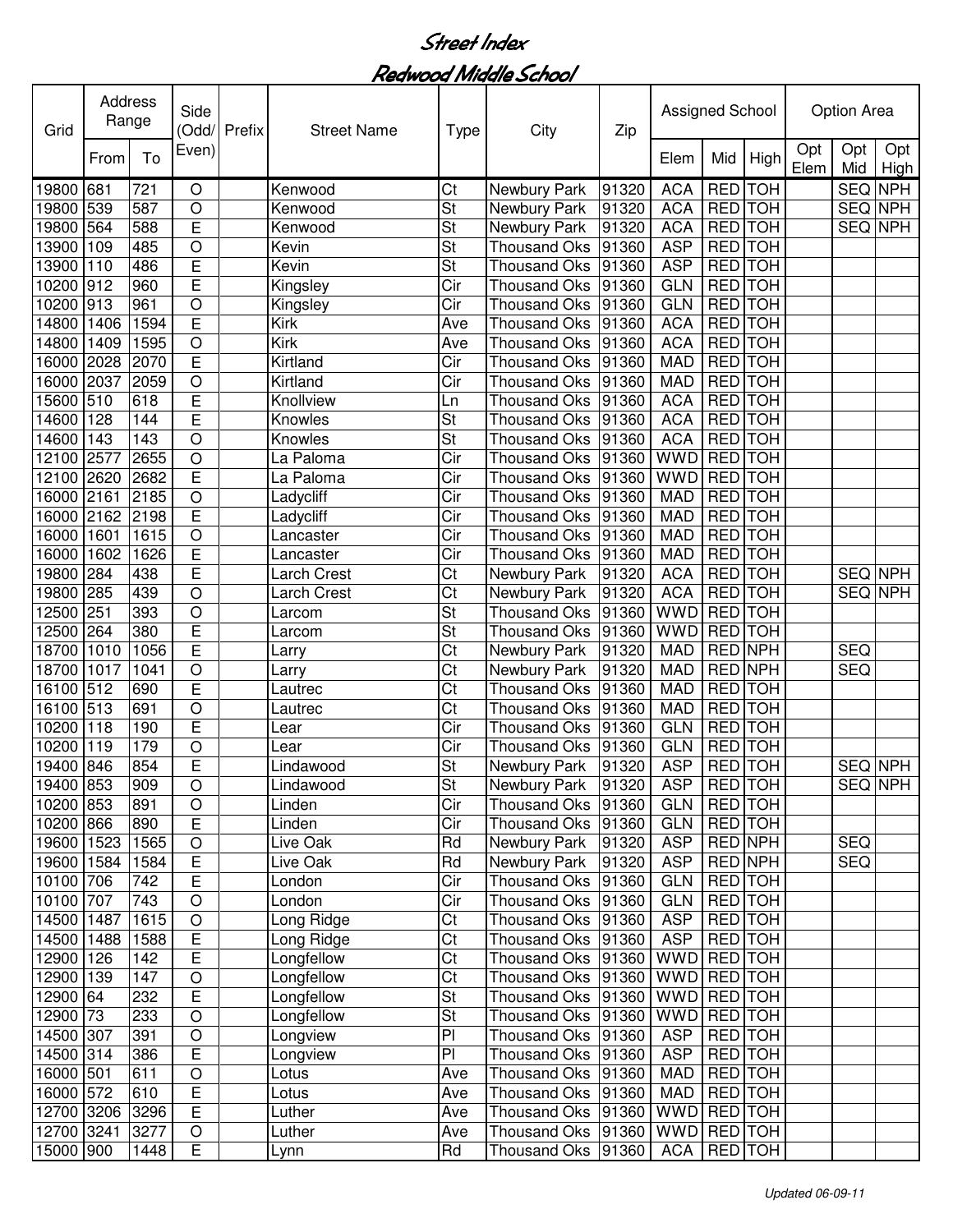# Street Index

## Redwood Middle School

| Grid | Address Range | | Side (Odd/ Even) | Prefix | Street Name | Type | City | Zip | Assigned School | | | Option Area | | |
|---|---|---|---|---|---|---|---|---|---|---|---|---|---|---|
| | From | To | | | | | | | Elem | Mid | High | Opt Elem | Opt Mid | Opt High |
| 19800 | 681 | 721 | O | | Kenwood | Ct | Newbury Park | 91320 | ACA | RED | TOH | | SEQ | NPH |
| 19800 | 539 | 587 | O | | Kenwood | St | Newbury Park | 91320 | ACA | RED | TOH | | SEQ | NPH |
| 19800 | 564 | 588 | E | | Kenwood | St | Newbury Park | 91320 | ACA | RED | TOH | | SEQ | NPH |
| 13900 | 109 | 485 | O | | Kevin | St | Thousand Oks | 91360 | ASP | RED | TOH | | | |
| 13900 | 110 | 486 | E | | Kevin | St | Thousand Oks | 91360 | ASP | RED | TOH | | | |
| 10200 | 912 | 960 | E | | Kingsley | Cir | Thousand Oks | 91360 | GLN | RED | TOH | | | |
| 10200 | 913 | 961 | O | | Kingsley | Cir | Thousand Oks | 91360 | GLN | RED | TOH | | | |
| 14800 | 1406 | 1594 | E | | Kirk | Ave | Thousand Oks | 91360 | ACA | RED | TOH | | | |
| 14800 | 1409 | 1595 | O | | Kirk | Ave | Thousand Oks | 91360 | ACA | RED | TOH | | | |
| 16000 | 2028 | 2070 | E | | Kirtland | Cir | Thousand Oks | 91360 | MAD | RED | TOH | | | |
| 16000 | 2037 | 2059 | O | | Kirtland | Cir | Thousand Oks | 91360 | MAD | RED | TOH | | | |
| 15600 | 510 | 618 | E | | Knollview | Ln | Thousand Oks | 91360 | ACA | RED | TOH | | | |
| 14600 | 128 | 144 | E | | Knowles | St | Thousand Oks | 91360 | ACA | RED | TOH | | | |
| 14600 | 143 | 143 | O | | Knowles | St | Thousand Oks | 91360 | ACA | RED | TOH | | | |
| 12100 | 2577 | 2655 | O | | La Paloma | Cir | Thousand Oks | 91360 | WWD | RED | TOH | | | |
| 12100 | 2620 | 2682 | E | | La Paloma | Cir | Thousand Oks | 91360 | WWD | RED | TOH | | | |
| 16000 | 2161 | 2185 | O | | Ladycliff | Cir | Thousand Oks | 91360 | MAD | RED | TOH | | | |
| 16000 | 2162 | 2198 | E | | Ladycliff | Cir | Thousand Oks | 91360 | MAD | RED | TOH | | | |
| 16000 | 1601 | 1615 | O | | Lancaster | Cir | Thousand Oks | 91360 | MAD | RED | TOH | | | |
| 16000 | 1602 | 1626 | E | | Lancaster | Cir | Thousand Oks | 91360 | MAD | RED | TOH | | | |
| 19800 | 284 | 438 | E | | Larch Crest | Ct | Newbury Park | 91320 | ACA | RED | TOH | | SEQ | NPH |
| 19800 | 285 | 439 | O | | Larch Crest | Ct | Newbury Park | 91320 | ACA | RED | TOH | | SEQ | NPH |
| 12500 | 251 | 393 | O | | Larcom | St | Thousand Oks | 91360 | WWD | RED | TOH | | | |
| 12500 | 264 | 380 | E | | Larcom | St | Thousand Oks | 91360 | WWD | RED | TOH | | | |
| 18700 | 1010 | 1056 | E | | Larry | Ct | Newbury Park | 91320 | MAD | RED | NPH | | SEQ | |
| 18700 | 1017 | 1041 | O | | Larry | Ct | Newbury Park | 91320 | MAD | RED | NPH | | SEQ | |
| 16100 | 512 | 690 | E | | Lautrec | Ct | Thousand Oks | 91360 | MAD | RED | TOH | | | |
| 16100 | 513 | 691 | O | | Lautrec | Ct | Thousand Oks | 91360 | MAD | RED | TOH | | | |
| 10200 | 118 | 190 | E | | Lear | Cir | Thousand Oks | 91360 | GLN | RED | TOH | | | |
| 10200 | 119 | 179 | O | | Lear | Cir | Thousand Oks | 91360 | GLN | RED | TOH | | | |
| 19400 | 846 | 854 | E | | Lindawood | St | Newbury Park | 91320 | ASP | RED | TOH | | SEQ | NPH |
| 19400 | 853 | 909 | O | | Lindawood | St | Newbury Park | 91320 | ASP | RED | TOH | | SEQ | NPH |
| 10200 | 853 | 891 | O | | Linden | Cir | Thousand Oks | 91360 | GLN | RED | TOH | | | |
| 10200 | 866 | 890 | E | | Linden | Cir | Thousand Oks | 91360 | GLN | RED | TOH | | | |
| 19600 | 1523 | 1565 | O | | Live Oak | Rd | Newbury Park | 91320 | ASP | RED | NPH | | SEQ | |
| 19600 | 1584 | 1584 | E | | Live Oak | Rd | Newbury Park | 91320 | ASP | RED | NPH | | SEQ | |
| 10100 | 706 | 742 | E | | London | Cir | Thousand Oks | 91360 | GLN | RED | TOH | | | |
| 10100 | 707 | 743 | O | | London | Cir | Thousand Oks | 91360 | GLN | RED | TOH | | | |
| 14500 | 1487 | 1615 | O | | Long Ridge | Ct | Thousand Oks | 91360 | ASP | RED | TOH | | | |
| 14500 | 1488 | 1588 | E | | Long Ridge | Ct | Thousand Oks | 91360 | ASP | RED | TOH | | | |
| 12900 | 126 | 142 | E | | Longfellow | Ct | Thousand Oks | 91360 | WWD | RED | TOH | | | |
| 12900 | 139 | 147 | O | | Longfellow | Ct | Thousand Oks | 91360 | WWD | RED | TOH | | | |
| 12900 | 64 | 232 | E | | Longfellow | St | Thousand Oks | 91360 | WWD | RED | TOH | | | |
| 12900 | 73 | 233 | O | | Longfellow | St | Thousand Oks | 91360 | WWD | RED | TOH | | | |
| 14500 | 307 | 391 | O | | Longview | Pl | Thousand Oks | 91360 | ASP | RED | TOH | | | |
| 14500 | 314 | 386 | E | | Longview | Pl | Thousand Oks | 91360 | ASP | RED | TOH | | | |
| 16000 | 501 | 611 | O | | Lotus | Ave | Thousand Oks | 91360 | MAD | RED | TOH | | | |
| 16000 | 572 | 610 | E | | Lotus | Ave | Thousand Oks | 91360 | MAD | RED | TOH | | | |
| 12700 | 3206 | 3296 | E | | Luther | Ave | Thousand Oks | 91360 | WWD | RED | TOH | | | |
| 12700 | 3241 | 3277 | O | | Luther | Ave | Thousand Oks | 91360 | WWD | RED | TOH | | | |
| 15000 | 900 | 1448 | E | | Lynn | Rd | Thousand Oks | 91360 | ACA | RED | TOH | | | |

*Updated 06-09-11*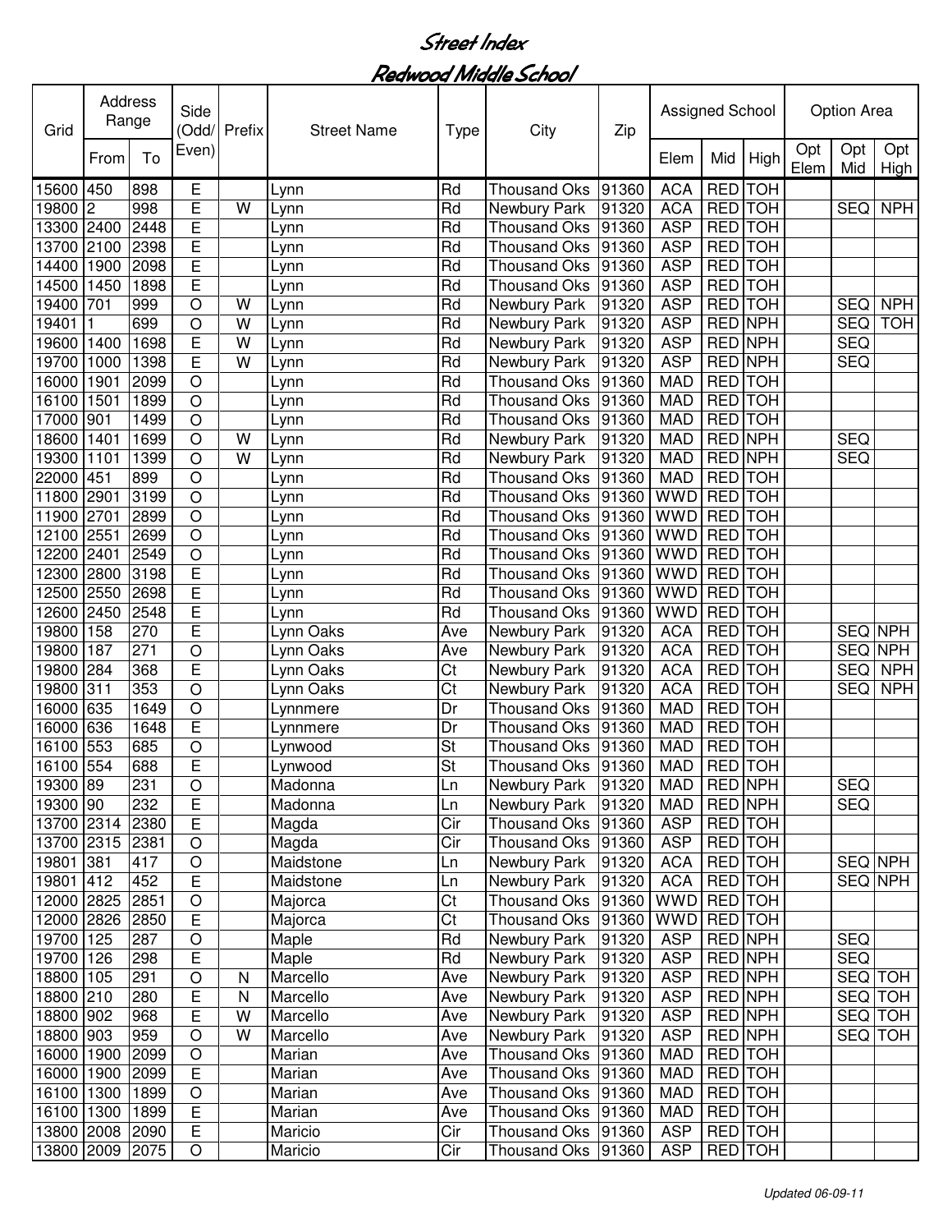# Street Index

## Redwood Middle School

| Grid | Address Range | | Side (Odd/ Even) | Prefix | Street Name | Type | City | Zip | Assigned School | | | Option Area | | |
|---|---|---|---|---|---|---|---|---|---|---|---|---|---|---|
| | From | To | | | | | | | Elem | Mid | High | Opt Elem | Opt Mid | Opt High |
| 15600 | 450 | 898 | E | | Lynn | Rd | Thousand Oks | 91360 | ACA | RED | TOH | | | |
| 19800 | 2 | 998 | E | W | Lynn | Rd | Newbury Park | 91320 | ACA | RED | TOH | | SEQ | NPH |
| 13300 | 2400 | 2448 | E | | Lynn | Rd | Thousand Oks | 91360 | ASP | RED | TOH | | | |
| 13700 | 2100 | 2398 | E | | Lynn | Rd | Thousand Oks | 91360 | ASP | RED | TOH | | | |
| 14400 | 1900 | 2098 | E | | Lynn | Rd | Thousand Oks | 91360 | ASP | RED | TOH | | | |
| 14500 | 1450 | 1898 | E | | Lynn | Rd | Thousand Oks | 91360 | ASP | RED | TOH | | | |
| 19400 | 701 | 999 | O | W | Lynn | Rd | Newbury Park | 91320 | ASP | RED | TOH | | SEQ | NPH |
| 19401 | 1 | 699 | O | W | Lynn | Rd | Newbury Park | 91320 | ASP | RED | NPH | | SEQ | TOH |
| 19600 | 1400 | 1698 | E | W | Lynn | Rd | Newbury Park | 91320 | ASP | RED | NPH | | SEQ | |
| 19700 | 1000 | 1398 | E | W | Lynn | Rd | Newbury Park | 91320 | ASP | RED | NPH | | SEQ | |
| 16000 | 1901 | 2099 | O | | Lynn | Rd | Thousand Oks | 91360 | MAD | RED | TOH | | | |
| 16100 | 1501 | 1899 | O | | Lynn | Rd | Thousand Oks | 91360 | MAD | RED | TOH | | | |
| 17000 | 901 | 1499 | O | | Lynn | Rd | Thousand Oks | 91360 | MAD | RED | TOH | | | |
| 18600 | 1401 | 1699 | O | W | Lynn | Rd | Newbury Park | 91320 | MAD | RED | NPH | | SEQ | |
| 19300 | 1101 | 1399 | O | W | Lynn | Rd | Newbury Park | 91320 | MAD | RED | NPH | | SEQ | |
| 22000 | 451 | 899 | O | | Lynn | Rd | Thousand Oks | 91360 | MAD | RED | TOH | | | |
| 11800 | 2901 | 3199 | O | | Lynn | Rd | Thousand Oks | 91360 | WWD | RED | TOH | | | |
| 11900 | 2701 | 2899 | O | | Lynn | Rd | Thousand Oks | 91360 | WWD | RED | TOH | | | |
| 12100 | 2551 | 2699 | O | | Lynn | Rd | Thousand Oks | 91360 | WWD | RED | TOH | | | |
| 12200 | 2401 | 2549 | O | | Lynn | Rd | Thousand Oks | 91360 | WWD | RED | TOH | | | |
| 12300 | 2800 | 3198 | E | | Lynn | Rd | Thousand Oks | 91360 | WWD | RED | TOH | | | |
| 12500 | 2550 | 2698 | E | | Lynn | Rd | Thousand Oks | 91360 | WWD | RED | TOH | | | |
| 12600 | 2450 | 2548 | E | | Lynn | Rd | Thousand Oks | 91360 | WWD | RED | TOH | | | |
| 19800 | 158 | 270 | E | | Lynn Oaks | Ave | Newbury Park | 91320 | ACA | RED | TOH | | SEQ | NPH |
| 19800 | 187 | 271 | O | | Lynn Oaks | Ave | Newbury Park | 91320 | ACA | RED | TOH | | SEQ | NPH |
| 19800 | 284 | 368 | E | | Lynn Oaks | Ct | Newbury Park | 91320 | ACA | RED | TOH | | SEQ | NPH |
| 19800 | 311 | 353 | O | | Lynn Oaks | Ct | Newbury Park | 91320 | ACA | RED | TOH | | SEQ | NPH |
| 16000 | 635 | 1649 | O | | Lynnmere | Dr | Thousand Oks | 91360 | MAD | RED | TOH | | | |
| 16000 | 636 | 1648 | E | | Lynnmere | Dr | Thousand Oks | 91360 | MAD | RED | TOH | | | |
| 16100 | 553 | 685 | O | | Lynwood | St | Thousand Oks | 91360 | MAD | RED | TOH | | | |
| 16100 | 554 | 688 | E | | Lynwood | St | Thousand Oks | 91360 | MAD | RED | TOH | | | |
| 19300 | 89 | 231 | O | | Madonna | Ln | Newbury Park | 91320 | MAD | RED | NPH | | SEQ | |
| 19300 | 90 | 232 | E | | Madonna | Ln | Newbury Park | 91320 | MAD | RED | NPH | | SEQ | |
| 13700 | 2314 | 2380 | E | | Magda | Cir | Thousand Oks | 91360 | ASP | RED | TOH | | | |
| 13700 | 2315 | 2381 | O | | Magda | Cir | Thousand Oks | 91360 | ASP | RED | TOH | | | |
| 19801 | 381 | 417 | O | | Maidstone | Ln | Newbury Park | 91320 | ACA | RED | TOH | | SEQ | NPH |
| 19801 | 412 | 452 | E | | Maidstone | Ln | Newbury Park | 91320 | ACA | RED | TOH | | SEQ | NPH |
| 12000 | 2825 | 2851 | O | | Majorca | Ct | Thousand Oks | 91360 | WWD | RED | TOH | | | |
| 12000 | 2826 | 2850 | E | | Majorca | Ct | Thousand Oks | 91360 | WWD | RED | TOH | | | |
| 19700 | 125 | 287 | O | | Maple | Rd | Newbury Park | 91320 | ASP | RED | NPH | | SEQ | |
| 19700 | 126 | 298 | E | | Maple | Rd | Newbury Park | 91320 | ASP | RED | NPH | | SEQ | |
| 18800 | 105 | 291 | O | N | Marcello | Ave | Newbury Park | 91320 | ASP | RED | NPH | | SEQ | TOH |
| 18800 | 210 | 280 | E | N | Marcello | Ave | Newbury Park | 91320 | ASP | RED | NPH | | SEQ | TOH |
| 18800 | 902 | 968 | E | W | Marcello | Ave | Newbury Park | 91320 | ASP | RED | NPH | | SEQ | TOH |
| 18800 | 903 | 959 | O | W | Marcello | Ave | Newbury Park | 91320 | ASP | RED | NPH | | SEQ | TOH |
| 16000 | 1900 | 2099 | O | | Marian | Ave | Thousand Oks | 91360 | MAD | RED | TOH | | | |
| 16000 | 1900 | 2099 | E | | Marian | Ave | Thousand Oks | 91360 | MAD | RED | TOH | | | |
| 16100 | 1300 | 1899 | O | | Marian | Ave | Thousand Oks | 91360 | MAD | RED | TOH | | | |
| 16100 | 1300 | 1899 | E | | Marian | Ave | Thousand Oks | 91360 | MAD | RED | TOH | | | |
| 13800 | 2008 | 2090 | E | | Maricio | Cir | Thousand Oks | 91360 | ASP | RED | TOH | | | |
| 13800 | 2009 | 2075 | O | | Maricio | Cir | Thousand Oks | 91360 | ASP | RED | TOH | | | |

*Updated 06-09-11*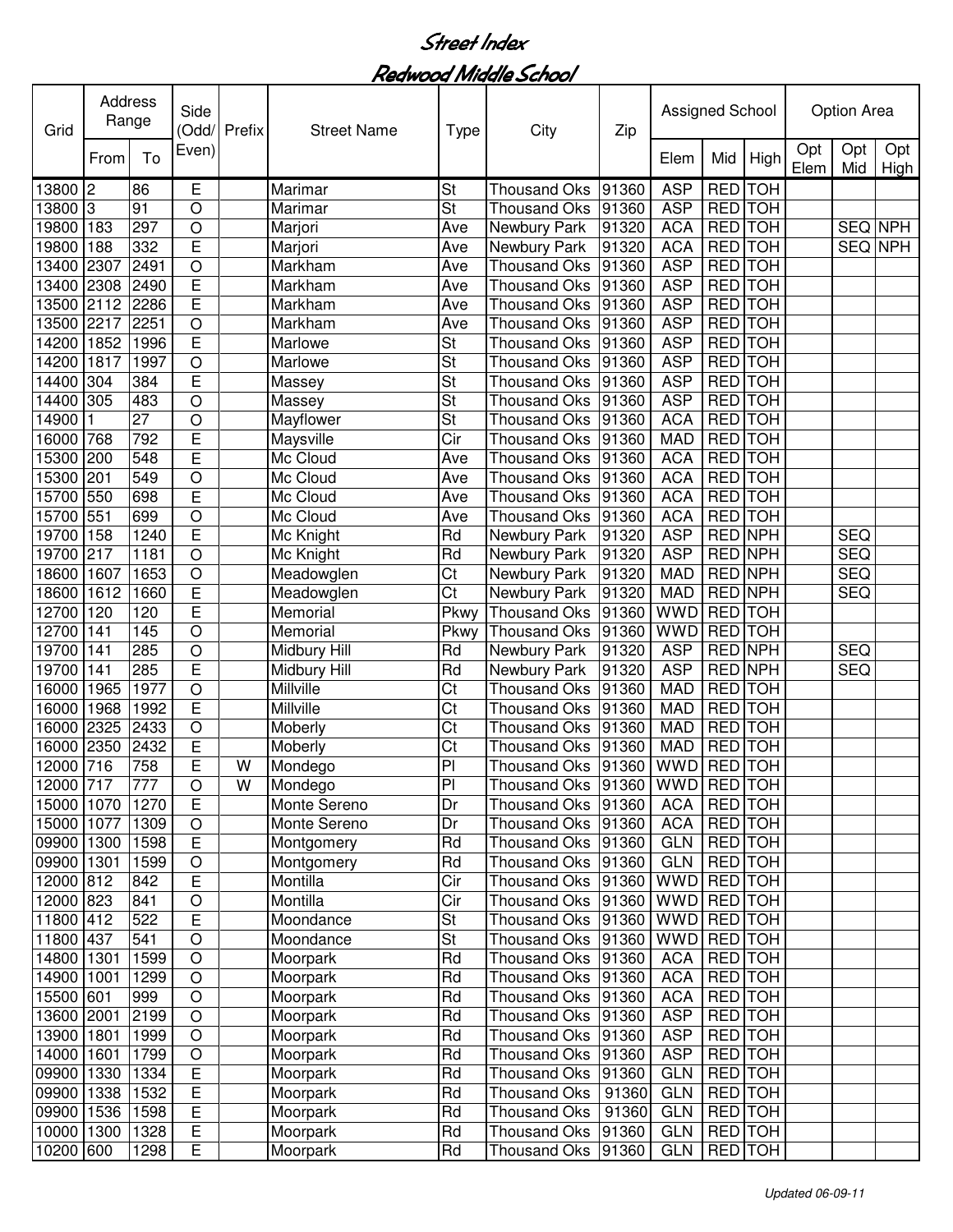# Street Index

## Redwood Middle School

| Grid | Address Range | | Side (Odd/ Even) | Prefix | Street Name | Type | City | Zip | Assigned School | | | Option Area | | |
|---|---|---|---|---|---|---|---|---|---|---|---|---|---|---|
| | From | To | | | | | | | Elem | Mid | High | Opt Elem | Opt Mid | Opt High |
| 13800 | 2 | 86 | E | | Marimar | St | Thousand Oks | 91360 | ASP | RED | TOH | | | |
| 13800 | 3 | 91 | O | | Marimar | St | Thousand Oks | 91360 | ASP | RED | TOH | | | |
| 19800 | 183 | 297 | O | | Marjori | Ave | Newbury Park | 91320 | ACA | RED | TOH | | SEQ | NPH |
| 19800 | 188 | 332 | E | | Marjori | Ave | Newbury Park | 91320 | ACA | RED | TOH | | SEQ | NPH |
| 13400 | 2307 | 2491 | O | | Markham | Ave | Thousand Oks | 91360 | ASP | RED | TOH | | | |
| 13400 | 2308 | 2490 | E | | Markham | Ave | Thousand Oks | 91360 | ASP | RED | TOH | | | |
| 13500 | 2112 | 2286 | E | | Markham | Ave | Thousand Oks | 91360 | ASP | RED | TOH | | | |
| 13500 | 2217 | 2251 | O | | Markham | Ave | Thousand Oks | 91360 | ASP | RED | TOH | | | |
| 14200 | 1852 | 1996 | E | | Marlowe | St | Thousand Oks | 91360 | ASP | RED | TOH | | | |
| 14200 | 1817 | 1997 | O | | Marlowe | St | Thousand Oks | 91360 | ASP | RED | TOH | | | |
| 14400 | 304 | 384 | E | | Massey | St | Thousand Oks | 91360 | ASP | RED | TOH | | | |
| 14400 | 305 | 483 | O | | Massey | St | Thousand Oks | 91360 | ASP | RED | TOH | | | |
| 14900 | 1 | 27 | O | | Mayflower | St | Thousand Oks | 91360 | ACA | RED | TOH | | | |
| 16000 | 768 | 792 | E | | Maysville | Cir | Thousand Oks | 91360 | MAD | RED | TOH | | | |
| 15300 | 200 | 548 | E | | Mc Cloud | Ave | Thousand Oks | 91360 | ACA | RED | TOH | | | |
| 15300 | 201 | 549 | O | | Mc Cloud | Ave | Thousand Oks | 91360 | ACA | RED | TOH | | | |
| 15700 | 550 | 698 | E | | Mc Cloud | Ave | Thousand Oks | 91360 | ACA | RED | TOH | | | |
| 15700 | 551 | 699 | O | | Mc Cloud | Ave | Thousand Oks | 91360 | ACA | RED | TOH | | | |
| 19700 | 158 | 1240 | E | | Mc Knight | Rd | Newbury Park | 91320 | ASP | RED | NPH | | SEQ | |
| 19700 | 217 | 1181 | O | | Mc Knight | Rd | Newbury Park | 91320 | ASP | RED | NPH | | SEQ | |
| 18600 | 1607 | 1653 | O | | Meadowglen | Ct | Newbury Park | 91320 | MAD | RED | NPH | | SEQ | |
| 18600 | 1612 | 1660 | E | | Meadowglen | Ct | Newbury Park | 91320 | MAD | RED | NPH | | SEQ | |
| 12700 | 120 | 120 | E | | Memorial | Pkwy | Thousand Oks | 91360 | WWD | RED | TOH | | | |
| 12700 | 141 | 145 | O | | Memorial | Pkwy | Thousand Oks | 91360 | WWD | RED | TOH | | | |
| 19700 | 141 | 285 | O | | Midbury Hill | Rd | Newbury Park | 91320 | ASP | RED | NPH | | SEQ | |
| 19700 | 141 | 285 | E | | Midbury Hill | Rd | Newbury Park | 91320 | ASP | RED | NPH | | SEQ | |
| 16000 | 1965 | 1977 | O | | Millville | Ct | Thousand Oks | 91360 | MAD | RED | TOH | | | |
| 16000 | 1968 | 1992 | E | | Millville | Ct | Thousand Oks | 91360 | MAD | RED | TOH | | | |
| 16000 | 2325 | 2433 | O | | Moberly | Ct | Thousand Oks | 91360 | MAD | RED | TOH | | | |
| 16000 | 2350 | 2432 | E | | Moberly | Ct | Thousand Oks | 91360 | MAD | RED | TOH | | | |
| 12000 | 716 | 758 | E | W | Mondego | Pl | Thousand Oks | 91360 | WWD | RED | TOH | | | |
| 12000 | 717 | 777 | O | W | Mondego | Pl | Thousand Oks | 91360 | WWD | RED | TOH | | | |
| 15000 | 1070 | 1270 | E | | Monte Sereno | Dr | Thousand Oks | 91360 | ACA | RED | TOH | | | |
| 15000 | 1077 | 1309 | O | | Monte Sereno | Dr | Thousand Oks | 91360 | ACA | RED | TOH | | | |
| 09900 | 1300 | 1598 | E | | Montgomery | Rd | Thousand Oks | 91360 | GLN | RED | TOH | | | |
| 09900 | 1301 | 1599 | O | | Montgomery | Rd | Thousand Oks | 91360 | GLN | RED | TOH | | | |
| 12000 | 812 | 842 | E | | Montilla | Cir | Thousand Oks | 91360 | WWD | RED | TOH | | | |
| 12000 | 823 | 841 | O | | Montilla | Cir | Thousand Oks | 91360 | WWD | RED | TOH | | | |
| 11800 | 412 | 522 | E | | Moondance | St | Thousand Oks | 91360 | WWD | RED | TOH | | | |
| 11800 | 437 | 541 | O | | Moondance | St | Thousand Oks | 91360 | WWD | RED | TOH | | | |
| 14800 | 1301 | 1599 | O | | Moorpark | Rd | Thousand Oks | 91360 | ACA | RED | TOH | | | |
| 14900 | 1001 | 1299 | O | | Moorpark | Rd | Thousand Oks | 91360 | ACA | RED | TOH | | | |
| 15500 | 601 | 999 | O | | Moorpark | Rd | Thousand Oks | 91360 | ACA | RED | TOH | | | |
| 13600 | 2001 | 2199 | O | | Moorpark | Rd | Thousand Oks | 91360 | ASP | RED | TOH | | | |
| 13900 | 1801 | 1999 | O | | Moorpark | Rd | Thousand Oks | 91360 | ASP | RED | TOH | | | |
| 14000 | 1601 | 1799 | O | | Moorpark | Rd | Thousand Oks | 91360 | ASP | RED | TOH | | | |
| 09900 | 1330 | 1334 | E | | Moorpark | Rd | Thousand Oks | 91360 | GLN | RED | TOH | | | |
| 09900 | 1338 | 1532 | E | | Moorpark | Rd | Thousand Oks | 91360 | GLN | RED | TOH | | | |
| 09900 | 1536 | 1598 | E | | Moorpark | Rd | Thousand Oks | 91360 | GLN | RED | TOH | | | |
| 10000 | 1300 | 1328 | E | | Moorpark | Rd | Thousand Oks | 91360 | GLN | RED | TOH | | | |
| 10200 | 600 | 1298 | E | | Moorpark | Rd | Thousand Oks | 91360 | GLN | RED | TOH | | | |

*Updated 06-09-11*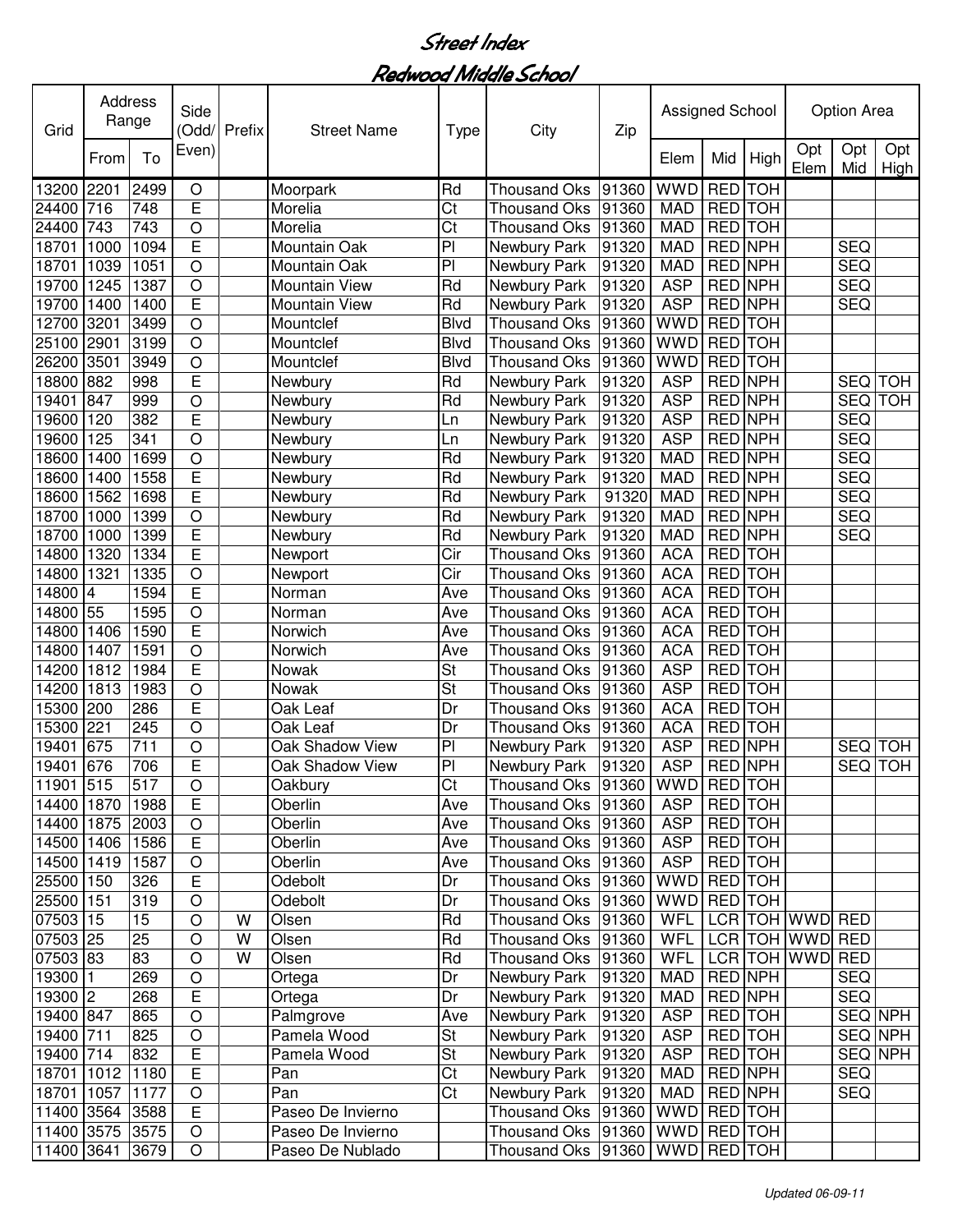# Street Index

## Redwood Middle School

| Grid | Address Range | | Side (Odd/ Even) | Prefix | Street Name | Type | City | Zip | Assigned School | | | Option Area | | |
|---|---|---|---|---|---|---|---|---|---|---|---|---|---|---|
| | From | To | | | | | | | Elem | Mid | High | Opt Elem | Opt Mid | Opt High |
| 13200 | 2201 | 2499 | O | | Moorpark | Rd | Thousand Oks | 91360 | WWD | RED | TOH | | | |
| 24400 | 716 | 748 | E | | Morelia | Ct | Thousand Oks | 91360 | MAD | RED | TOH | | | |
| 24400 | 743 | 743 | O | | Morelia | Ct | Thousand Oks | 91360 | MAD | RED | TOH | | | |
| 18701 | 1000 | 1094 | E | | Mountain Oak | Pl | Newbury Park | 91320 | MAD | RED | NPH | | SEQ | |
| 18701 | 1039 | 1051 | O | | Mountain Oak | Pl | Newbury Park | 91320 | MAD | RED | NPH | | SEQ | |
| 19700 | 1245 | 1387 | O | | Mountain View | Rd | Newbury Park | 91320 | ASP | RED | NPH | | SEQ | |
| 19700 | 1400 | 1400 | E | | Mountain View | Rd | Newbury Park | 91320 | ASP | RED | NPH | | SEQ | |
| 12700 | 3201 | 3499 | O | | Mountclef | Blvd | Thousand Oks | 91360 | WWD | RED | TOH | | | |
| 25100 | 2901 | 3199 | O | | Mountclef | Blvd | Thousand Oks | 91360 | WWD | RED | TOH | | | |
| 26200 | 3501 | 3949 | O | | Mountclef | Blvd | Thousand Oks | 91360 | WWD | RED | TOH | | | |
| 18800 | 882 | 998 | E | | Newbury | Rd | Newbury Park | 91320 | ASP | RED | NPH | | SEQ | TOH |
| 19401 | 847 | 999 | O | | Newbury | Rd | Newbury Park | 91320 | ASP | RED | NPH | | SEQ | TOH |
| 19600 | 120 | 382 | E | | Newbury | Ln | Newbury Park | 91320 | ASP | RED | NPH | | SEQ | |
| 19600 | 125 | 341 | O | | Newbury | Ln | Newbury Park | 91320 | ASP | RED | NPH | | SEQ | |
| 18600 | 1400 | 1699 | O | | Newbury | Rd | Newbury Park | 91320 | MAD | RED | NPH | | SEQ | |
| 18600 | 1400 | 1558 | E | | Newbury | Rd | Newbury Park | 91320 | MAD | RED | NPH | | SEQ | |
| 18600 | 1562 | 1698 | E | | Newbury | Rd | Newbury Park | 91320 | MAD | RED | NPH | | SEQ | |
| 18700 | 1000 | 1399 | O | | Newbury | Rd | Newbury Park | 91320 | MAD | RED | NPH | | SEQ | |
| 18700 | 1000 | 1399 | E | | Newbury | Rd | Newbury Park | 91320 | MAD | RED | NPH | | SEQ | |
| 14800 | 1320 | 1334 | E | | Newport | Cir | Thousand Oks | 91360 | ACA | RED | TOH | | | |
| 14800 | 1321 | 1335 | O | | Newport | Cir | Thousand Oks | 91360 | ACA | RED | TOH | | | |
| 14800 | 4 | 1594 | E | | Norman | Ave | Thousand Oks | 91360 | ACA | RED | TOH | | | |
| 14800 | 55 | 1595 | O | | Norman | Ave | Thousand Oks | 91360 | ACA | RED | TOH | | | |
| 14800 | 1406 | 1590 | E | | Norwich | Ave | Thousand Oks | 91360 | ACA | RED | TOH | | | |
| 14800 | 1407 | 1591 | O | | Norwich | Ave | Thousand Oks | 91360 | ACA | RED | TOH | | | |
| 14200 | 1812 | 1984 | E | | Nowak | St | Thousand Oks | 91360 | ASP | RED | TOH | | | |
| 14200 | 1813 | 1983 | O | | Nowak | St | Thousand Oks | 91360 | ASP | RED | TOH | | | |
| 15300 | 200 | 286 | E | | Oak Leaf | Dr | Thousand Oks | 91360 | ACA | RED | TOH | | | |
| 15300 | 221 | 245 | O | | Oak Leaf | Dr | Thousand Oks | 91360 | ACA | RED | TOH | | | |
| 19401 | 675 | 711 | O | | Oak Shadow View | Pl | Newbury Park | 91320 | ASP | RED | NPH | | SEQ | TOH |
| 19401 | 676 | 706 | E | | Oak Shadow View | Pl | Newbury Park | 91320 | ASP | RED | NPH | | SEQ | TOH |
| 11901 | 515 | 517 | O | | Oakbury | Ct | Thousand Oks | 91360 | WWD | RED | TOH | | | |
| 14400 | 1870 | 1988 | E | | Oberlin | Ave | Thousand Oks | 91360 | ASP | RED | TOH | | | |
| 14400 | 1875 | 2003 | O | | Oberlin | Ave | Thousand Oks | 91360 | ASP | RED | TOH | | | |
| 14500 | 1406 | 1586 | E | | Oberlin | Ave | Thousand Oks | 91360 | ASP | RED | TOH | | | |
| 14500 | 1419 | 1587 | O | | Oberlin | Ave | Thousand Oks | 91360 | ASP | RED | TOH | | | |
| 25500 | 150 | 326 | E | | Odebolt | Dr | Thousand Oks | 91360 | WWD | RED | TOH | | | |
| 25500 | 151 | 319 | O | | Odebolt | Dr | Thousand Oks | 91360 | WWD | RED | TOH | | | |
| 07503 | 15 | 15 | O | W | Olsen | Rd | Thousand Oks | 91360 | WFL | LCR | TOH | WWD | RED | |
| 07503 | 25 | 25 | O | W | Olsen | Rd | Thousand Oks | 91360 | WFL | LCR | TOH | WWD | RED | |
| 07503 | 83 | 83 | O | W | Olsen | Rd | Thousand Oks | 91360 | WFL | LCR | TOH | WWD | RED | |
| 19300 | 1 | 269 | O | | Ortega | Dr | Newbury Park | 91320 | MAD | RED | NPH | | SEQ | |
| 19300 | 2 | 268 | E | | Ortega | Dr | Newbury Park | 91320 | MAD | RED | NPH | | SEQ | |
| 19400 | 847 | 865 | O | | Palmgrove | Ave | Newbury Park | 91320 | ASP | RED | TOH | | SEQ | NPH |
| 19400 | 711 | 825 | O | | Pamela Wood | St | Newbury Park | 91320 | ASP | RED | TOH | | SEQ | NPH |
| 19400 | 714 | 832 | E | | Pamela Wood | St | Newbury Park | 91320 | ASP | RED | TOH | | SEQ | NPH |
| 18701 | 1012 | 1180 | E | | Pan | Ct | Newbury Park | 91320 | MAD | RED | NPH | | SEQ | |
| 18701 | 1057 | 1177 | O | | Pan | Ct | Newbury Park | 91320 | MAD | RED | NPH | | SEQ | |
| 11400 | 3564 | 3588 | E | | Paseo De Invierno | | Thousand Oks | 91360 | WWD | RED | TOH | | | |
| 11400 | 3575 | 3575 | O | | Paseo De Invierno | | Thousand Oks | 91360 | WWD | RED | TOH | | | |
| 11400 | 3641 | 3679 | O | | Paseo De Nublado | | Thousand Oks | 91360 | WWD | RED | TOH | | | |

*Updated 06-09-11*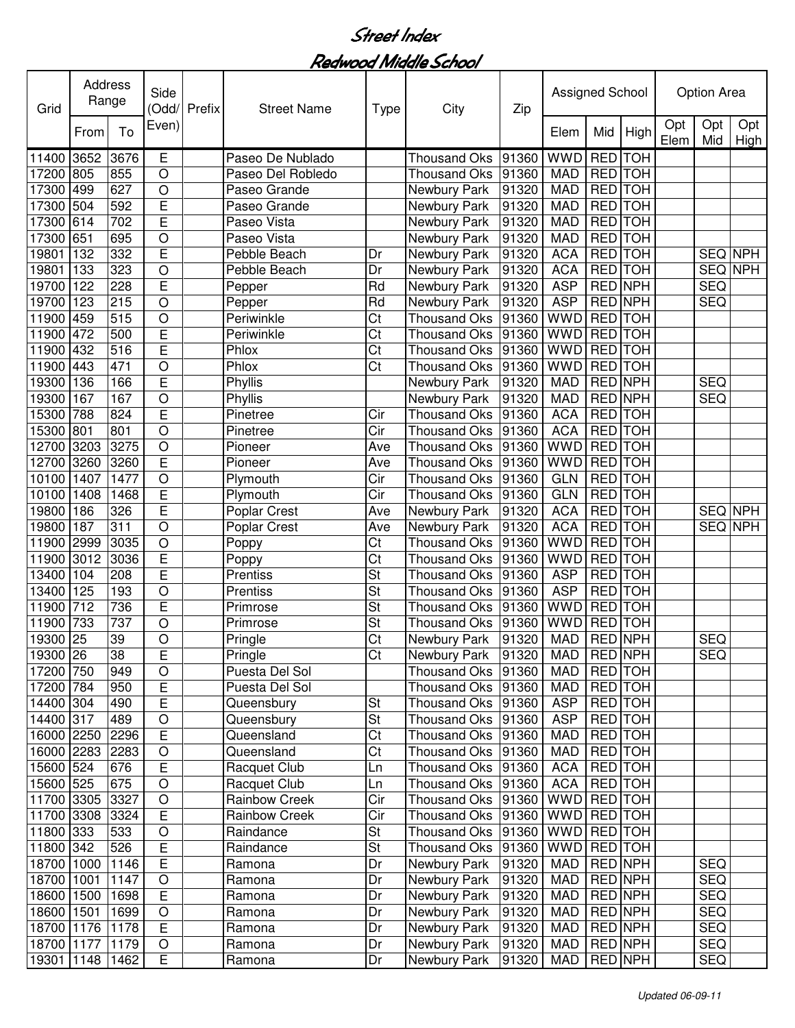# Street Index

## Redwood Middle School

| Grid | Address Range | | Side (Odd/ Even) | Prefix | Street Name | Type | City | Zip | Assigned School | | | Option Area | | |
|---|---|---|---|---|---|---|---|---|---|---|---|---|---|---|
| | From | To | | | | | | | Elem | Mid | High | Opt Elem | Opt Mid | Opt High |
| 11400 | 3652 | 3676 | E | | Paseo De Nublado | | Thousand Oks | 91360 | WWD | RED | TOH | | | |
| 17200 | 805 | 855 | O | | Paseo Del Robledo | | Thousand Oks | 91360 | MAD | RED | TOH | | | |
| 17300 | 499 | 627 | O | | Paseo Grande | | Newbury Park | 91320 | MAD | RED | TOH | | | |
| 17300 | 504 | 592 | E | | Paseo Grande | | Newbury Park | 91320 | MAD | RED | TOH | | | |
| 17300 | 614 | 702 | E | | Paseo Vista | | Newbury Park | 91320 | MAD | RED | TOH | | | |
| 17300 | 651 | 695 | O | | Paseo Vista | | Newbury Park | 91320 | MAD | RED | TOH | | | |
| 19801 | 132 | 332 | E | | Pebble Beach | Dr | Newbury Park | 91320 | ACA | RED | TOH | | SEQ | NPH |
| 19801 | 133 | 323 | O | | Pebble Beach | Dr | Newbury Park | 91320 | ACA | RED | TOH | | SEQ | NPH |
| 19700 | 122 | 228 | E | | Pepper | Rd | Newbury Park | 91320 | ASP | RED | NPH | | SEQ | |
| 19700 | 123 | 215 | O | | Pepper | Rd | Newbury Park | 91320 | ASP | RED | NPH | | SEQ | |
| 11900 | 459 | 515 | O | | Periwinkle | Ct | Thousand Oks | 91360 | WWD | RED | TOH | | | |
| 11900 | 472 | 500 | E | | Periwinkle | Ct | Thousand Oks | 91360 | WWD | RED | TOH | | | |
| 11900 | 432 | 516 | E | | Phlox | Ct | Thousand Oks | 91360 | WWD | RED | TOH | | | |
| 11900 | 443 | 471 | O | | Phlox | Ct | Thousand Oks | 91360 | WWD | RED | TOH | | | |
| 19300 | 136 | 166 | E | | Phyllis | | Newbury Park | 91320 | MAD | RED | NPH | | SEQ | |
| 19300 | 167 | 167 | O | | Phyllis | | Newbury Park | 91320 | MAD | RED | NPH | | SEQ | |
| 15300 | 788 | 824 | E | | Pinetree | Cir | Thousand Oks | 91360 | ACA | RED | TOH | | | |
| 15300 | 801 | 801 | O | | Pinetree | Cir | Thousand Oks | 91360 | ACA | RED | TOH | | | |
| 12700 | 3203 | 3275 | O | | Pioneer | Ave | Thousand Oks | 91360 | WWD | RED | TOH | | | |
| 12700 | 3260 | 3260 | E | | Pioneer | Ave | Thousand Oks | 91360 | WWD | RED | TOH | | | |
| 10100 | 1407 | 1477 | O | | Plymouth | Cir | Thousand Oks | 91360 | GLN | RED | TOH | | | |
| 10100 | 1408 | 1468 | E | | Plymouth | Cir | Thousand Oks | 91360 | GLN | RED | TOH | | | |
| 19800 | 186 | 326 | E | | Poplar Crest | Ave | Newbury Park | 91320 | ACA | RED | TOH | | SEQ | NPH |
| 19800 | 187 | 311 | O | | Poplar Crest | Ave | Newbury Park | 91320 | ACA | RED | TOH | | SEQ | NPH |
| 11900 | 2999 | 3035 | O | | Poppy | Ct | Thousand Oks | 91360 | WWD | RED | TOH | | | |
| 11900 | 3012 | 3036 | E | | Poppy | Ct | Thousand Oks | 91360 | WWD | RED | TOH | | | |
| 13400 | 104 | 208 | E | | Prentiss | St | Thousand Oks | 91360 | ASP | RED | TOH | | | |
| 13400 | 125 | 193 | O | | Prentiss | St | Thousand Oks | 91360 | ASP | RED | TOH | | | |
| 11900 | 712 | 736 | E | | Primrose | St | Thousand Oks | 91360 | WWD | RED | TOH | | | |
| 11900 | 733 | 737 | O | | Primrose | St | Thousand Oks | 91360 | WWD | RED | TOH | | | |
| 19300 | 25 | 39 | O | | Pringle | Ct | Newbury Park | 91320 | MAD | RED | NPH | | SEQ | |
| 19300 | 26 | 38 | E | | Pringle | Ct | Newbury Park | 91320 | MAD | RED | NPH | | SEQ | |
| 17200 | 750 | 949 | O | | Puesta Del Sol | | Thousand Oks | 91360 | MAD | RED | TOH | | | |
| 17200 | 784 | 950 | E | | Puesta Del Sol | | Thousand Oks | 91360 | MAD | RED | TOH | | | |
| 14400 | 304 | 490 | E | | Queensbury | St | Thousand Oks | 91360 | ASP | RED | TOH | | | |
| 14400 | 317 | 489 | O | | Queensbury | St | Thousand Oks | 91360 | ASP | RED | TOH | | | |
| 16000 | 2250 | 2296 | E | | Queensland | Ct | Thousand Oks | 91360 | MAD | RED | TOH | | | |
| 16000 | 2283 | 2283 | O | | Queensland | Ct | Thousand Oks | 91360 | MAD | RED | TOH | | | |
| 15600 | 524 | 676 | E | | Racquet Club | Ln | Thousand Oks | 91360 | ACA | RED | TOH | | | |
| 15600 | 525 | 675 | O | | Racquet Club | Ln | Thousand Oks | 91360 | ACA | RED | TOH | | | |
| 11700 | 3305 | 3327 | O | | Rainbow Creek | Cir | Thousand Oks | 91360 | WWD | RED | TOH | | | |
| 11700 | 3308 | 3324 | E | | Rainbow Creek | Cir | Thousand Oks | 91360 | WWD | RED | TOH | | | |
| 11800 | 333 | 533 | O | | Raindance | St | Thousand Oks | 91360 | WWD | RED | TOH | | | |
| 11800 | 342 | 526 | E | | Raindance | St | Thousand Oks | 91360 | WWD | RED | TOH | | | |
| 18700 | 1000 | 1146 | E | | Ramona | Dr | Newbury Park | 91320 | MAD | RED | NPH | | SEQ | |
| 18700 | 1001 | 1147 | O | | Ramona | Dr | Newbury Park | 91320 | MAD | RED | NPH | | SEQ | |
| 18600 | 1500 | 1698 | E | | Ramona | Dr | Newbury Park | 91320 | MAD | RED | NPH | | SEQ | |
| 18600 | 1501 | 1699 | O | | Ramona | Dr | Newbury Park | 91320 | MAD | RED | NPH | | SEQ | |
| 18700 | 1176 | 1178 | E | | Ramona | Dr | Newbury Park | 91320 | MAD | RED | NPH | | SEQ | |
| 18700 | 1177 | 1179 | O | | Ramona | Dr | Newbury Park | 91320 | MAD | RED | NPH | | SEQ | |
| 19301 | 1148 | 1462 | E | | Ramona | Dr | Newbury Park | 91320 | MAD | RED | NPH | | SEQ | |

*Updated 06-09-11*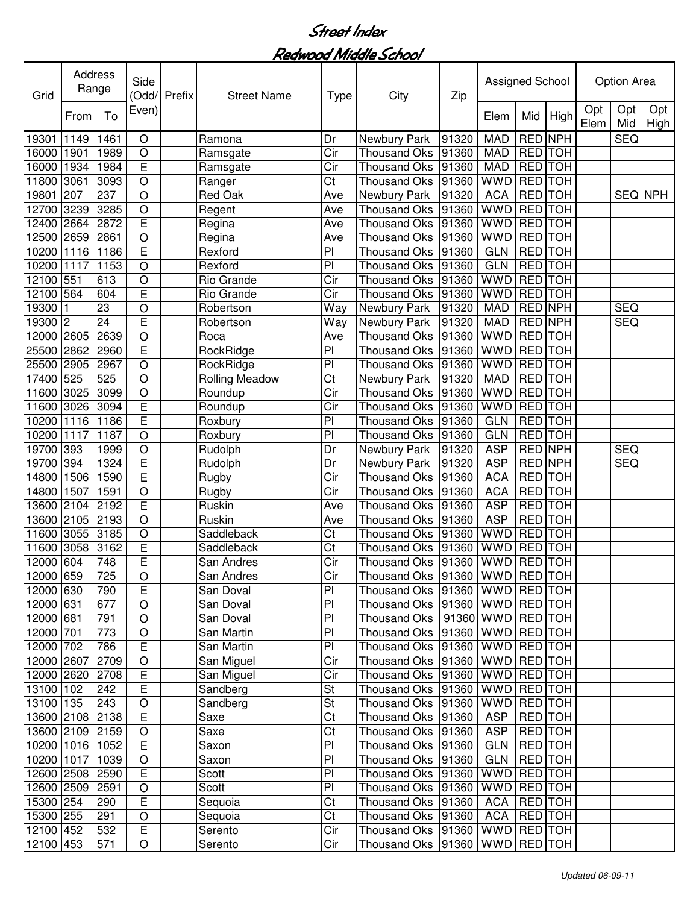# Street Index

## Redwood Middle School

| Grid | Address Range | | Side (Odd/ Even) | Prefix | Street Name | Type | City | Zip | Assigned School | | | Option Area | | |
|---|---|---|---|---|---|---|---|---|---|---|---|---|---|---|
| | From | To | | | | | | | Elem | Mid | High | Opt Elem | Opt Mid | Opt High |
| 19301 | 1149 | 1461 | O | | Ramona | Dr | Newbury Park | 91320 | MAD | RED | NPH | | SEQ | |
| 16000 | 1901 | 1989 | O | | Ramsgate | Cir | Thousand Oks | 91360 | MAD | RED | TOH | | | |
| 16000 | 1934 | 1984 | E | | Ramsgate | Cir | Thousand Oks | 91360 | MAD | RED | TOH | | | |
| 11800 | 3061 | 3093 | O | | Ranger | Ct | Thousand Oks | 91360 | WWD | RED | TOH | | | |
| 19801 | 207 | 237 | O | | Red Oak | Ave | Newbury Park | 91320 | ACA | RED | TOH | | SEQ | NPH |
| 12700 | 3239 | 3285 | O | | Regent | Ave | Thousand Oks | 91360 | WWD | RED | TOH | | | |
| 12400 | 2664 | 2872 | E | | Regina | Ave | Thousand Oks | 91360 | WWD | RED | TOH | | | |
| 12500 | 2659 | 2861 | O | | Regina | Ave | Thousand Oks | 91360 | WWD | RED | TOH | | | |
| 10200 | 1116 | 1186 | E | | Rexford | Pl | Thousand Oks | 91360 | GLN | RED | TOH | | | |
| 10200 | 1117 | 1153 | O | | Rexford | Pl | Thousand Oks | 91360 | GLN | RED | TOH | | | |
| 12100 | 551 | 613 | O | | Rio Grande | Cir | Thousand Oks | 91360 | WWD | RED | TOH | | | |
| 12100 | 564 | 604 | E | | Rio Grande | Cir | Thousand Oks | 91360 | WWD | RED | TOH | | | |
| 19300 | 1 | 23 | O | | Robertson | Way | Newbury Park | 91320 | MAD | RED | NPH | | SEQ | |
| 19300 | 2 | 24 | E | | Robertson | Way | Newbury Park | 91320 | MAD | RED | NPH | | SEQ | |
| 12000 | 2605 | 2639 | O | | Roca | Ave | Thousand Oks | 91360 | WWD | RED | TOH | | | |
| 25500 | 2862 | 2960 | E | | RockRidge | Pl | Thousand Oks | 91360 | WWD | RED | TOH | | | |
| 25500 | 2905 | 2967 | O | | RockRidge | Pl | Thousand Oks | 91360 | WWD | RED | TOH | | | |
| 17400 | 525 | 525 | O | | Rolling Meadow | Ct | Newbury Park | 91320 | MAD | RED | TOH | | | |
| 11600 | 3025 | 3099 | O | | Roundup | Cir | Thousand Oks | 91360 | WWD | RED | TOH | | | |
| 11600 | 3026 | 3094 | E | | Roundup | Cir | Thousand Oks | 91360 | WWD | RED | TOH | | | |
| 10200 | 1116 | 1186 | E | | Roxbury | Pl | Thousand Oks | 91360 | GLN | RED | TOH | | | |
| 10200 | 1117 | 1187 | O | | Roxbury | Pl | Thousand Oks | 91360 | GLN | RED | TOH | | | |
| 19700 | 393 | 1999 | O | | Rudolph | Dr | Newbury Park | 91320 | ASP | RED | NPH | | SEQ | |
| 19700 | 394 | 1324 | E | | Rudolph | Dr | Newbury Park | 91320 | ASP | RED | NPH | | SEQ | |
| 14800 | 1506 | 1590 | E | | Rugby | Cir | Thousand Oks | 91360 | ACA | RED | TOH | | | |
| 14800 | 1507 | 1591 | O | | Rugby | Cir | Thousand Oks | 91360 | ACA | RED | TOH | | | |
| 13600 | 2104 | 2192 | E | | Ruskin | Ave | Thousand Oks | 91360 | ASP | RED | TOH | | | |
| 13600 | 2105 | 2193 | O | | Ruskin | Ave | Thousand Oks | 91360 | ASP | RED | TOH | | | |
| 11600 | 3055 | 3185 | O | | Saddleback | Ct | Thousand Oks | 91360 | WWD | RED | TOH | | | |
| 11600 | 3058 | 3162 | E | | Saddleback | Ct | Thousand Oks | 91360 | WWD | RED | TOH | | | |
| 12000 | 604 | 748 | E | | San Andres | Cir | Thousand Oks | 91360 | WWD | RED | TOH | | | |
| 12000 | 659 | 725 | O | | San Andres | Cir | Thousand Oks | 91360 | WWD | RED | TOH | | | |
| 12000 | 630 | 790 | E | | San Doval | Pl | Thousand Oks | 91360 | WWD | RED | TOH | | | |
| 12000 | 631 | 677 | O | | San Doval | Pl | Thousand Oks | 91360 | WWD | RED | TOH | | | |
| 12000 | 681 | 791 | O | | San Doval | Pl | Thousand Oks | 91360 | WWD | RED | TOH | | | |
| 12000 | 701 | 773 | O | | San Martin | Pl | Thousand Oks | 91360 | WWD | RED | TOH | | | |
| 12000 | 702 | 786 | E | | San Martin | Pl | Thousand Oks | 91360 | WWD | RED | TOH | | | |
| 12000 | 2607 | 2709 | O | | San Miguel | Cir | Thousand Oks | 91360 | WWD | RED | TOH | | | |
| 12000 | 2620 | 2708 | E | | San Miguel | Cir | Thousand Oks | 91360 | WWD | RED | TOH | | | |
| 13100 | 102 | 242 | E | | Sandberg | St | Thousand Oks | 91360 | WWD | RED | TOH | | | |
| 13100 | 135 | 243 | O | | Sandberg | St | Thousand Oks | 91360 | WWD | RED | TOH | | | |
| 13600 | 2108 | 2138 | E | | Saxe | Ct | Thousand Oks | 91360 | ASP | RED | TOH | | | |
| 13600 | 2109 | 2159 | O | | Saxe | Ct | Thousand Oks | 91360 | ASP | RED | TOH | | | |
| 10200 | 1016 | 1052 | E | | Saxon | Pl | Thousand Oks | 91360 | GLN | RED | TOH | | | |
| 10200 | 1017 | 1039 | O | | Saxon | Pl | Thousand Oks | 91360 | GLN | RED | TOH | | | |
| 12600 | 2508 | 2590 | E | | Scott | Pl | Thousand Oks | 91360 | WWD | RED | TOH | | | |
| 12600 | 2509 | 2591 | O | | Scott | Pl | Thousand Oks | 91360 | WWD | RED | TOH | | | |
| 15300 | 254 | 290 | E | | Sequoia | Ct | Thousand Oks | 91360 | ACA | RED | TOH | | | |
| 15300 | 255 | 291 | O | | Sequoia | Ct | Thousand Oks | 91360 | ACA | RED | TOH | | | |
| 12100 | 452 | 532 | E | | Serento | Cir | Thousand Oks | 91360 | WWD | RED | TOH | | | |
| 12100 | 453 | 571 | O | | Serento | Cir | Thousand Oks | 91360 | WWD | RED | TOH | | | |

*Updated 06-09-11*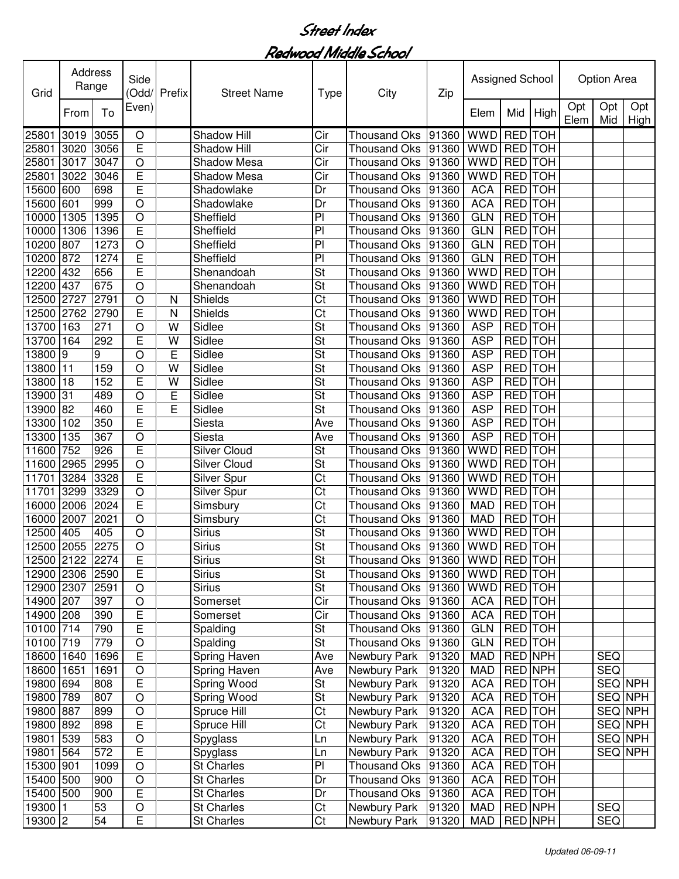# Street Index

## Redwood Middle School

| Grid | Address Range | | Side (Odd/ Even) | Prefix | Street Name | Type | City | Zip | Assigned School | | | Option Area | | |
|---|---|---|---|---|---|---|---|---|---|---|---|---|---|---|
| | From | To | | | | | | | Elem | Mid | High | Opt Elem | Opt Mid | Opt High |
| 25801 | 3019 | 3055 | O | | Shadow Hill | Cir | Thousand Oks | 91360 | WWD | RED | TOH | | | |
| 25801 | 3020 | 3056 | E | | Shadow Hill | Cir | Thousand Oks | 91360 | WWD | RED | TOH | | | |
| 25801 | 3017 | 3047 | O | | Shadow Mesa | Cir | Thousand Oks | 91360 | WWD | RED | TOH | | | |
| 25801 | 3022 | 3046 | E | | Shadow Mesa | Cir | Thousand Oks | 91360 | WWD | RED | TOH | | | |
| 15600 | 600 | 698 | E | | Shadowlake | Dr | Thousand Oks | 91360 | ACA | RED | TOH | | | |
| 15600 | 601 | 999 | O | | Shadowlake | Dr | Thousand Oks | 91360 | ACA | RED | TOH | | | |
| 10000 | 1305 | 1395 | O | | Sheffield | Pl | Thousand Oks | 91360 | GLN | RED | TOH | | | |
| 10000 | 1306 | 1396 | E | | Sheffield | Pl | Thousand Oks | 91360 | GLN | RED | TOH | | | |
| 10200 | 807 | 1273 | O | | Sheffield | Pl | Thousand Oks | 91360 | GLN | RED | TOH | | | |
| 10200 | 872 | 1274 | E | | Sheffield | Pl | Thousand Oks | 91360 | GLN | RED | TOH | | | |
| 12200 | 432 | 656 | E | | Shenandoah | St | Thousand Oks | 91360 | WWD | RED | TOH | | | |
| 12200 | 437 | 675 | O | | Shenandoah | St | Thousand Oks | 91360 | WWD | RED | TOH | | | |
| 12500 | 2727 | 2791 | O | N | Shields | Ct | Thousand Oks | 91360 | WWD | RED | TOH | | | |
| 12500 | 2762 | 2790 | E | N | Shields | Ct | Thousand Oks | 91360 | WWD | RED | TOH | | | |
| 13700 | 163 | 271 | O | W | Sidlee | St | Thousand Oks | 91360 | ASP | RED | TOH | | | |
| 13700 | 164 | 292 | E | W | Sidlee | St | Thousand Oks | 91360 | ASP | RED | TOH | | | |
| 13800 | 9 | 9 | O | E | Sidlee | St | Thousand Oks | 91360 | ASP | RED | TOH | | | |
| 13800 | 11 | 159 | O | W | Sidlee | St | Thousand Oks | 91360 | ASP | RED | TOH | | | |
| 13800 | 18 | 152 | E | W | Sidlee | St | Thousand Oks | 91360 | ASP | RED | TOH | | | |
| 13900 | 31 | 489 | O | E | Sidlee | St | Thousand Oks | 91360 | ASP | RED | TOH | | | |
| 13900 | 82 | 460 | E | E | Sidlee | St | Thousand Oks | 91360 | ASP | RED | TOH | | | |
| 13300 | 102 | 350 | E | | Siesta | Ave | Thousand Oks | 91360 | ASP | RED | TOH | | | |
| 13300 | 135 | 367 | O | | Siesta | Ave | Thousand Oks | 91360 | ASP | RED | TOH | | | |
| 11600 | 752 | 926 | E | | Silver Cloud | St | Thousand Oks | 91360 | WWD | RED | TOH | | | |
| 11600 | 2965 | 2995 | O | | Silver Cloud | St | Thousand Oks | 91360 | WWD | RED | TOH | | | |
| 11701 | 3284 | 3328 | E | | Silver Spur | Ct | Thousand Oks | 91360 | WWD | RED | TOH | | | |
| 11701 | 3299 | 3329 | O | | Silver Spur | Ct | Thousand Oks | 91360 | WWD | RED | TOH | | | |
| 16000 | 2006 | 2024 | E | | Simsbury | Ct | Thousand Oks | 91360 | MAD | RED | TOH | | | |
| 16000 | 2007 | 2021 | O | | Simsbury | Ct | Thousand Oks | 91360 | MAD | RED | TOH | | | |
| 12500 | 405 | 405 | O | | Sirius | St | Thousand Oks | 91360 | WWD | RED | TOH | | | |
| 12500 | 2055 | 2275 | O | | Sirius | St | Thousand Oks | 91360 | WWD | RED | TOH | | | |
| 12500 | 2122 | 2274 | E | | Sirius | St | Thousand Oks | 91360 | WWD | RED | TOH | | | |
| 12900 | 2306 | 2590 | E | | Sirius | St | Thousand Oks | 91360 | WWD | RED | TOH | | | |
| 12900 | 2307 | 2591 | O | | Sirius | St | Thousand Oks | 91360 | WWD | RED | TOH | | | |
| 14900 | 207 | 397 | O | | Somerset | Cir | Thousand Oks | 91360 | ACA | RED | TOH | | | |
| 14900 | 208 | 390 | E | | Somerset | Cir | Thousand Oks | 91360 | ACA | RED | TOH | | | |
| 10100 | 714 | 790 | E | | Spalding | St | Thousand Oks | 91360 | GLN | RED | TOH | | | |
| 10100 | 719 | 779 | O | | Spalding | St | Thousand Oks | 91360 | GLN | RED | TOH | | | |
| 18600 | 1640 | 1696 | E | | Spring Haven | Ave | Newbury Park | 91320 | MAD | RED | NPH | | SEQ | |
| 18600 | 1651 | 1691 | O | | Spring Haven | Ave | Newbury Park | 91320 | MAD | RED | NPH | | SEQ | |
| 19800 | 694 | 808 | E | | Spring Wood | St | Newbury Park | 91320 | ACA | RED | TOH | | SEQ | NPH |
| 19800 | 789 | 807 | O | | Spring Wood | St | Newbury Park | 91320 | ACA | RED | TOH | | SEQ | NPH |
| 19800 | 887 | 899 | O | | Spruce Hill | Ct | Newbury Park | 91320 | ACA | RED | TOH | | SEQ | NPH |
| 19800 | 892 | 898 | E | | Spruce Hill | Ct | Newbury Park | 91320 | ACA | RED | TOH | | SEQ | NPH |
| 19801 | 539 | 583 | O | | Spyglass | Ln | Newbury Park | 91320 | ACA | RED | TOH | | SEQ | NPH |
| 19801 | 564 | 572 | E | | Spyglass | Ln | Newbury Park | 91320 | ACA | RED | TOH | | SEQ | NPH |
| 15300 | 901 | 1099 | O | | St Charles | Pl | Thousand Oks | 91360 | ACA | RED | TOH | | | |
| 15400 | 500 | 900 | O | | St Charles | Dr | Thousand Oks | 91360 | ACA | RED | TOH | | | |
| 15400 | 500 | 900 | E | | St Charles | Dr | Thousand Oks | 91360 | ACA | RED | TOH | | | |
| 19300 | 1 | 53 | O | | St Charles | Ct | Newbury Park | 91320 | MAD | RED | NPH | | SEQ | |
| 19300 | 2 | 54 | E | | St Charles | Ct | Newbury Park | 91320 | MAD | RED | NPH | | SEQ | |

*Updated 06-09-11*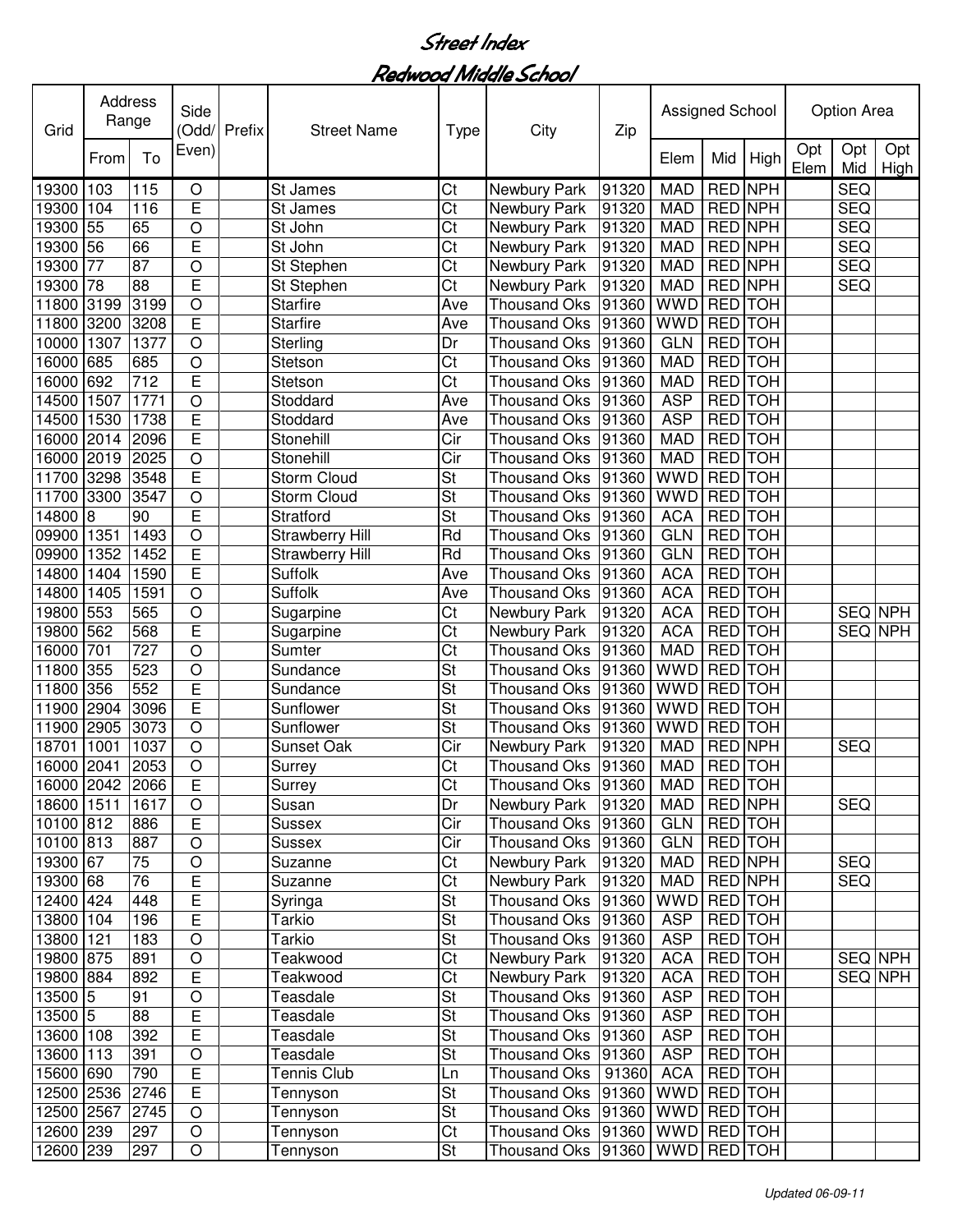# Street Index

## Redwood Middle School

| Grid | Address Range | | Side (Odd/ Even) | Prefix | Street Name | Type | City | Zip | Assigned School | | | Option Area | | |
|---|---|---|---|---|---|---|---|---|---|---|---|---|---|---|
| | From | To | | | | | | | Elem | Mid | High | Opt Elem | Opt Mid | Opt High |
| 19300 | 103 | 115 | O | | St James | Ct | Newbury Park | 91320 | MAD | RED | NPH | | SEQ | |
| 19300 | 104 | 116 | E | | St James | Ct | Newbury Park | 91320 | MAD | RED | NPH | | SEQ | |
| 19300 | 55 | 65 | O | | St John | Ct | Newbury Park | 91320 | MAD | RED | NPH | | SEQ | |
| 19300 | 56 | 66 | E | | St John | Ct | Newbury Park | 91320 | MAD | RED | NPH | | SEQ | |
| 19300 | 77 | 87 | O | | St Stephen | Ct | Newbury Park | 91320 | MAD | RED | NPH | | SEQ | |
| 19300 | 78 | 88 | E | | St Stephen | Ct | Newbury Park | 91320 | MAD | RED | NPH | | SEQ | |
| 11800 | 3199 | 3199 | O | | Starfire | Ave | Thousand Oks | 91360 | WWD | RED | TOH | | | |
| 11800 | 3200 | 3208 | E | | Starfire | Ave | Thousand Oks | 91360 | WWD | RED | TOH | | | |
| 10000 | 1307 | 1377 | O | | Sterling | Dr | Thousand Oks | 91360 | GLN | RED | TOH | | | |
| 16000 | 685 | 685 | O | | Stetson | Ct | Thousand Oks | 91360 | MAD | RED | TOH | | | |
| 16000 | 692 | 712 | E | | Stetson | Ct | Thousand Oks | 91360 | MAD | RED | TOH | | | |
| 14500 | 1507 | 1771 | O | | Stoddard | Ave | Thousand Oks | 91360 | ASP | RED | TOH | | | |
| 14500 | 1530 | 1738 | E | | Stoddard | Ave | Thousand Oks | 91360 | ASP | RED | TOH | | | |
| 16000 | 2014 | 2096 | E | | Stonehill | Cir | Thousand Oks | 91360 | MAD | RED | TOH | | | |
| 16000 | 2019 | 2025 | O | | Stonehill | Cir | Thousand Oks | 91360 | MAD | RED | TOH | | | |
| 11700 | 3298 | 3548 | E | | Storm Cloud | St | Thousand Oks | 91360 | WWD | RED | TOH | | | |
| 11700 | 3300 | 3547 | O | | Storm Cloud | St | Thousand Oks | 91360 | WWD | RED | TOH | | | |
| 14800 | 8 | 90 | E | | Stratford | St | Thousand Oks | 91360 | ACA | RED | TOH | | | |
| 09900 | 1351 | 1493 | O | | Strawberry Hill | Rd | Thousand Oks | 91360 | GLN | RED | TOH | | | |
| 09900 | 1352 | 1452 | E | | Strawberry Hill | Rd | Thousand Oks | 91360 | GLN | RED | TOH | | | |
| 14800 | 1404 | 1590 | E | | Suffolk | Ave | Thousand Oks | 91360 | ACA | RED | TOH | | | |
| 14800 | 1405 | 1591 | O | | Suffolk | Ave | Thousand Oks | 91360 | ACA | RED | TOH | | | |
| 19800 | 553 | 565 | O | | Sugarpine | Ct | Newbury Park | 91320 | ACA | RED | TOH | | SEQ | NPH |
| 19800 | 562 | 568 | E | | Sugarpine | Ct | Newbury Park | 91320 | ACA | RED | TOH | | SEQ | NPH |
| 16000 | 701 | 727 | O | | Sumter | Ct | Thousand Oks | 91360 | MAD | RED | TOH | | | |
| 11800 | 355 | 523 | O | | Sundance | St | Thousand Oks | 91360 | WWD | RED | TOH | | | |
| 11800 | 356 | 552 | E | | Sundance | St | Thousand Oks | 91360 | WWD | RED | TOH | | | |
| 11900 | 2904 | 3096 | E | | Sunflower | St | Thousand Oks | 91360 | WWD | RED | TOH | | | |
| 11900 | 2905 | 3073 | O | | Sunflower | St | Thousand Oks | 91360 | WWD | RED | TOH | | | |
| 18701 | 1001 | 1037 | O | | Sunset Oak | Cir | Newbury Park | 91320 | MAD | RED | NPH | | SEQ | |
| 16000 | 2041 | 2053 | O | | Surrey | Ct | Thousand Oks | 91360 | MAD | RED | TOH | | | |
| 16000 | 2042 | 2066 | E | | Surrey | Ct | Thousand Oks | 91360 | MAD | RED | TOH | | | |
| 18600 | 1511 | 1617 | O | | Susan | Dr | Newbury Park | 91320 | MAD | RED | NPH | | SEQ | |
| 10100 | 812 | 886 | E | | Sussex | Cir | Thousand Oks | 91360 | GLN | RED | TOH | | | |
| 10100 | 813 | 887 | O | | Sussex | Cir | Thousand Oks | 91360 | GLN | RED | TOH | | | |
| 19300 | 67 | 75 | O | | Suzanne | Ct | Newbury Park | 91320 | MAD | RED | NPH | | SEQ | |
| 19300 | 68 | 76 | E | | Suzanne | Ct | Newbury Park | 91320 | MAD | RED | NPH | | SEQ | |
| 12400 | 424 | 448 | E | | Syringa | St | Thousand Oks | 91360 | WWD | RED | TOH | | | |
| 13800 | 104 | 196 | E | | Tarkio | St | Thousand Oks | 91360 | ASP | RED | TOH | | | |
| 13800 | 121 | 183 | O | | Tarkio | St | Thousand Oks | 91360 | ASP | RED | TOH | | | |
| 19800 | 875 | 891 | O | | Teakwood | Ct | Newbury Park | 91320 | ACA | RED | TOH | | SEQ | NPH |
| 19800 | 884 | 892 | E | | Teakwood | Ct | Newbury Park | 91320 | ACA | RED | TOH | | SEQ | NPH |
| 13500 | 5 | 91 | O | | Teasdale | St | Thousand Oks | 91360 | ASP | RED | TOH | | | |
| 13500 | 5 | 88 | E | | Teasdale | St | Thousand Oks | 91360 | ASP | RED | TOH | | | |
| 13600 | 108 | 392 | E | | Teasdale | St | Thousand Oks | 91360 | ASP | RED | TOH | | | |
| 13600 | 113 | 391 | O | | Teasdale | St | Thousand Oks | 91360 | ASP | RED | TOH | | | |
| 15600 | 690 | 790 | E | | Tennis Club | Ln | Thousand Oks | 91360 | ACA | RED | TOH | | | |
| 12500 | 2536 | 2746 | E | | Tennyson | St | Thousand Oks | 91360 | WWD | RED | TOH | | | |
| 12500 | 2567 | 2745 | O | | Tennyson | St | Thousand Oks | 91360 | WWD | RED | TOH | | | |
| 12600 | 239 | 297 | O | | Tennyson | Ct | Thousand Oks | 91360 | WWD | RED | TOH | | | |
| 12600 | 239 | 297 | O | | Tennyson | St | Thousand Oks | 91360 | WWD | RED | TOH | | | |

*Updated 06-09-11*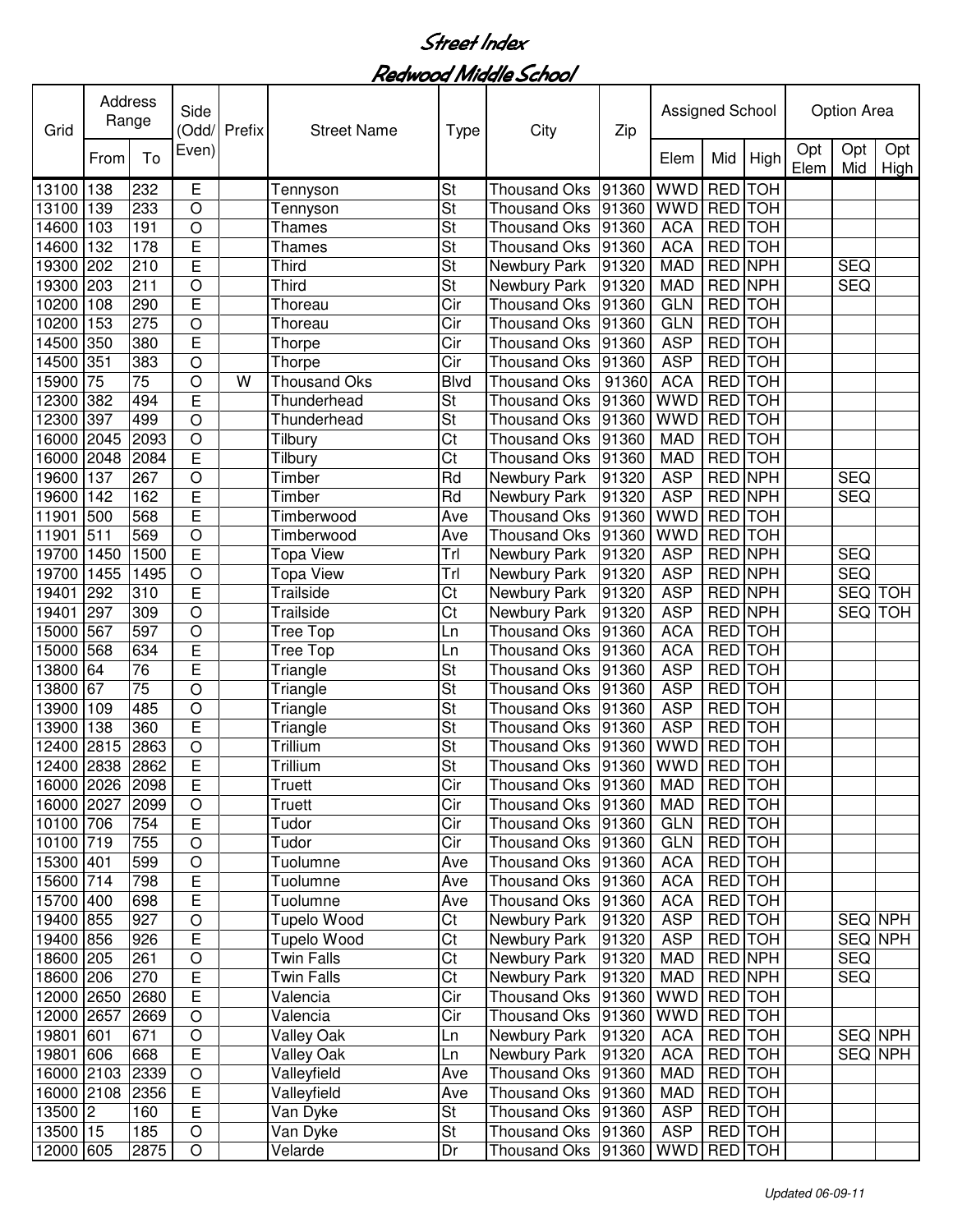# Street Index

## Redwood Middle School

| Grid | Address Range | | Side (Odd/ Even) | Prefix | Street Name | Type | City | Zip | Assigned School | | | Option Area | | |
|---|---|---|---|---|---|---|---|---|---|---|---|---|---|---|
| | From | To | | | | | | | Elem | Mid | High | Opt Elem | Opt Mid | Opt High |
| 13100 | 138 | 232 | E | | Tennyson | St | Thousand Oks | 91360 | WWD | RED | TOH | | | |
| 13100 | 139 | 233 | O | | Tennyson | St | Thousand Oks | 91360 | WWD | RED | TOH | | | |
| 14600 | 103 | 191 | O | | Thames | St | Thousand Oks | 91360 | ACA | RED | TOH | | | |
| 14600 | 132 | 178 | E | | Thames | St | Thousand Oks | 91360 | ACA | RED | TOH | | | |
| 19300 | 202 | 210 | E | | Third | St | Newbury Park | 91320 | MAD | RED | NPH | | SEQ | |
| 19300 | 203 | 211 | O | | Third | St | Newbury Park | 91320 | MAD | RED | NPH | | SEQ | |
| 10200 | 108 | 290 | E | | Thoreau | Cir | Thousand Oks | 91360 | GLN | RED | TOH | | | |
| 10200 | 153 | 275 | O | | Thoreau | Cir | Thousand Oks | 91360 | GLN | RED | TOH | | | |
| 14500 | 350 | 380 | E | | Thorpe | Cir | Thousand Oks | 91360 | ASP | RED | TOH | | | |
| 14500 | 351 | 383 | O | | Thorpe | Cir | Thousand Oks | 91360 | ASP | RED | TOH | | | |
| 15900 | 75 | 75 | O | W | Thousand Oks | Blvd | Thousand Oks | 91360 | ACA | RED | TOH | | | |
| 12300 | 382 | 494 | E | | Thunderhead | St | Thousand Oks | 91360 | WWD | RED | TOH | | | |
| 12300 | 397 | 499 | O | | Thunderhead | St | Thousand Oks | 91360 | WWD | RED | TOH | | | |
| 16000 | 2045 | 2093 | O | | Tilbury | Ct | Thousand Oks | 91360 | MAD | RED | TOH | | | |
| 16000 | 2048 | 2084 | E | | Tilbury | Ct | Thousand Oks | 91360 | MAD | RED | TOH | | | |
| 19600 | 137 | 267 | O | | Timber | Rd | Newbury Park | 91320 | ASP | RED | NPH | | SEQ | |
| 19600 | 142 | 162 | E | | Timber | Rd | Newbury Park | 91320 | ASP | RED | NPH | | SEQ | |
| 11901 | 500 | 568 | E | | Timberwood | Ave | Thousand Oks | 91360 | WWD | RED | TOH | | | |
| 11901 | 511 | 569 | O | | Timberwood | Ave | Thousand Oks | 91360 | WWD | RED | TOH | | | |
| 19700 | 1450 | 1500 | E | | Topa View | Trl | Newbury Park | 91320 | ASP | RED | NPH | | SEQ | |
| 19700 | 1455 | 1495 | O | | Topa View | Trl | Newbury Park | 91320 | ASP | RED | NPH | | SEQ | |
| 19401 | 292 | 310 | E | | Trailside | Ct | Newbury Park | 91320 | ASP | RED | NPH | | SEQ | TOH |
| 19401 | 297 | 309 | O | | Trailside | Ct | Newbury Park | 91320 | ASP | RED | NPH | | SEQ | TOH |
| 15000 | 567 | 597 | O | | Tree Top | Ln | Thousand Oks | 91360 | ACA | RED | TOH | | | |
| 15000 | 568 | 634 | E | | Tree Top | Ln | Thousand Oks | 91360 | ACA | RED | TOH | | | |
| 13800 | 64 | 76 | E | | Triangle | St | Thousand Oks | 91360 | ASP | RED | TOH | | | |
| 13800 | 67 | 75 | O | | Triangle | St | Thousand Oks | 91360 | ASP | RED | TOH | | | |
| 13900 | 109 | 485 | O | | Triangle | St | Thousand Oks | 91360 | ASP | RED | TOH | | | |
| 13900 | 138 | 360 | E | | Triangle | St | Thousand Oks | 91360 | ASP | RED | TOH | | | |
| 12400 | 2815 | 2863 | O | | Trillium | St | Thousand Oks | 91360 | WWD | RED | TOH | | | |
| 12400 | 2838 | 2862 | E | | Trillium | St | Thousand Oks | 91360 | WWD | RED | TOH | | | |
| 16000 | 2026 | 2098 | E | | Truett | Cir | Thousand Oks | 91360 | MAD | RED | TOH | | | |
| 16000 | 2027 | 2099 | O | | Truett | Cir | Thousand Oks | 91360 | MAD | RED | TOH | | | |
| 10100 | 706 | 754 | E | | Tudor | Cir | Thousand Oks | 91360 | GLN | RED | TOH | | | |
| 10100 | 719 | 755 | O | | Tudor | Cir | Thousand Oks | 91360 | GLN | RED | TOH | | | |
| 15300 | 401 | 599 | O | | Tuolumne | Ave | Thousand Oks | 91360 | ACA | RED | TOH | | | |
| 15600 | 714 | 798 | E | | Tuolumne | Ave | Thousand Oks | 91360 | ACA | RED | TOH | | | |
| 15700 | 400 | 698 | E | | Tuolumne | Ave | Thousand Oks | 91360 | ACA | RED | TOH | | | |
| 19400 | 855 | 927 | O | | Tupelo Wood | Ct | Newbury Park | 91320 | ASP | RED | TOH | | SEQ | NPH |
| 19400 | 856 | 926 | E | | Tupelo Wood | Ct | Newbury Park | 91320 | ASP | RED | TOH | | SEQ | NPH |
| 18600 | 205 | 261 | O | | Twin Falls | Ct | Newbury Park | 91320 | MAD | RED | NPH | | SEQ | |
| 18600 | 206 | 270 | E | | Twin Falls | Ct | Newbury Park | 91320 | MAD | RED | NPH | | SEQ | |
| 12000 | 2650 | 2680 | E | | Valencia | Cir | Thousand Oks | 91360 | WWD | RED | TOH | | | |
| 12000 | 2657 | 2669 | O | | Valencia | Cir | Thousand Oks | 91360 | WWD | RED | TOH | | | |
| 19801 | 601 | 671 | O | | Valley Oak | Ln | Newbury Park | 91320 | ACA | RED | TOH | | SEQ | NPH |
| 19801 | 606 | 668 | E | | Valley Oak | Ln | Newbury Park | 91320 | ACA | RED | TOH | | SEQ | NPH |
| 16000 | 2103 | 2339 | O | | Valleyfield | Ave | Thousand Oks | 91360 | MAD | RED | TOH | | | |
| 16000 | 2108 | 2356 | E | | Valleyfield | Ave | Thousand Oks | 91360 | MAD | RED | TOH | | | |
| 13500 | 2 | 160 | E | | Van Dyke | St | Thousand Oks | 91360 | ASP | RED | TOH | | | |
| 13500 | 15 | 185 | O | | Van Dyke | St | Thousand Oks | 91360 | ASP | RED | TOH | | | |
| 12000 | 605 | 2875 | O | | Velarde | Dr | Thousand Oks | 91360 | WWD | RED | TOH | | | |

*Updated 06-09-11*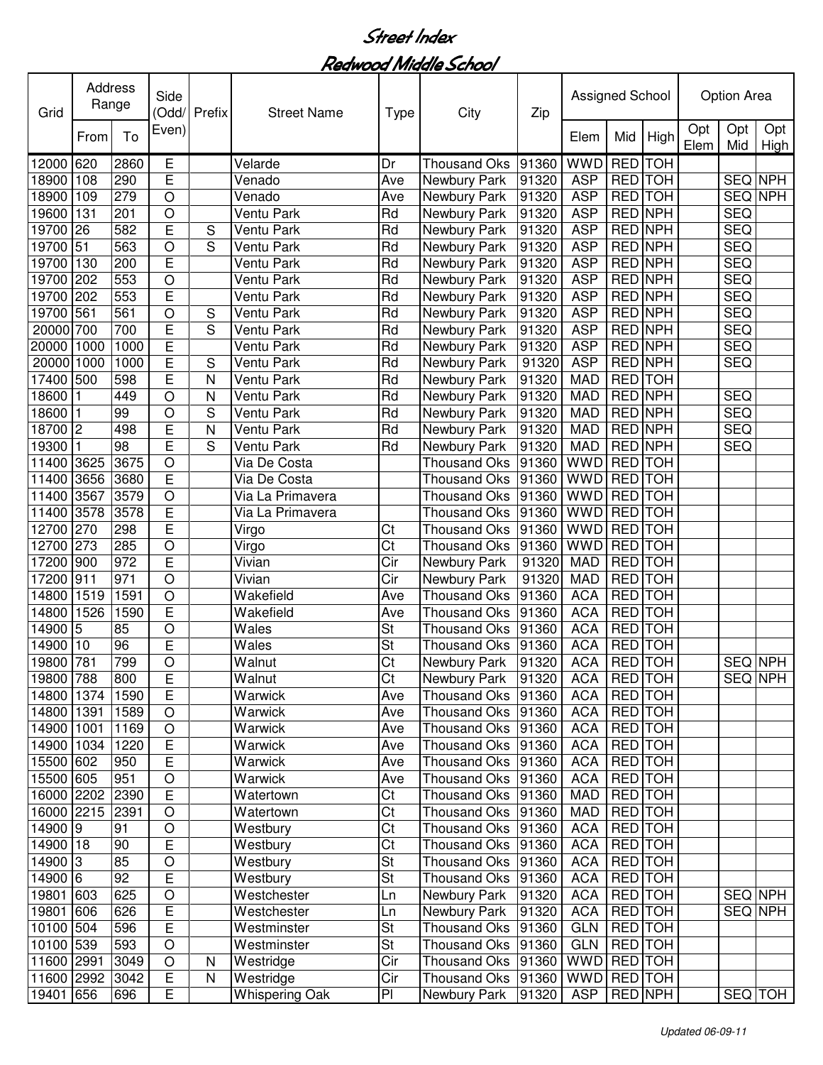# Street Index

## Redwood Middle School

| Grid | Address Range | | Side (Odd/ Even) | Prefix | Street Name | Type | City | Zip | Assigned School | | | Option Area | | |
|---|---|---|---|---|---|---|---|---|---|---|---|---|---|---|
| | From | To | | | | | | | Elem | Mid | High | Opt Elem | Opt Mid | Opt High |
| 12000 | 620 | 2860 | E | | Velarde | Dr | Thousand Oks | 91360 | WWD | RED | TOH | | | |
| 18900 | 108 | 290 | E | | Venado | Ave | Newbury Park | 91320 | ASP | RED | TOH | | SEQ | NPH |
| 18900 | 109 | 279 | O | | Venado | Ave | Newbury Park | 91320 | ASP | RED | TOH | | SEQ | NPH |
| 19600 | 131 | 201 | O | | Ventu Park | Rd | Newbury Park | 91320 | ASP | RED | NPH | | SEQ | |
| 19700 | 26 | 582 | E | S | Ventu Park | Rd | Newbury Park | 91320 | ASP | RED | NPH | | SEQ | |
| 19700 | 51 | 563 | O | S | Ventu Park | Rd | Newbury Park | 91320 | ASP | RED | NPH | | SEQ | |
| 19700 | 130 | 200 | E | | Ventu Park | Rd | Newbury Park | 91320 | ASP | RED | NPH | | SEQ | |
| 19700 | 202 | 553 | O | | Ventu Park | Rd | Newbury Park | 91320 | ASP | RED | NPH | | SEQ | |
| 19700 | 202 | 553 | E | | Ventu Park | Rd | Newbury Park | 91320 | ASP | RED | NPH | | SEQ | |
| 19700 | 561 | 561 | O | S | Ventu Park | Rd | Newbury Park | 91320 | ASP | RED | NPH | | SEQ | |
| 20000 | 700 | 700 | E | S | Ventu Park | Rd | Newbury Park | 91320 | ASP | RED | NPH | | SEQ | |
| 20000 | 1000 | 1000 | E | | Ventu Park | Rd | Newbury Park | 91320 | ASP | RED | NPH | | SEQ | |
| 20000 | 1000 | 1000 | E | S | Ventu Park | Rd | Newbury Park | 91320 | ASP | RED | NPH | | SEQ | |
| 17400 | 500 | 598 | E | N | Ventu Park | Rd | Newbury Park | 91320 | MAD | RED | TOH | | | |
| 18600 | 1 | 449 | O | N | Ventu Park | Rd | Newbury Park | 91320 | MAD | RED | NPH | | SEQ | |
| 18600 | 1 | 99 | O | S | Ventu Park | Rd | Newbury Park | 91320 | MAD | RED | NPH | | SEQ | |
| 18700 | 2 | 498 | E | N | Ventu Park | Rd | Newbury Park | 91320 | MAD | RED | NPH | | SEQ | |
| 19300 | 1 | 98 | E | S | Ventu Park | Rd | Newbury Park | 91320 | MAD | RED | NPH | | SEQ | |
| 11400 | 3625 | 3675 | O | | Via De Costa | | Thousand Oks | 91360 | WWD | RED | TOH | | | |
| 11400 | 3656 | 3680 | E | | Via De Costa | | Thousand Oks | 91360 | WWD | RED | TOH | | | |
| 11400 | 3567 | 3579 | O | | Via La Primavera | | Thousand Oks | 91360 | WWD | RED | TOH | | | |
| 11400 | 3578 | 3578 | E | | Via La Primavera | | Thousand Oks | 91360 | WWD | RED | TOH | | | |
| 12700 | 270 | 298 | E | | Virgo | Ct | Thousand Oks | 91360 | WWD | RED | TOH | | | |
| 12700 | 273 | 285 | O | | Virgo | Ct | Thousand Oks | 91360 | WWD | RED | TOH | | | |
| 17200 | 900 | 972 | E | | Vivian | Cir | Newbury Park | 91320 | MAD | RED | TOH | | | |
| 17200 | 911 | 971 | O | | Vivian | Cir | Newbury Park | 91320 | MAD | RED | TOH | | | |
| 14800 | 1519 | 1591 | O | | Wakefield | Ave | Thousand Oks | 91360 | ACA | RED | TOH | | | |
| 14800 | 1526 | 1590 | E | | Wakefield | Ave | Thousand Oks | 91360 | ACA | RED | TOH | | | |
| 14900 | 5 | 85 | O | | Wales | St | Thousand Oks | 91360 | ACA | RED | TOH | | | |
| 14900 | 10 | 96 | E | | Wales | St | Thousand Oks | 91360 | ACA | RED | TOH | | | |
| 19800 | 781 | 799 | O | | Walnut | Ct | Newbury Park | 91320 | ACA | RED | TOH | | SEQ | NPH |
| 19800 | 788 | 800 | E | | Walnut | Ct | Newbury Park | 91320 | ACA | RED | TOH | | SEQ | NPH |
| 14800 | 1374 | 1590 | E | | Warwick | Ave | Thousand Oks | 91360 | ACA | RED | TOH | | | |
| 14800 | 1391 | 1589 | O | | Warwick | Ave | Thousand Oks | 91360 | ACA | RED | TOH | | | |
| 14900 | 1001 | 1169 | O | | Warwick | Ave | Thousand Oks | 91360 | ACA | RED | TOH | | | |
| 14900 | 1034 | 1220 | E | | Warwick | Ave | Thousand Oks | 91360 | ACA | RED | TOH | | | |
| 15500 | 602 | 950 | E | | Warwick | Ave | Thousand Oks | 91360 | ACA | RED | TOH | | | |
| 15500 | 605 | 951 | O | | Warwick | Ave | Thousand Oks | 91360 | ACA | RED | TOH | | | |
| 16000 | 2202 | 2390 | E | | Watertown | Ct | Thousand Oks | 91360 | MAD | RED | TOH | | | |
| 16000 | 2215 | 2391 | O | | Watertown | Ct | Thousand Oks | 91360 | MAD | RED | TOH | | | |
| 14900 | 9 | 91 | O | | Westbury | Ct | Thousand Oks | 91360 | ACA | RED | TOH | | | |
| 14900 | 18 | 90 | E | | Westbury | Ct | Thousand Oks | 91360 | ACA | RED | TOH | | | |
| 14900 | 3 | 85 | O | | Westbury | St | Thousand Oks | 91360 | ACA | RED | TOH | | | |
| 14900 | 6 | 92 | E | | Westbury | St | Thousand Oks | 91360 | ACA | RED | TOH | | | |
| 19801 | 603 | 625 | O | | Westchester | Ln | Newbury Park | 91320 | ACA | RED | TOH | | SEQ | NPH |
| 19801 | 606 | 626 | E | | Westchester | Ln | Newbury Park | 91320 | ACA | RED | TOH | | SEQ | NPH |
| 10100 | 504 | 596 | E | | Westminster | St | Thousand Oks | 91360 | GLN | RED | TOH | | | |
| 10100 | 539 | 593 | O | | Westminster | St | Thousand Oks | 91360 | GLN | RED | TOH | | | |
| 11600 | 2991 | 3049 | O | N | Westridge | Cir | Thousand Oks | 91360 | WWD | RED | TOH | | | |
| 11600 | 2992 | 3042 | E | N | Westridge | Cir | Thousand Oks | 91360 | WWD | RED | TOH | | | |
| 19401 | 656 | 696 | E | | Whispering Oak | Pl | Newbury Park | 91320 | ASP | RED | NPH | | SEQ | TOH |

*Updated 06-09-11*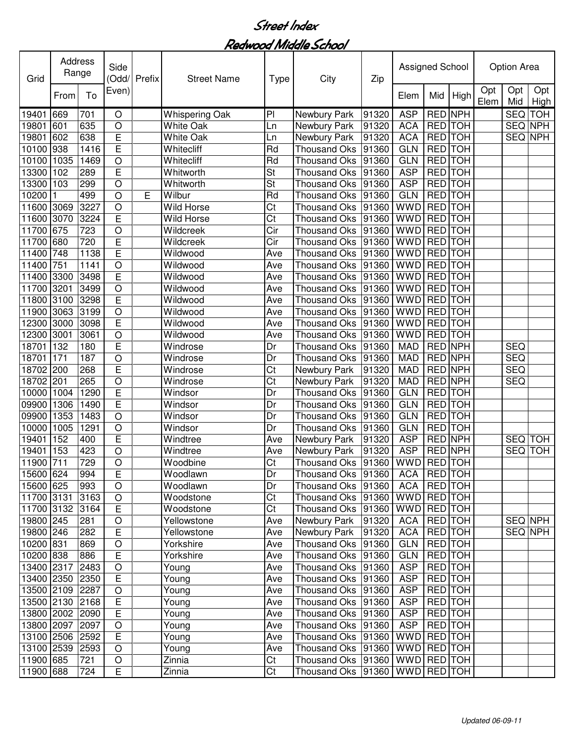# Street Index

## Redwood Middle School

| Grid | Address Range | | Side (Odd/ Even) | Prefix | Street Name | Type | City | Zip | Assigned School | | | Option Area | | |
|---|---|---|---|---|---|---|---|---|---|---|---|---|---|---|
| | From | To | | | | | | | Elem | Mid | High | Opt Elem | Opt Mid | Opt High |
| 19401 | 669 | 701 | O | | Whispering Oak | Pl | Newbury Park | 91320 | ASP | RED | NPH | | SEQ | TOH |
| 19801 | 601 | 635 | O | | White Oak | Ln | Newbury Park | 91320 | ACA | RED | TOH | | SEQ | NPH |
| 19801 | 602 | 638 | E | | White Oak | Ln | Newbury Park | 91320 | ACA | RED | TOH | | SEQ | NPH |
| 10100 | 938 | 1416 | E | | Whitecliff | Rd | Thousand Oks | 91360 | GLN | RED | TOH | | | |
| 10100 | 1035 | 1469 | O | | Whitecliff | Rd | Thousand Oks | 91360 | GLN | RED | TOH | | | |
| 13300 | 102 | 289 | E | | Whitworth | St | Thousand Oks | 91360 | ASP | RED | TOH | | | |
| 13300 | 103 | 299 | O | | Whitworth | St | Thousand Oks | 91360 | ASP | RED | TOH | | | |
| 10200 | 1 | 499 | O | E | Wilbur | Rd | Thousand Oks | 91360 | GLN | RED | TOH | | | |
| 11600 | 3069 | 3227 | O | | Wild Horse | Ct | Thousand Oks | 91360 | WWD | RED | TOH | | | |
| 11600 | 3070 | 3224 | E | | Wild Horse | Ct | Thousand Oks | 91360 | WWD | RED | TOH | | | |
| 11700 | 675 | 723 | O | | Wildcreek | Cir | Thousand Oks | 91360 | WWD | RED | TOH | | | |
| 11700 | 680 | 720 | E | | Wildcreek | Cir | Thousand Oks | 91360 | WWD | RED | TOH | | | |
| 11400 | 748 | 1138 | E | | Wildwood | Ave | Thousand Oks | 91360 | WWD | RED | TOH | | | |
| 11400 | 751 | 1141 | O | | Wildwood | Ave | Thousand Oks | 91360 | WWD | RED | TOH | | | |
| 11400 | 3300 | 3498 | E | | Wildwood | Ave | Thousand Oks | 91360 | WWD | RED | TOH | | | |
| 11700 | 3201 | 3499 | O | | Wildwood | Ave | Thousand Oks | 91360 | WWD | RED | TOH | | | |
| 11800 | 3100 | 3298 | E | | Wildwood | Ave | Thousand Oks | 91360 | WWD | RED | TOH | | | |
| 11900 | 3063 | 3199 | O | | Wildwood | Ave | Thousand Oks | 91360 | WWD | RED | TOH | | | |
| 12300 | 3000 | 3098 | E | | Wildwood | Ave | Thousand Oks | 91360 | WWD | RED | TOH | | | |
| 12300 | 3001 | 3061 | O | | Wildwood | Ave | Thousand Oks | 91360 | WWD | RED | TOH | | | |
| 18701 | 132 | 180 | E | | Windrose | Dr | Thousand Oks | 91360 | MAD | RED | NPH | | SEQ | |
| 18701 | 171 | 187 | O | | Windrose | Dr | Thousand Oks | 91360 | MAD | RED | NPH | | SEQ | |
| 18702 | 200 | 268 | E | | Windrose | Ct | Newbury Park | 91320 | MAD | RED | NPH | | SEQ | |
| 18702 | 201 | 265 | O | | Windrose | Ct | Newbury Park | 91320 | MAD | RED | NPH | | SEQ | |
| 10000 | 1004 | 1290 | E | | Windsor | Dr | Thousand Oks | 91360 | GLN | RED | TOH | | | |
| 09900 | 1306 | 1490 | E | | Windsor | Dr | Thousand Oks | 91360 | GLN | RED | TOH | | | |
| 09900 | 1353 | 1483 | O | | Windsor | Dr | Thousand Oks | 91360 | GLN | RED | TOH | | | |
| 10000 | 1005 | 1291 | O | | Windsor | Dr | Thousand Oks | 91360 | GLN | RED | TOH | | | |
| 19401 | 152 | 400 | E | | Windtree | Ave | Newbury Park | 91320 | ASP | RED | NPH | | SEQ | TOH |
| 19401 | 153 | 423 | O | | Windtree | Ave | Newbury Park | 91320 | ASP | RED | NPH | | SEQ | TOH |
| 11900 | 711 | 729 | O | | Woodbine | Ct | Thousand Oks | 91360 | WWD | RED | TOH | | | |
| 15600 | 624 | 994 | E | | Woodlawn | Dr | Thousand Oks | 91360 | ACA | RED | TOH | | | |
| 15600 | 625 | 993 | O | | Woodlawn | Dr | Thousand Oks | 91360 | ACA | RED | TOH | | | |
| 11700 | 3131 | 3163 | O | | Woodstone | Ct | Thousand Oks | 91360 | WWD | RED | TOH | | | |
| 11700 | 3132 | 3164 | E | | Woodstone | Ct | Thousand Oks | 91360 | WWD | RED | TOH | | | |
| 19800 | 245 | 281 | O | | Yellowstone | Ave | Newbury Park | 91320 | ACA | RED | TOH | | SEQ | NPH |
| 19800 | 246 | 282 | E | | Yellowstone | Ave | Newbury Park | 91320 | ACA | RED | TOH | | SEQ | NPH |
| 10200 | 831 | 869 | O | | Yorkshire | Ave | Thousand Oks | 91360 | GLN | RED | TOH | | | |
| 10200 | 838 | 886 | E | | Yorkshire | Ave | Thousand Oks | 91360 | GLN | RED | TOH | | | |
| 13400 | 2317 | 2483 | O | | Young | Ave | Thousand Oks | 91360 | ASP | RED | TOH | | | |
| 13400 | 2350 | 2350 | E | | Young | Ave | Thousand Oks | 91360 | ASP | RED | TOH | | | |
| 13500 | 2109 | 2287 | O | | Young | Ave | Thousand Oks | 91360 | ASP | RED | TOH | | | |
| 13500 | 2130 | 2168 | E | | Young | Ave | Thousand Oks | 91360 | ASP | RED | TOH | | | |
| 13800 | 2002 | 2090 | E | | Young | Ave | Thousand Oks | 91360 | ASP | RED | TOH | | | |
| 13800 | 2097 | 2097 | O | | Young | Ave | Thousand Oks | 91360 | ASP | RED | TOH | | | |
| 13100 | 2506 | 2592 | E | | Young | Ave | Thousand Oks | 91360 | WWD | RED | TOH | | | |
| 13100 | 2539 | 2593 | O | | Young | Ave | Thousand Oks | 91360 | WWD | RED | TOH | | | |
| 11900 | 685 | 721 | O | | Zinnia | Ct | Thousand Oks | 91360 | WWD | RED | TOH | | | |
| 11900 | 688 | 724 | E | | Zinnia | Ct | Thousand Oks | 91360 | WWD | RED | TOH | | | |

*Updated 06-09-11*